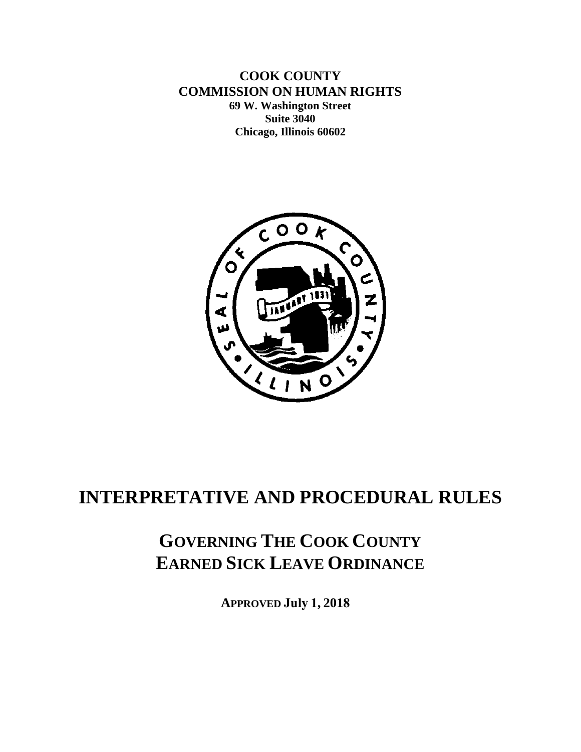**COOK COUNTY**
**COMMISSION ON HUMAN RIGHTS**
**69 W. Washington Street**
**Suite 3040**
**Chicago, Illinois 60602**

# INTERPRETATIVE AND PROCEDURAL RULES

## GOVERNING THE COOK COUNTY EARNED SICK LEAVE ORDINANCE

**APPROVED July 1, 2018**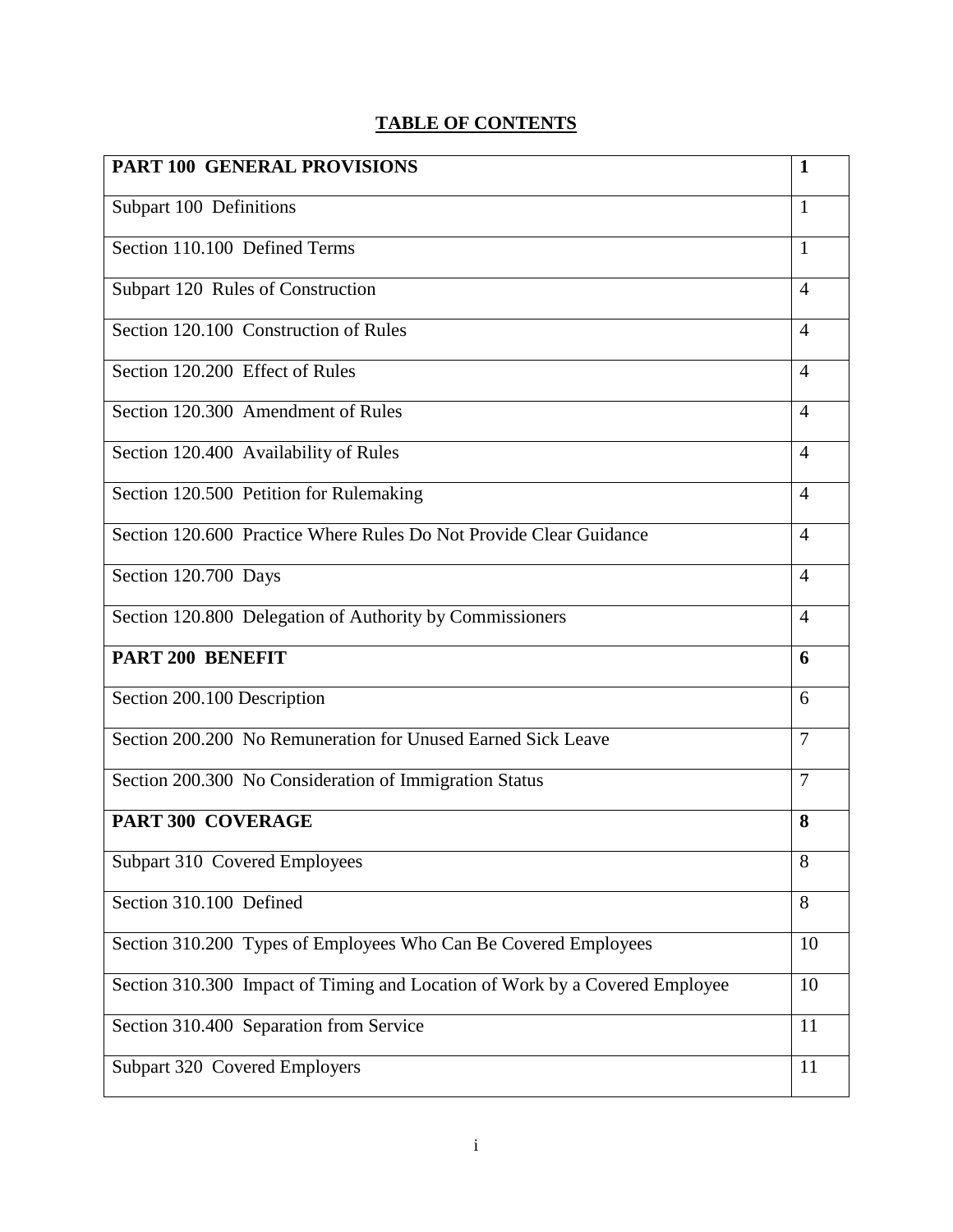# TABLE OF CONTENTS

| | |
|---|---|
| **PART 100 GENERAL PROVISIONS** | **1** |
| Subpart 100 Definitions | 1 |
| Section 110.100 Defined Terms | 1 |
| Subpart 120 Rules of Construction | 4 |
| Section 120.100 Construction of Rules | 4 |
| Section 120.200 Effect of Rules | 4 |
| Section 120.300 Amendment of Rules | 4 |
| Section 120.400 Availability of Rules | 4 |
| Section 120.500 Petition for Rulemaking | 4 |
| Section 120.600 Practice Where Rules Do Not Provide Clear Guidance | 4 |
| Section 120.700 Days | 4 |
| Section 120.800 Delegation of Authority by Commissioners | 4 |
| **PART 200 BENEFIT** | **6** |
| Section 200.100 Description | 6 |
| Section 200.200 No Remuneration for Unused Earned Sick Leave | 7 |
| Section 200.300 No Consideration of Immigration Status | 7 |
| **PART 300 COVERAGE** | **8** |
| Subpart 310 Covered Employees | 8 |
| Section 310.100 Defined | 8 |
| Section 310.200 Types of Employees Who Can Be Covered Employees | 10 |
| Section 310.300 Impact of Timing and Location of Work by a Covered Employee | 10 |
| Section 310.400 Separation from Service | 11 |
| Subpart 320 Covered Employers | 11 |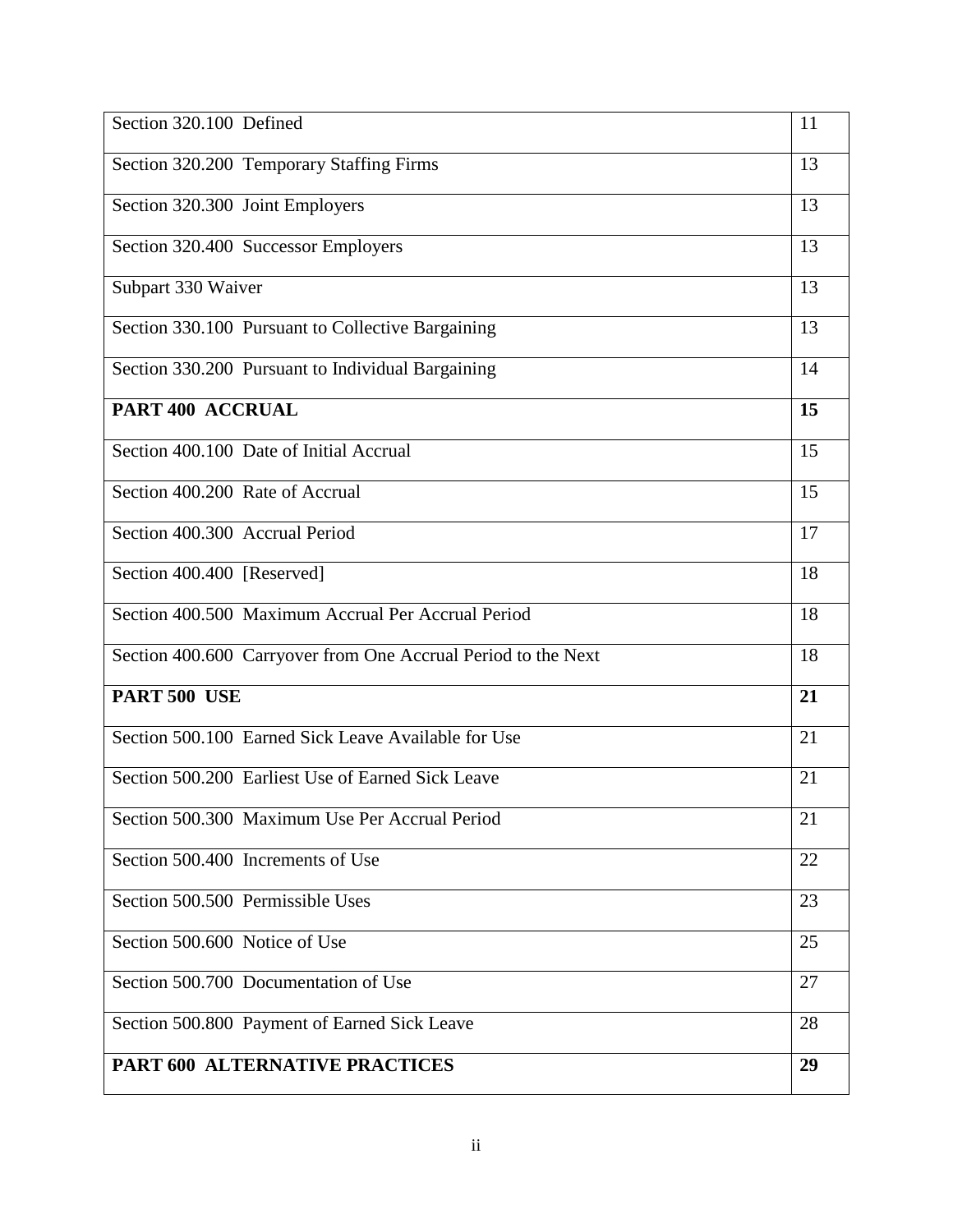| | |
|---|---|
| Section 320.100 Defined | 11 |
| Section 320.200 Temporary Staffing Firms | 13 |
| Section 320.300 Joint Employers | 13 |
| Section 320.400 Successor Employers | 13 |
| Subpart 330 Waiver | 13 |
| Section 330.100 Pursuant to Collective Bargaining | 13 |
| Section 330.200 Pursuant to Individual Bargaining | 14 |
| **PART 400 ACCRUAL** | **15** |
| Section 400.100 Date of Initial Accrual | 15 |
| Section 400.200 Rate of Accrual | 15 |
| Section 400.300 Accrual Period | 17 |
| Section 400.400 [Reserved] | 18 |
| Section 400.500 Maximum Accrual Per Accrual Period | 18 |
| Section 400.600 Carryover from One Accrual Period to the Next | 18 |
| **PART 500 USE** | **21** |
| Section 500.100 Earned Sick Leave Available for Use | 21 |
| Section 500.200 Earliest Use of Earned Sick Leave | 21 |
| Section 500.300 Maximum Use Per Accrual Period | 21 |
| Section 500.400 Increments of Use | 22 |
| Section 500.500 Permissible Uses | 23 |
| Section 500.600 Notice of Use | 25 |
| Section 500.700 Documentation of Use | 27 |
| Section 500.800 Payment of Earned Sick Leave | 28 |
| **PART 600 ALTERNATIVE PRACTICES** | **29** |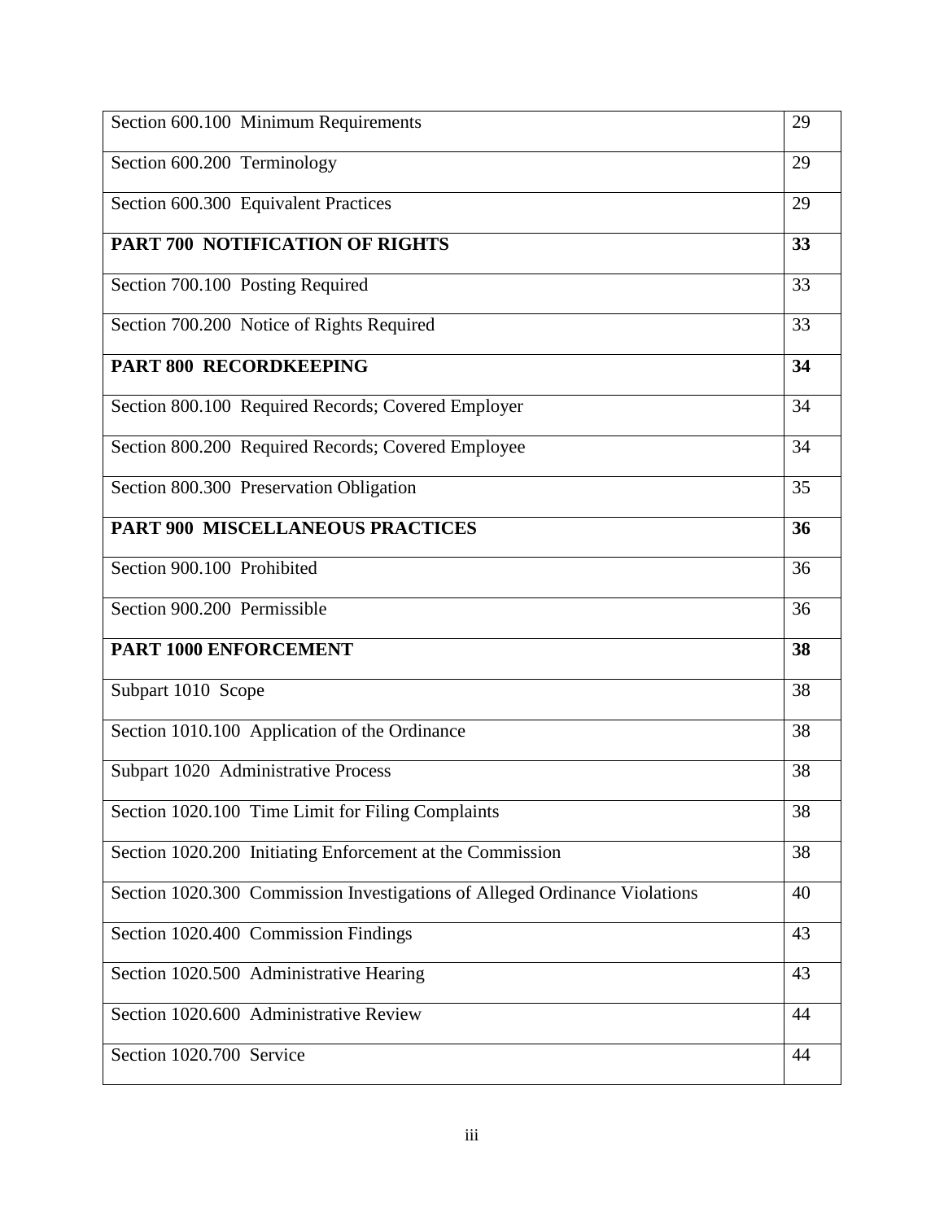| | |
|---|---|
| Section 600.100 Minimum Requirements | 29 |
| Section 600.200 Terminology | 29 |
| Section 600.300 Equivalent Practices | 29 |
| **PART 700 NOTIFICATION OF RIGHTS** | **33** |
| Section 700.100 Posting Required | 33 |
| Section 700.200 Notice of Rights Required | 33 |
| **PART 800 RECORDKEEPING** | **34** |
| Section 800.100 Required Records; Covered Employer | 34 |
| Section 800.200 Required Records; Covered Employee | 34 |
| Section 800.300 Preservation Obligation | 35 |
| **PART 900 MISCELLANEOUS PRACTICES** | **36** |
| Section 900.100 Prohibited | 36 |
| Section 900.200 Permissible | 36 |
| **PART 1000 ENFORCEMENT** | **38** |
| Subpart 1010 Scope | 38 |
| Section 1010.100 Application of the Ordinance | 38 |
| Subpart 1020 Administrative Process | 38 |
| Section 1020.100 Time Limit for Filing Complaints | 38 |
| Section 1020.200 Initiating Enforcement at the Commission | 38 |
| Section 1020.300 Commission Investigations of Alleged Ordinance Violations | 40 |
| Section 1020.400 Commission Findings | 43 |
| Section 1020.500 Administrative Hearing | 43 |
| Section 1020.600 Administrative Review | 44 |
| Section 1020.700 Service | 44 |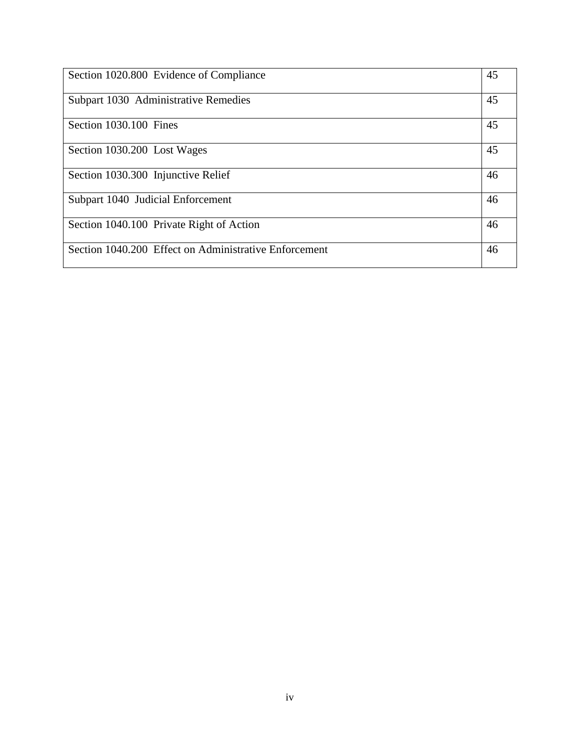| | |
|---|---|
| Section 1020.800  Evidence of Compliance | 45 |
| Subpart 1030  Administrative Remedies | 45 |
| Section 1030.100  Fines | 45 |
| Section 1030.200  Lost Wages | 45 |
| Section 1030.300  Injunctive Relief | 46 |
| Subpart 1040  Judicial Enforcement | 46 |
| Section 1040.100  Private Right of Action | 46 |
| Section 1040.200  Effect on Administrative Enforcement | 46 |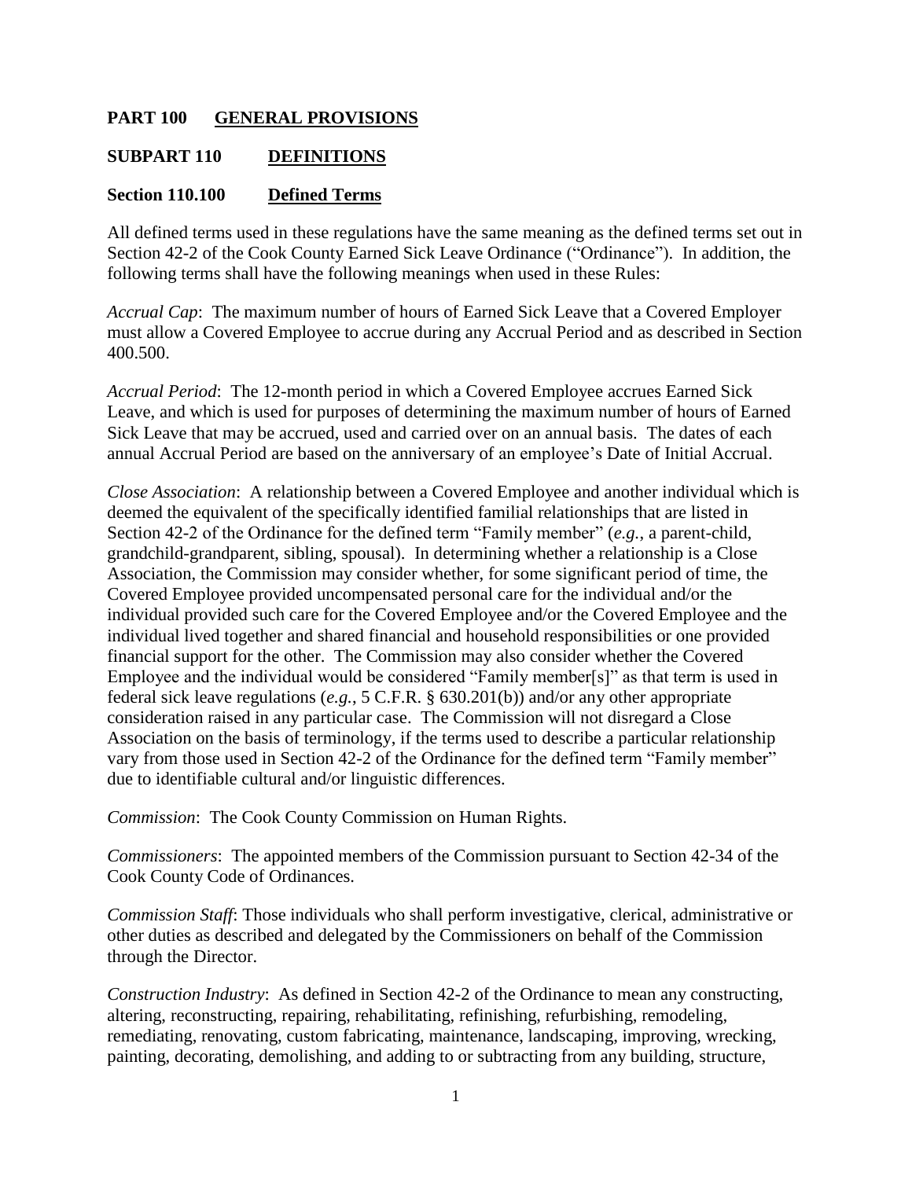## PART 100 GENERAL PROVISIONS

### SUBPART 110 DEFINITIONS

#### Section 110.100 Defined Terms

All defined terms used in these regulations have the same meaning as the defined terms set out in Section 42-2 of the Cook County Earned Sick Leave Ordinance ("Ordinance"). In addition, the following terms shall have the following meanings when used in these Rules:

*Accrual Cap*: The maximum number of hours of Earned Sick Leave that a Covered Employer must allow a Covered Employee to accrue during any Accrual Period and as described in Section 400.500.

*Accrual Period*: The 12-month period in which a Covered Employee accrues Earned Sick Leave, and which is used for purposes of determining the maximum number of hours of Earned Sick Leave that may be accrued, used and carried over on an annual basis. The dates of each annual Accrual Period are based on the anniversary of an employee's Date of Initial Accrual.

*Close Association*: A relationship between a Covered Employee and another individual which is deemed the equivalent of the specifically identified familial relationships that are listed in Section 42-2 of the Ordinance for the defined term "Family member" (*e.g.*, a parent-child, grandchild-grandparent, sibling, spousal). In determining whether a relationship is a Close Association, the Commission may consider whether, for some significant period of time, the Covered Employee provided uncompensated personal care for the individual and/or the individual provided such care for the Covered Employee and/or the Covered Employee and the individual lived together and shared financial and household responsibilities or one provided financial support for the other. The Commission may also consider whether the Covered Employee and the individual would be considered "Family member[s]" as that term is used in federal sick leave regulations (*e.g.*, 5 C.F.R. § 630.201(b)) and/or any other appropriate consideration raised in any particular case. The Commission will not disregard a Close Association on the basis of terminology, if the terms used to describe a particular relationship vary from those used in Section 42-2 of the Ordinance for the defined term "Family member" due to identifiable cultural and/or linguistic differences.

*Commission*: The Cook County Commission on Human Rights.

*Commissioners*: The appointed members of the Commission pursuant to Section 42-34 of the Cook County Code of Ordinances.

*Commission Staff*: Those individuals who shall perform investigative, clerical, administrative or other duties as described and delegated by the Commissioners on behalf of the Commission through the Director.

*Construction Industry*: As defined in Section 42-2 of the Ordinance to mean any constructing, altering, reconstructing, repairing, rehabilitating, refinishing, refurbishing, remodeling, remediating, renovating, custom fabricating, maintenance, landscaping, improving, wrecking, painting, decorating, demolishing, and adding to or subtracting from any building, structure,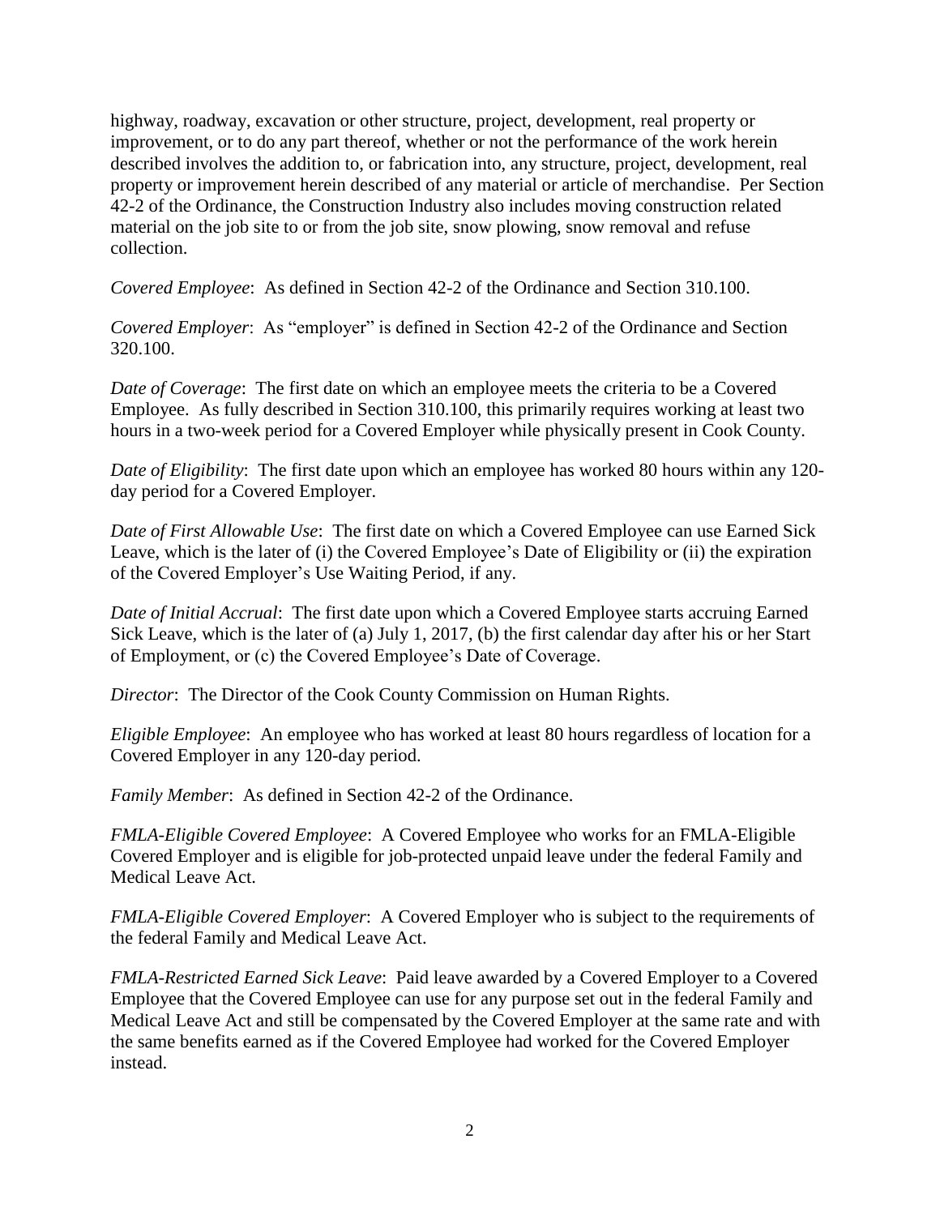highway, roadway, excavation or other structure, project, development, real property or improvement, or to do any part thereof, whether or not the performance of the work herein described involves the addition to, or fabrication into, any structure, project, development, real property or improvement herein described of any material or article of merchandise. Per Section 42-2 of the Ordinance, the Construction Industry also includes moving construction related material on the job site to or from the job site, snow plowing, snow removal and refuse collection.

*Covered Employee*: As defined in Section 42-2 of the Ordinance and Section 310.100.

*Covered Employer*: As "employer" is defined in Section 42-2 of the Ordinance and Section 320.100.

*Date of Coverage*: The first date on which an employee meets the criteria to be a Covered Employee. As fully described in Section 310.100, this primarily requires working at least two hours in a two-week period for a Covered Employer while physically present in Cook County.

*Date of Eligibility*: The first date upon which an employee has worked 80 hours within any 120-day period for a Covered Employer.

*Date of First Allowable Use*: The first date on which a Covered Employee can use Earned Sick Leave, which is the later of (i) the Covered Employee's Date of Eligibility or (ii) the expiration of the Covered Employer's Use Waiting Period, if any.

*Date of Initial Accrual*: The first date upon which a Covered Employee starts accruing Earned Sick Leave, which is the later of (a) July 1, 2017, (b) the first calendar day after his or her Start of Employment, or (c) the Covered Employee's Date of Coverage.

*Director*: The Director of the Cook County Commission on Human Rights.

*Eligible Employee*: An employee who has worked at least 80 hours regardless of location for a Covered Employer in any 120-day period.

*Family Member*: As defined in Section 42-2 of the Ordinance.

*FMLA-Eligible Covered Employee*: A Covered Employee who works for an FMLA-Eligible Covered Employer and is eligible for job-protected unpaid leave under the federal Family and Medical Leave Act.

*FMLA-Eligible Covered Employer*: A Covered Employer who is subject to the requirements of the federal Family and Medical Leave Act.

*FMLA-Restricted Earned Sick Leave*: Paid leave awarded by a Covered Employer to a Covered Employee that the Covered Employee can use for any purpose set out in the federal Family and Medical Leave Act and still be compensated by the Covered Employer at the same rate and with the same benefits earned as if the Covered Employee had worked for the Covered Employer instead.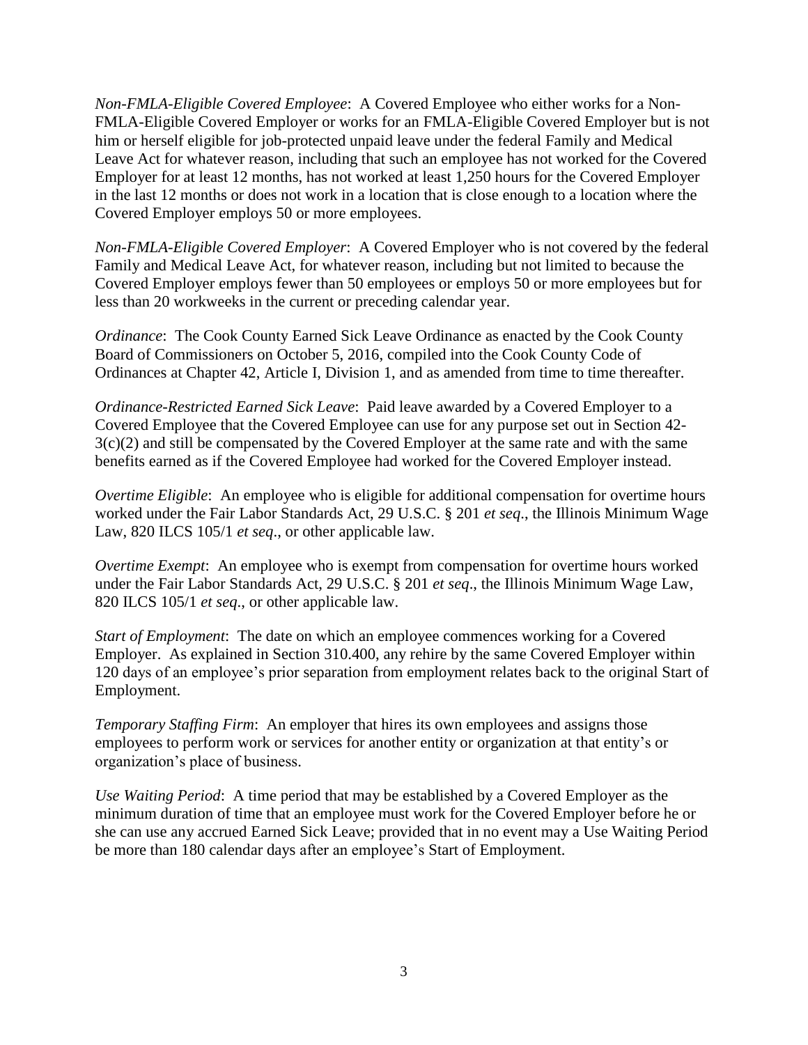*Non-FMLA-Eligible Covered Employee*: A Covered Employee who either works for a Non-FMLA-Eligible Covered Employer or works for an FMLA-Eligible Covered Employer but is not him or herself eligible for job-protected unpaid leave under the federal Family and Medical Leave Act for whatever reason, including that such an employee has not worked for the Covered Employer for at least 12 months, has not worked at least 1,250 hours for the Covered Employer in the last 12 months or does not work in a location that is close enough to a location where the Covered Employer employs 50 or more employees.

*Non-FMLA-Eligible Covered Employer*: A Covered Employer who is not covered by the federal Family and Medical Leave Act, for whatever reason, including but not limited to because the Covered Employer employs fewer than 50 employees or employs 50 or more employees but for less than 20 workweeks in the current or preceding calendar year.

*Ordinance*: The Cook County Earned Sick Leave Ordinance as enacted by the Cook County Board of Commissioners on October 5, 2016, compiled into the Cook County Code of Ordinances at Chapter 42, Article I, Division 1, and as amended from time to time thereafter.

*Ordinance-Restricted Earned Sick Leave*: Paid leave awarded by a Covered Employer to a Covered Employee that the Covered Employee can use for any purpose set out in Section 42-3(c)(2) and still be compensated by the Covered Employer at the same rate and with the same benefits earned as if the Covered Employee had worked for the Covered Employer instead.

*Overtime Eligible*: An employee who is eligible for additional compensation for overtime hours worked under the Fair Labor Standards Act, 29 U.S.C. § 201 *et seq*., the Illinois Minimum Wage Law, 820 ILCS 105/1 *et seq*., or other applicable law.

*Overtime Exempt*: An employee who is exempt from compensation for overtime hours worked under the Fair Labor Standards Act, 29 U.S.C. § 201 *et seq*., the Illinois Minimum Wage Law, 820 ILCS 105/1 *et seq*., or other applicable law.

*Start of Employment*: The date on which an employee commences working for a Covered Employer. As explained in Section 310.400, any rehire by the same Covered Employer within 120 days of an employee's prior separation from employment relates back to the original Start of Employment.

*Temporary Staffing Firm*: An employer that hires its own employees and assigns those employees to perform work or services for another entity or organization at that entity's or organization's place of business.

*Use Waiting Period*: A time period that may be established by a Covered Employer as the minimum duration of time that an employee must work for the Covered Employer before he or she can use any accrued Earned Sick Leave; provided that in no event may a Use Waiting Period be more than 180 calendar days after an employee's Start of Employment.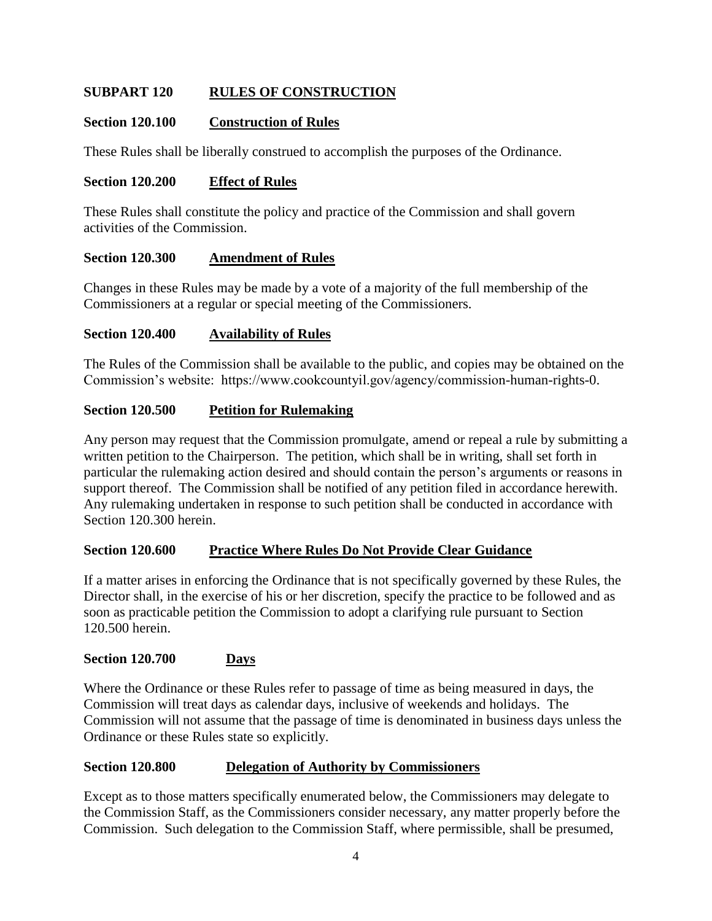## SUBPART 120 RULES OF CONSTRUCTION

### Section 120.100 Construction of Rules

These Rules shall be liberally construed to accomplish the purposes of the Ordinance.

### Section 120.200 Effect of Rules

These Rules shall constitute the policy and practice of the Commission and shall govern activities of the Commission.

### Section 120.300 Amendment of Rules

Changes in these Rules may be made by a vote of a majority of the full membership of the Commissioners at a regular or special meeting of the Commissioners.

### Section 120.400 Availability of Rules

The Rules of the Commission shall be available to the public, and copies may be obtained on the Commission's website: https://www.cookcountyil.gov/agency/commission-human-rights-0.

### Section 120.500 Petition for Rulemaking

Any person may request that the Commission promulgate, amend or repeal a rule by submitting a written petition to the Chairperson. The petition, which shall be in writing, shall set forth in particular the rulemaking action desired and should contain the person's arguments or reasons in support thereof. The Commission shall be notified of any petition filed in accordance herewith. Any rulemaking undertaken in response to such petition shall be conducted in accordance with Section 120.300 herein.

### Section 120.600 Practice Where Rules Do Not Provide Clear Guidance

If a matter arises in enforcing the Ordinance that is not specifically governed by these Rules, the Director shall, in the exercise of his or her discretion, specify the practice to be followed and as soon as practicable petition the Commission to adopt a clarifying rule pursuant to Section 120.500 herein.

### Section 120.700 Days

Where the Ordinance or these Rules refer to passage of time as being measured in days, the Commission will treat days as calendar days, inclusive of weekends and holidays. The Commission will not assume that the passage of time is denominated in business days unless the Ordinance or these Rules state so explicitly.

### Section 120.800 Delegation of Authority by Commissioners

Except as to those matters specifically enumerated below, the Commissioners may delegate to the Commission Staff, as the Commissioners consider necessary, any matter properly before the Commission. Such delegation to the Commission Staff, where permissible, shall be presumed,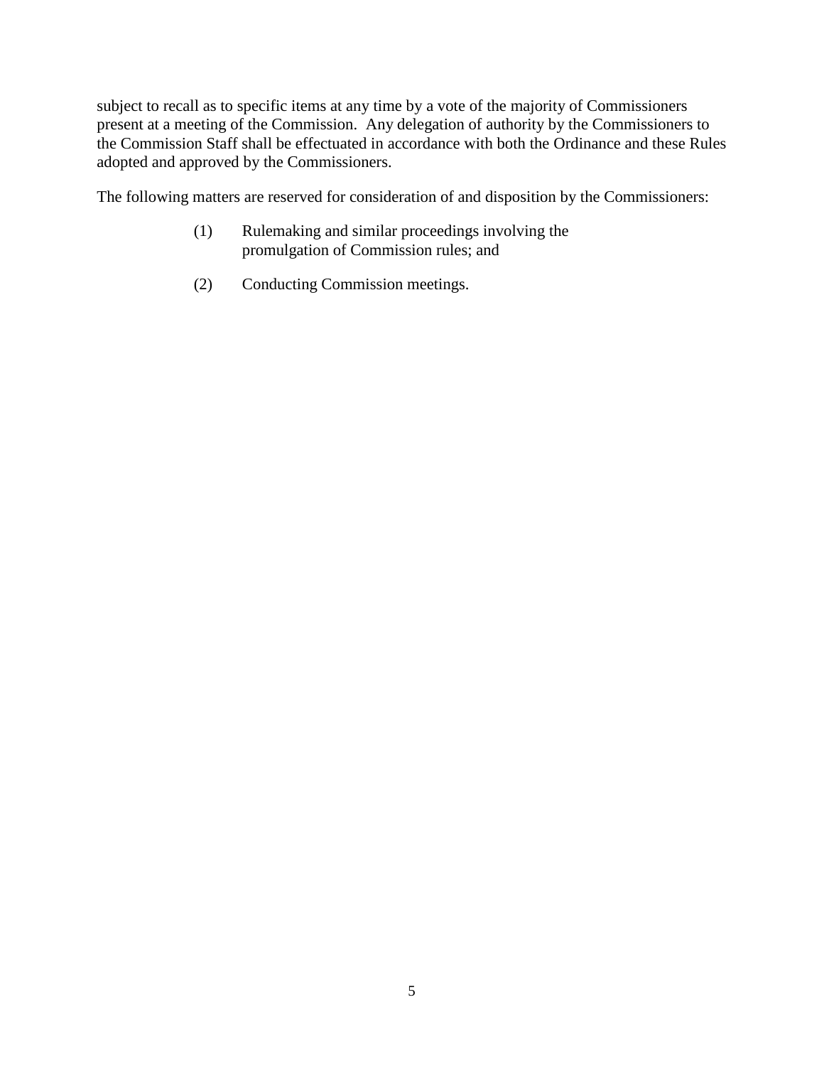subject to recall as to specific items at any time by a vote of the majority of Commissioners present at a meeting of the Commission. Any delegation of authority by the Commissioners to the Commission Staff shall be effectuated in accordance with both the Ordinance and these Rules adopted and approved by the Commissioners.

The following matters are reserved for consideration of and disposition by the Commissioners:

(1) Rulemaking and similar proceedings involving the promulgation of Commission rules; and

(2) Conducting Commission meetings.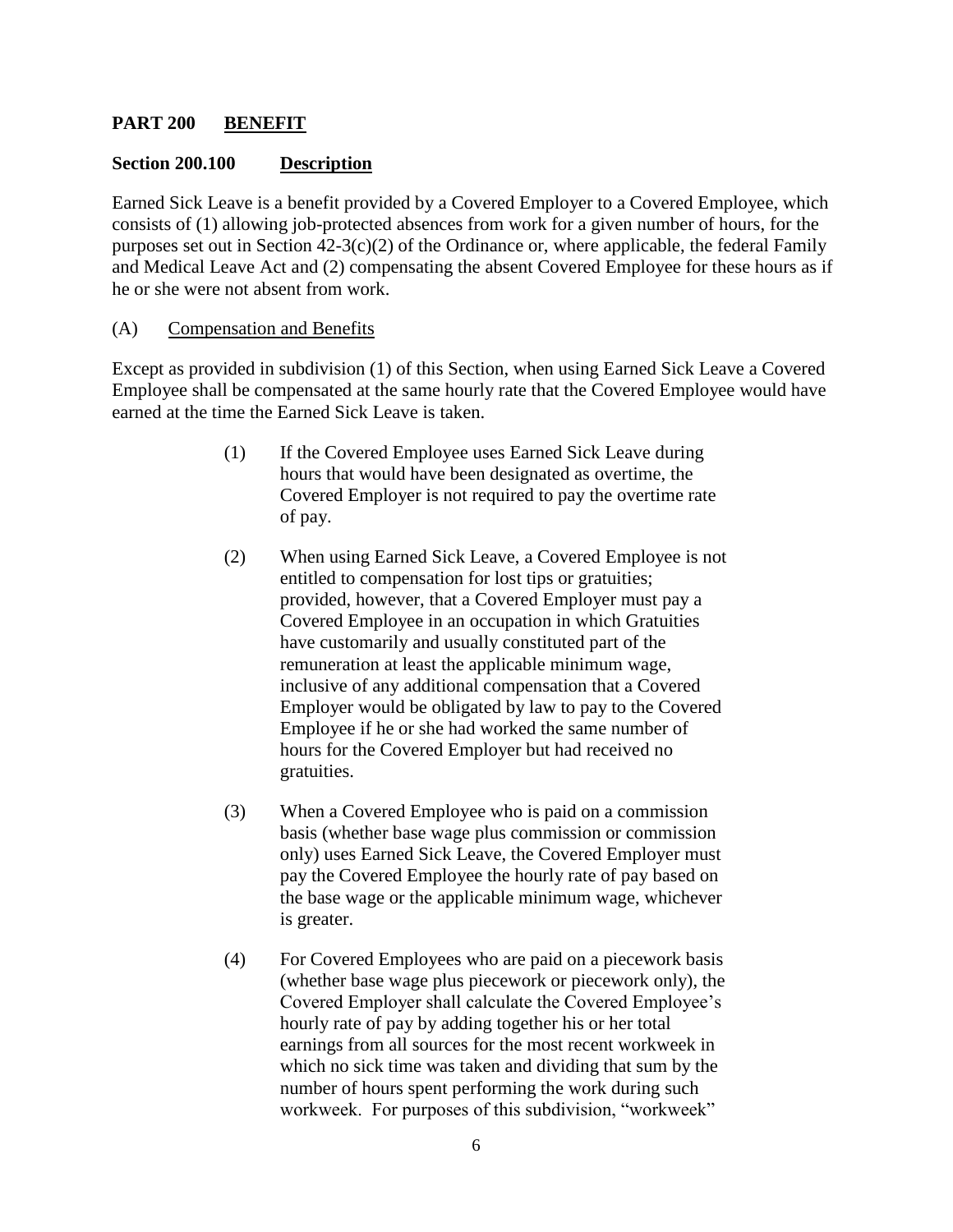## PART 200 <u>BENEFIT</u>

### Section 200.100 <u>Description</u>

Earned Sick Leave is a benefit provided by a Covered Employer to a Covered Employee, which consists of (1) allowing job-protected absences from work for a given number of hours, for the purposes set out in Section 42-3(c)(2) of the Ordinance or, where applicable, the federal Family and Medical Leave Act and (2) compensating the absent Covered Employee for these hours as if he or she were not absent from work.

(A) <u>Compensation and Benefits</u>

Except as provided in subdivision (1) of this Section, when using Earned Sick Leave a Covered Employee shall be compensated at the same hourly rate that the Covered Employee would have earned at the time the Earned Sick Leave is taken.

(1) If the Covered Employee uses Earned Sick Leave during hours that would have been designated as overtime, the Covered Employer is not required to pay the overtime rate of pay.

(2) When using Earned Sick Leave, a Covered Employee is not entitled to compensation for lost tips or gratuities; provided, however, that a Covered Employer must pay a Covered Employee in an occupation in which Gratuities have customarily and usually constituted part of the remuneration at least the applicable minimum wage, inclusive of any additional compensation that a Covered Employer would be obligated by law to pay to the Covered Employee if he or she had worked the same number of hours for the Covered Employer but had received no gratuities.

(3) When a Covered Employee who is paid on a commission basis (whether base wage plus commission or commission only) uses Earned Sick Leave, the Covered Employer must pay the Covered Employee the hourly rate of pay based on the base wage or the applicable minimum wage, whichever is greater.

(4) For Covered Employees who are paid on a piecework basis (whether base wage plus piecework or piecework only), the Covered Employer shall calculate the Covered Employee's hourly rate of pay by adding together his or her total earnings from all sources for the most recent workweek in which no sick time was taken and dividing that sum by the number of hours spent performing the work during such workweek. For purposes of this subdivision, "workweek"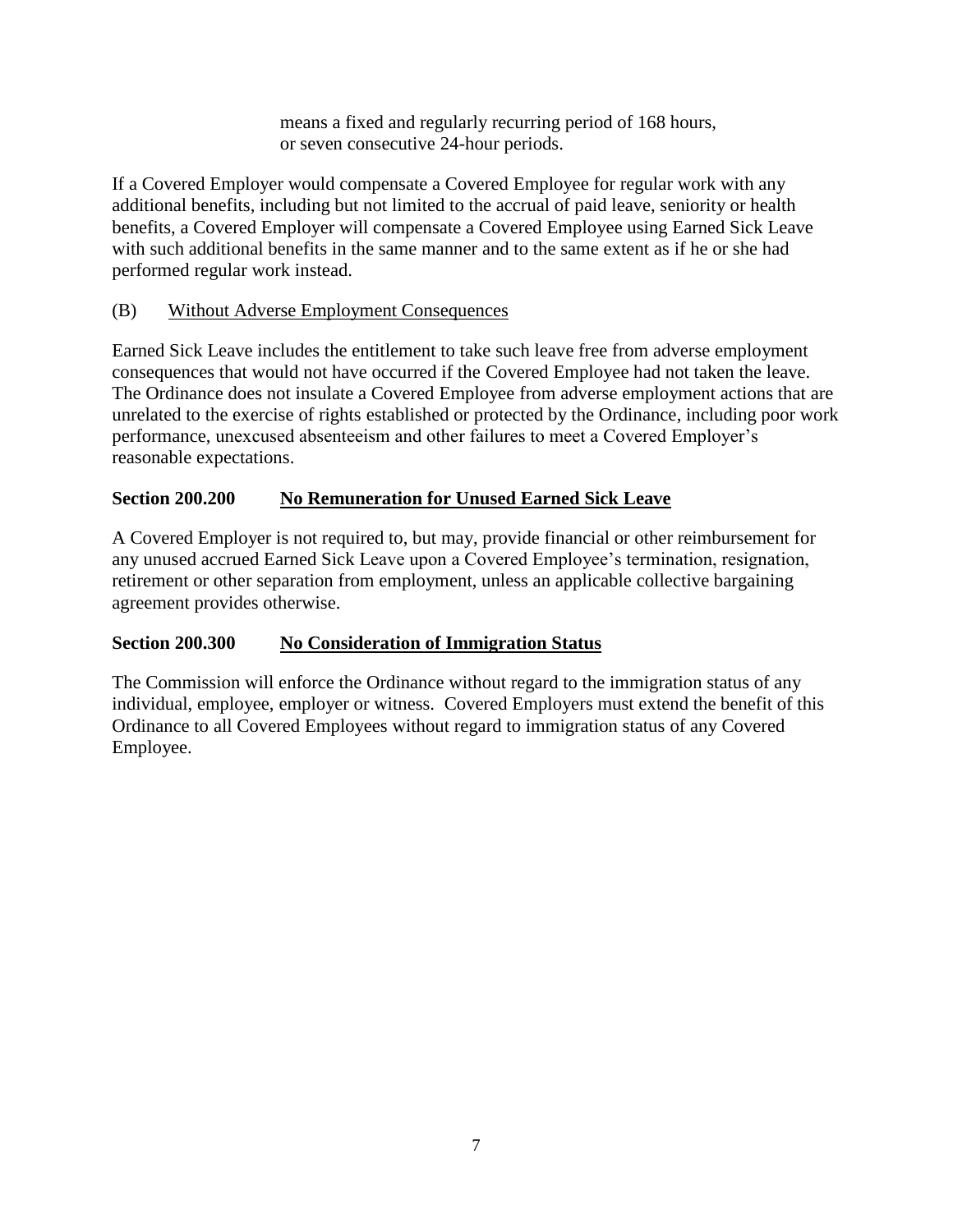means a fixed and regularly recurring period of 168 hours, or seven consecutive 24-hour periods.

If a Covered Employer would compensate a Covered Employee for regular work with any additional benefits, including but not limited to the accrual of paid leave, seniority or health benefits, a Covered Employer will compensate a Covered Employee using Earned Sick Leave with such additional benefits in the same manner and to the same extent as if he or she had performed regular work instead.

(B) Without Adverse Employment Consequences

Earned Sick Leave includes the entitlement to take such leave free from adverse employment consequences that would not have occurred if the Covered Employee had not taken the leave. The Ordinance does not insulate a Covered Employee from adverse employment actions that are unrelated to the exercise of rights established or protected by the Ordinance, including poor work performance, unexcused absenteeism and other failures to meet a Covered Employer's reasonable expectations.

## Section 200.200 No Remuneration for Unused Earned Sick Leave

A Covered Employer is not required to, but may, provide financial or other reimbursement for any unused accrued Earned Sick Leave upon a Covered Employee's termination, resignation, retirement or other separation from employment, unless an applicable collective bargaining agreement provides otherwise.

## Section 200.300 No Consideration of Immigration Status

The Commission will enforce the Ordinance without regard to the immigration status of any individual, employee, employer or witness. Covered Employers must extend the benefit of this Ordinance to all Covered Employees without regard to immigration status of any Covered Employee.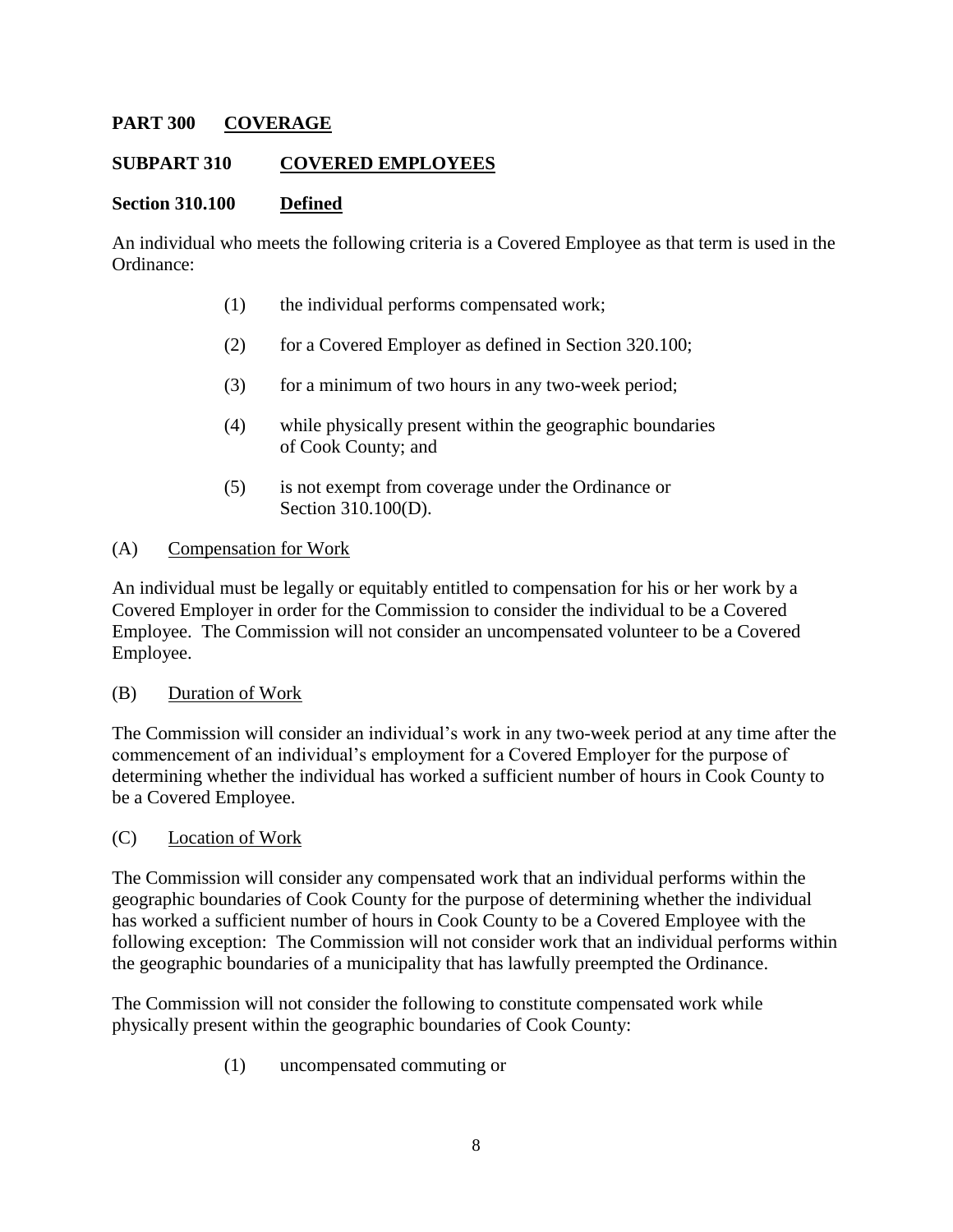## PART 300 COVERAGE

### SUBPART 310 COVERED EMPLOYEES

#### Section 310.100 Defined

An individual who meets the following criteria is a Covered Employee as that term is used in the Ordinance:

(1) the individual performs compensated work;

(2) for a Covered Employer as defined in Section 320.100;

(3) for a minimum of two hours in any two-week period;

(4) while physically present within the geographic boundaries of Cook County; and

(5) is not exempt from coverage under the Ordinance or Section 310.100(D).

(A) Compensation for Work

An individual must be legally or equitably entitled to compensation for his or her work by a Covered Employer in order for the Commission to consider the individual to be a Covered Employee. The Commission will not consider an uncompensated volunteer to be a Covered Employee.

(B) Duration of Work

The Commission will consider an individual's work in any two-week period at any time after the commencement of an individual's employment for a Covered Employer for the purpose of determining whether the individual has worked a sufficient number of hours in Cook County to be a Covered Employee.

(C) Location of Work

The Commission will consider any compensated work that an individual performs within the geographic boundaries of Cook County for the purpose of determining whether the individual has worked a sufficient number of hours in Cook County to be a Covered Employee with the following exception: The Commission will not consider work that an individual performs within the geographic boundaries of a municipality that has lawfully preempted the Ordinance.

The Commission will not consider the following to constitute compensated work while physically present within the geographic boundaries of Cook County:

(1) uncompensated commuting or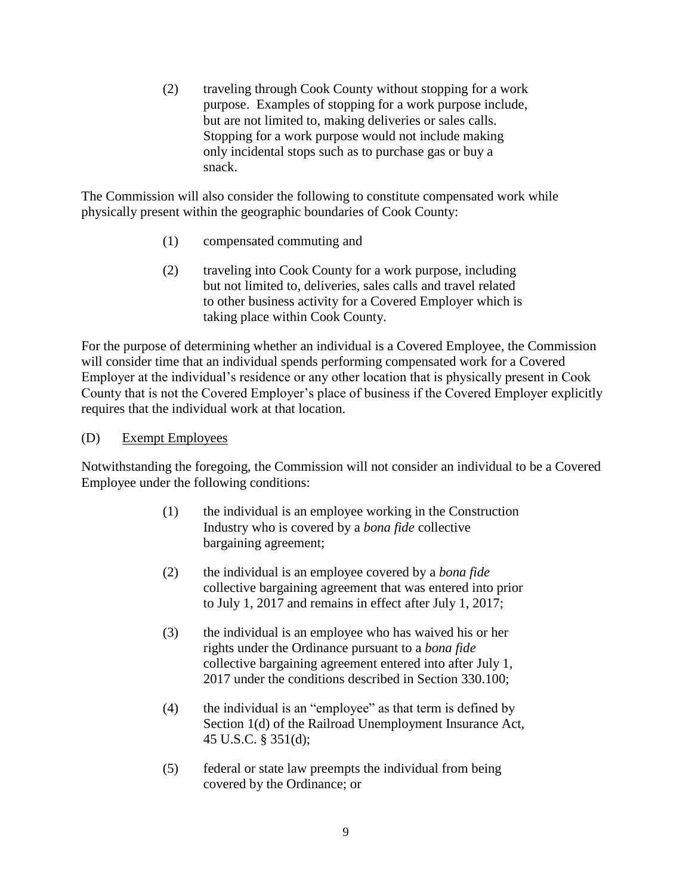(2) traveling through Cook County without stopping for a work purpose. Examples of stopping for a work purpose include, but are not limited to, making deliveries or sales calls. Stopping for a work purpose would not include making only incidental stops such as to purchase gas or buy a snack.

The Commission will also consider the following to constitute compensated work while physically present within the geographic boundaries of Cook County:

(1) compensated commuting and

(2) traveling into Cook County for a work purpose, including but not limited to, deliveries, sales calls and travel related to other business activity for a Covered Employer which is taking place within Cook County.

For the purpose of determining whether an individual is a Covered Employee, the Commission will consider time that an individual spends performing compensated work for a Covered Employer at the individual's residence or any other location that is physically present in Cook County that is not the Covered Employer's place of business if the Covered Employer explicitly requires that the individual work at that location.

(D) Exempt Employees

Notwithstanding the foregoing, the Commission will not consider an individual to be a Covered Employee under the following conditions:

(1) the individual is an employee working in the Construction Industry who is covered by a *bona fide* collective bargaining agreement;

(2) the individual is an employee covered by a *bona fide* collective bargaining agreement that was entered into prior to July 1, 2017 and remains in effect after July 1, 2017;

(3) the individual is an employee who has waived his or her rights under the Ordinance pursuant to a *bona fide* collective bargaining agreement entered into after July 1, 2017 under the conditions described in Section 330.100;

(4) the individual is an "employee" as that term is defined by Section 1(d) of the Railroad Unemployment Insurance Act, 45 U.S.C. § 351(d);

(5) federal or state law preempts the individual from being covered by the Ordinance; or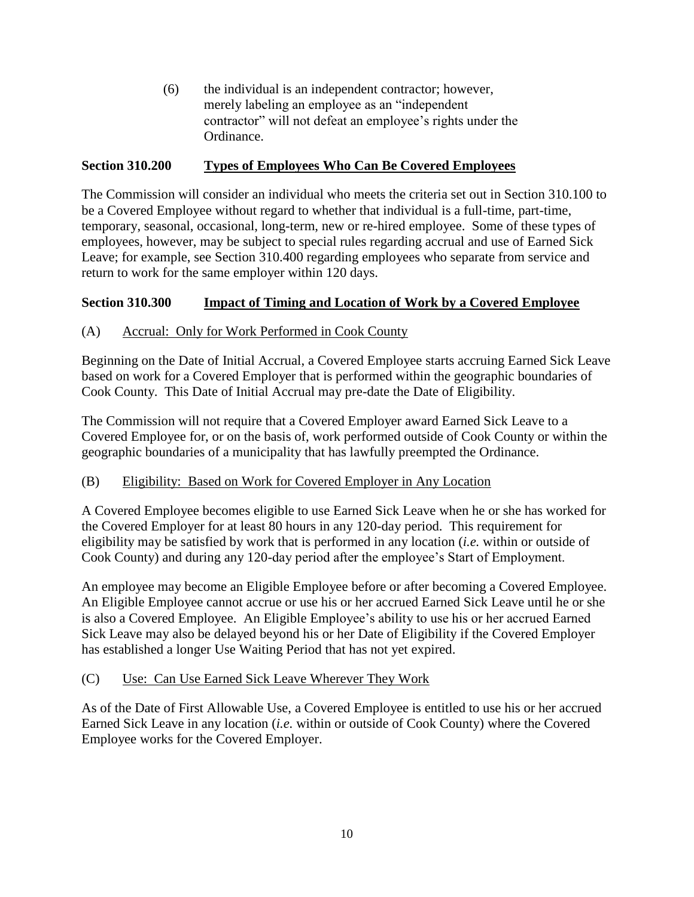(6) the individual is an independent contractor; however, merely labeling an employee as an "independent contractor" will not defeat an employee's rights under the Ordinance.

## Section 310.200 Types of Employees Who Can Be Covered Employees

The Commission will consider an individual who meets the criteria set out in Section 310.100 to be a Covered Employee without regard to whether that individual is a full-time, part-time, temporary, seasonal, occasional, long-term, new or re-hired employee. Some of these types of employees, however, may be subject to special rules regarding accrual and use of Earned Sick Leave; for example, see Section 310.400 regarding employees who separate from service and return to work for the same employer within 120 days.

## Section 310.300 Impact of Timing and Location of Work by a Covered Employee

### (A) Accrual: Only for Work Performed in Cook County

Beginning on the Date of Initial Accrual, a Covered Employee starts accruing Earned Sick Leave based on work for a Covered Employer that is performed within the geographic boundaries of Cook County. This Date of Initial Accrual may pre-date the Date of Eligibility.

The Commission will not require that a Covered Employer award Earned Sick Leave to a Covered Employee for, or on the basis of, work performed outside of Cook County or within the geographic boundaries of a municipality that has lawfully preempted the Ordinance.

### (B) Eligibility: Based on Work for Covered Employer in Any Location

A Covered Employee becomes eligible to use Earned Sick Leave when he or she has worked for the Covered Employer for at least 80 hours in any 120-day period. This requirement for eligibility may be satisfied by work that is performed in any location (*i.e.* within or outside of Cook County) and during any 120-day period after the employee's Start of Employment.

An employee may become an Eligible Employee before or after becoming a Covered Employee. An Eligible Employee cannot accrue or use his or her accrued Earned Sick Leave until he or she is also a Covered Employee. An Eligible Employee's ability to use his or her accrued Earned Sick Leave may also be delayed beyond his or her Date of Eligibility if the Covered Employer has established a longer Use Waiting Period that has not yet expired.

### (C) Use: Can Use Earned Sick Leave Wherever They Work

As of the Date of First Allowable Use, a Covered Employee is entitled to use his or her accrued Earned Sick Leave in any location (*i.e.* within or outside of Cook County) where the Covered Employee works for the Covered Employer.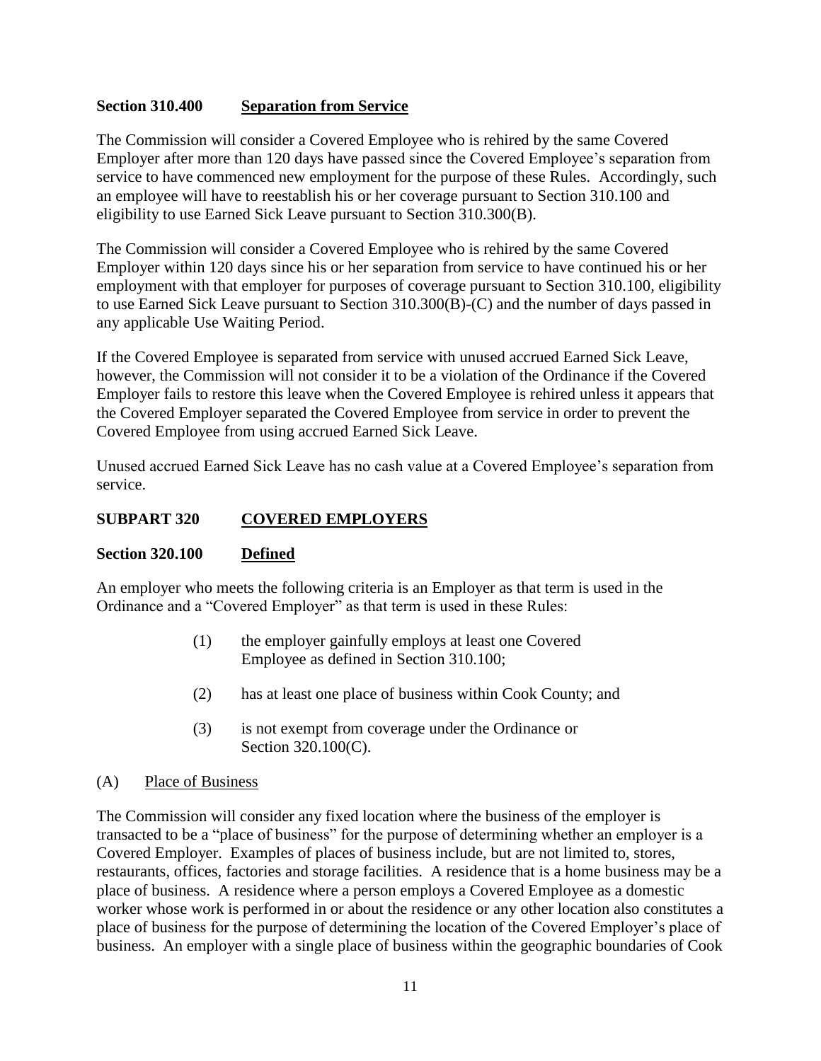### Section 310.400 Separation from Service

The Commission will consider a Covered Employee who is rehired by the same Covered Employer after more than 120 days have passed since the Covered Employee's separation from service to have commenced new employment for the purpose of these Rules. Accordingly, such an employee will have to reestablish his or her coverage pursuant to Section 310.100 and eligibility to use Earned Sick Leave pursuant to Section 310.300(B).

The Commission will consider a Covered Employee who is rehired by the same Covered Employer within 120 days since his or her separation from service to have continued his or her employment with that employer for purposes of coverage pursuant to Section 310.100, eligibility to use Earned Sick Leave pursuant to Section 310.300(B)-(C) and the number of days passed in any applicable Use Waiting Period.

If the Covered Employee is separated from service with unused accrued Earned Sick Leave, however, the Commission will not consider it to be a violation of the Ordinance if the Covered Employer fails to restore this leave when the Covered Employee is rehired unless it appears that the Covered Employer separated the Covered Employee from service in order to prevent the Covered Employee from using accrued Earned Sick Leave.

Unused accrued Earned Sick Leave has no cash value at a Covered Employee's separation from service.

## SUBPART 320 COVERED EMPLOYERS

### Section 320.100 Defined

An employer who meets the following criteria is an Employer as that term is used in the Ordinance and a "Covered Employer" as that term is used in these Rules:

(1) the employer gainfully employs at least one Covered Employee as defined in Section 310.100;

(2) has at least one place of business within Cook County; and

(3) is not exempt from coverage under the Ordinance or Section 320.100(C).

#### (A) Place of Business

The Commission will consider any fixed location where the business of the employer is transacted to be a "place of business" for the purpose of determining whether an employer is a Covered Employer. Examples of places of business include, but are not limited to, stores, restaurants, offices, factories and storage facilities. A residence that is a home business may be a place of business. A residence where a person employs a Covered Employee as a domestic worker whose work is performed in or about the residence or any other location also constitutes a place of business for the purpose of determining the location of the Covered Employer's place of business. An employer with a single place of business within the geographic boundaries of Cook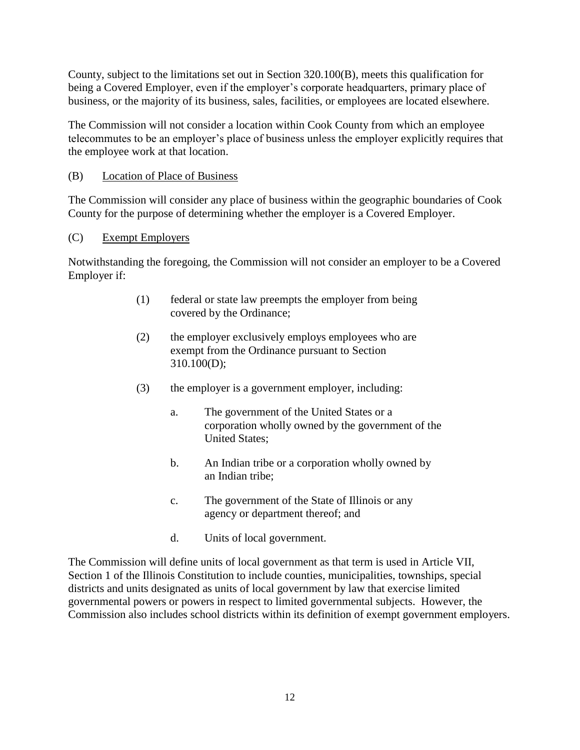County, subject to the limitations set out in Section 320.100(B), meets this qualification for being a Covered Employer, even if the employer's corporate headquarters, primary place of business, or the majority of its business, sales, facilities, or employees are located elsewhere.

The Commission will not consider a location within Cook County from which an employee telecommutes to be an employer's place of business unless the employer explicitly requires that the employee work at that location.

(B) <u>Location of Place of Business</u>

The Commission will consider any place of business within the geographic boundaries of Cook County for the purpose of determining whether the employer is a Covered Employer.

(C) <u>Exempt Employers</u>

Notwithstanding the foregoing, the Commission will not consider an employer to be a Covered Employer if:

(1) federal or state law preempts the employer from being covered by the Ordinance;

(2) the employer exclusively employs employees who are exempt from the Ordinance pursuant to Section 310.100(D);

(3) the employer is a government employer, including:

a. The government of the United States or a corporation wholly owned by the government of the United States;

b. An Indian tribe or a corporation wholly owned by an Indian tribe;

c. The government of the State of Illinois or any agency or department thereof; and

d. Units of local government.

The Commission will define units of local government as that term is used in Article VII, Section 1 of the Illinois Constitution to include counties, municipalities, townships, special districts and units designated as units of local government by law that exercise limited governmental powers or powers in respect to limited governmental subjects. However, the Commission also includes school districts within its definition of exempt government employers.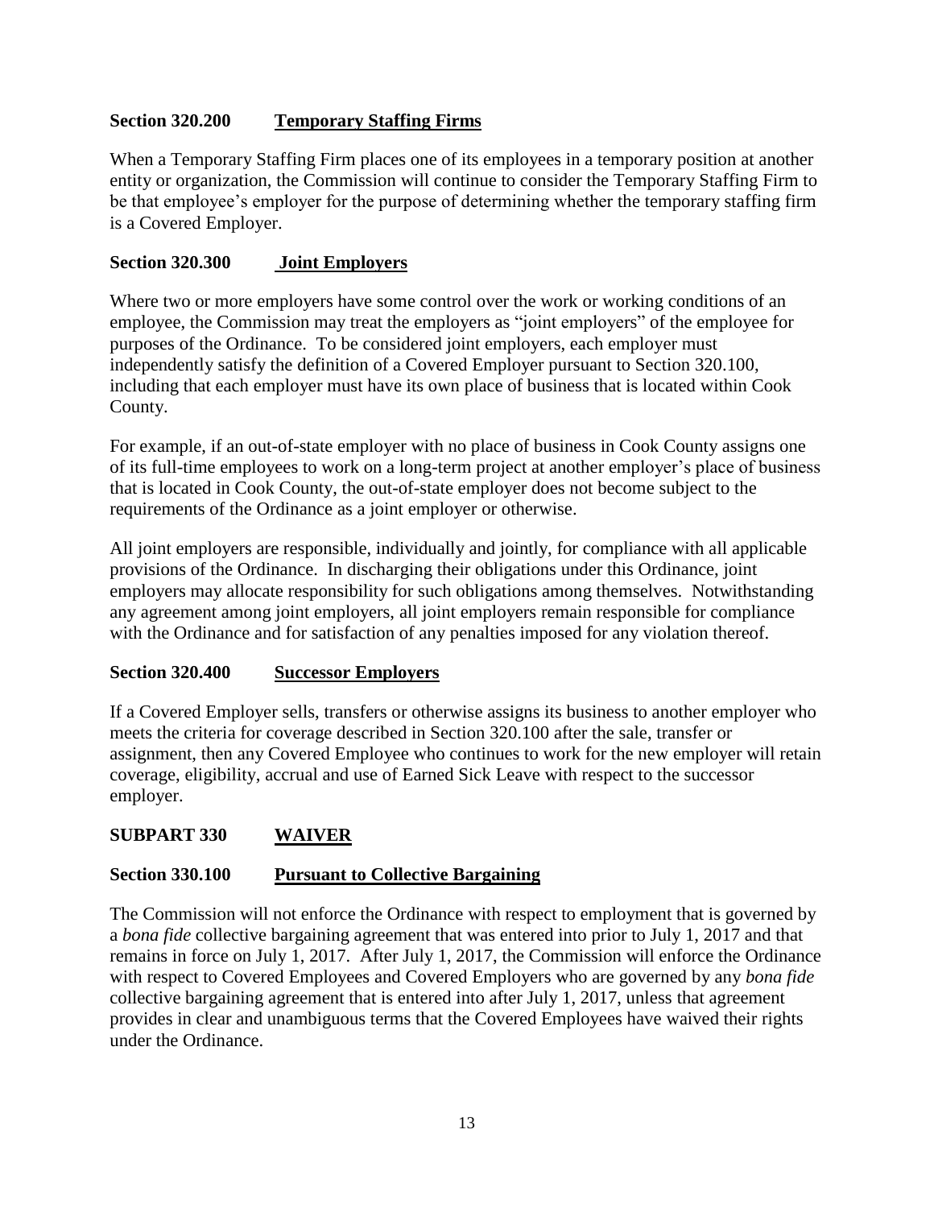### Section 320.200 **Temporary Staffing Firms**

When a Temporary Staffing Firm places one of its employees in a temporary position at another entity or organization, the Commission will continue to consider the Temporary Staffing Firm to be that employee's employer for the purpose of determining whether the temporary staffing firm is a Covered Employer.

### Section 320.300 **Joint Employers**

Where two or more employers have some control over the work or working conditions of an employee, the Commission may treat the employers as "joint employers" of the employee for purposes of the Ordinance. To be considered joint employers, each employer must independently satisfy the definition of a Covered Employer pursuant to Section 320.100, including that each employer must have its own place of business that is located within Cook County.

For example, if an out-of-state employer with no place of business in Cook County assigns one of its full-time employees to work on a long-term project at another employer's place of business that is located in Cook County, the out-of-state employer does not become subject to the requirements of the Ordinance as a joint employer or otherwise.

All joint employers are responsible, individually and jointly, for compliance with all applicable provisions of the Ordinance. In discharging their obligations under this Ordinance, joint employers may allocate responsibility for such obligations among themselves. Notwithstanding any agreement among joint employers, all joint employers remain responsible for compliance with the Ordinance and for satisfaction of any penalties imposed for any violation thereof.

### Section 320.400 **Successor Employers**

If a Covered Employer sells, transfers or otherwise assigns its business to another employer who meets the criteria for coverage described in Section 320.100 after the sale, transfer or assignment, then any Covered Employee who continues to work for the new employer will retain coverage, eligibility, accrual and use of Earned Sick Leave with respect to the successor employer.

## SUBPART 330 **WAIVER**

### Section 330.100 **Pursuant to Collective Bargaining**

The Commission will not enforce the Ordinance with respect to employment that is governed by a *bona fide* collective bargaining agreement that was entered into prior to July 1, 2017 and that remains in force on July 1, 2017. After July 1, 2017, the Commission will enforce the Ordinance with respect to Covered Employees and Covered Employers who are governed by any *bona fide* collective bargaining agreement that is entered into after July 1, 2017, unless that agreement provides in clear and unambiguous terms that the Covered Employees have waived their rights under the Ordinance.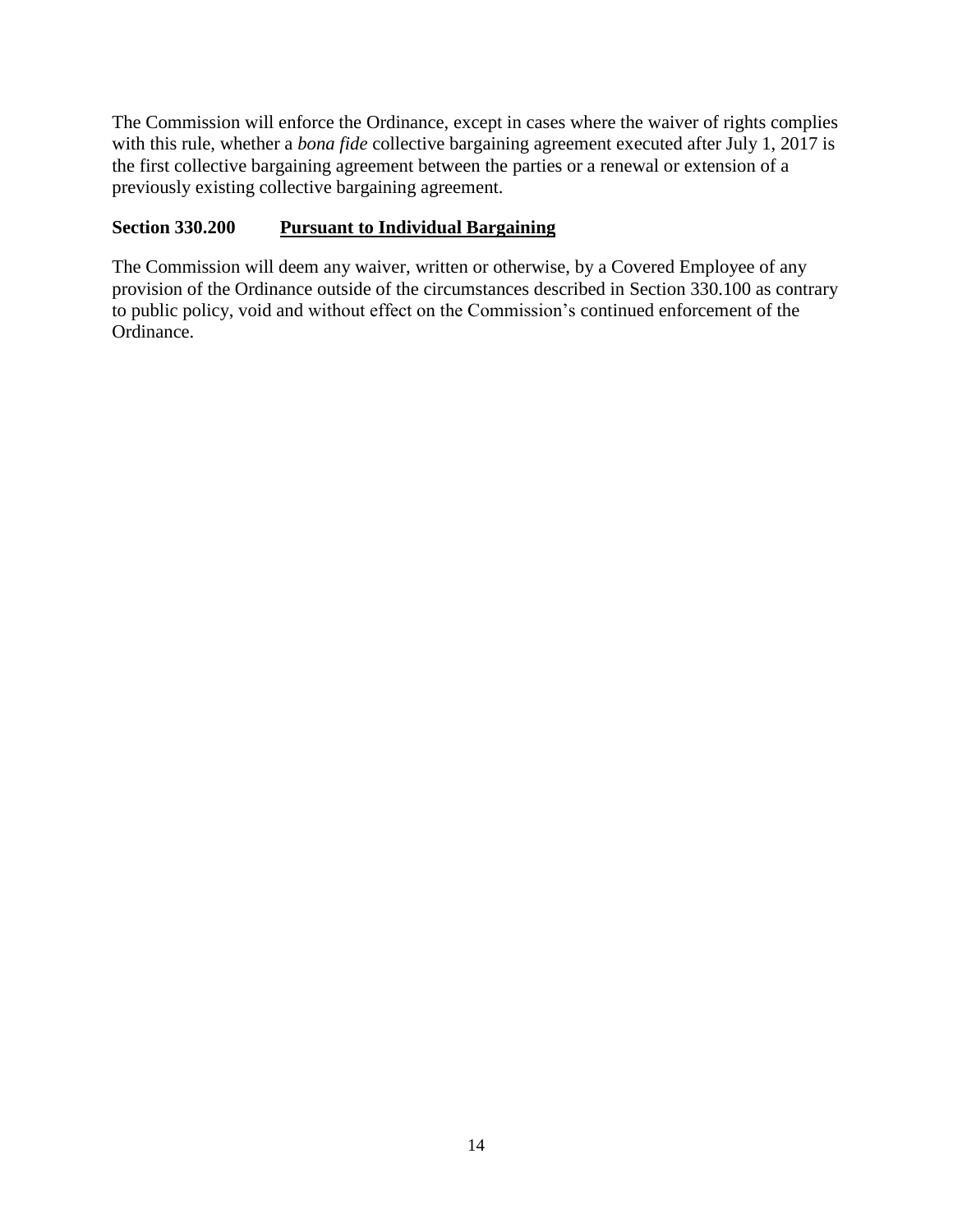The Commission will enforce the Ordinance, except in cases where the waiver of rights complies with this rule, whether a *bona fide* collective bargaining agreement executed after July 1, 2017 is the first collective bargaining agreement between the parties or a renewal or extension of a previously existing collective bargaining agreement.

### Section 330.200 Pursuant to Individual Bargaining

The Commission will deem any waiver, written or otherwise, by a Covered Employee of any provision of the Ordinance outside of the circumstances described in Section 330.100 as contrary to public policy, void and without effect on the Commission's continued enforcement of the Ordinance.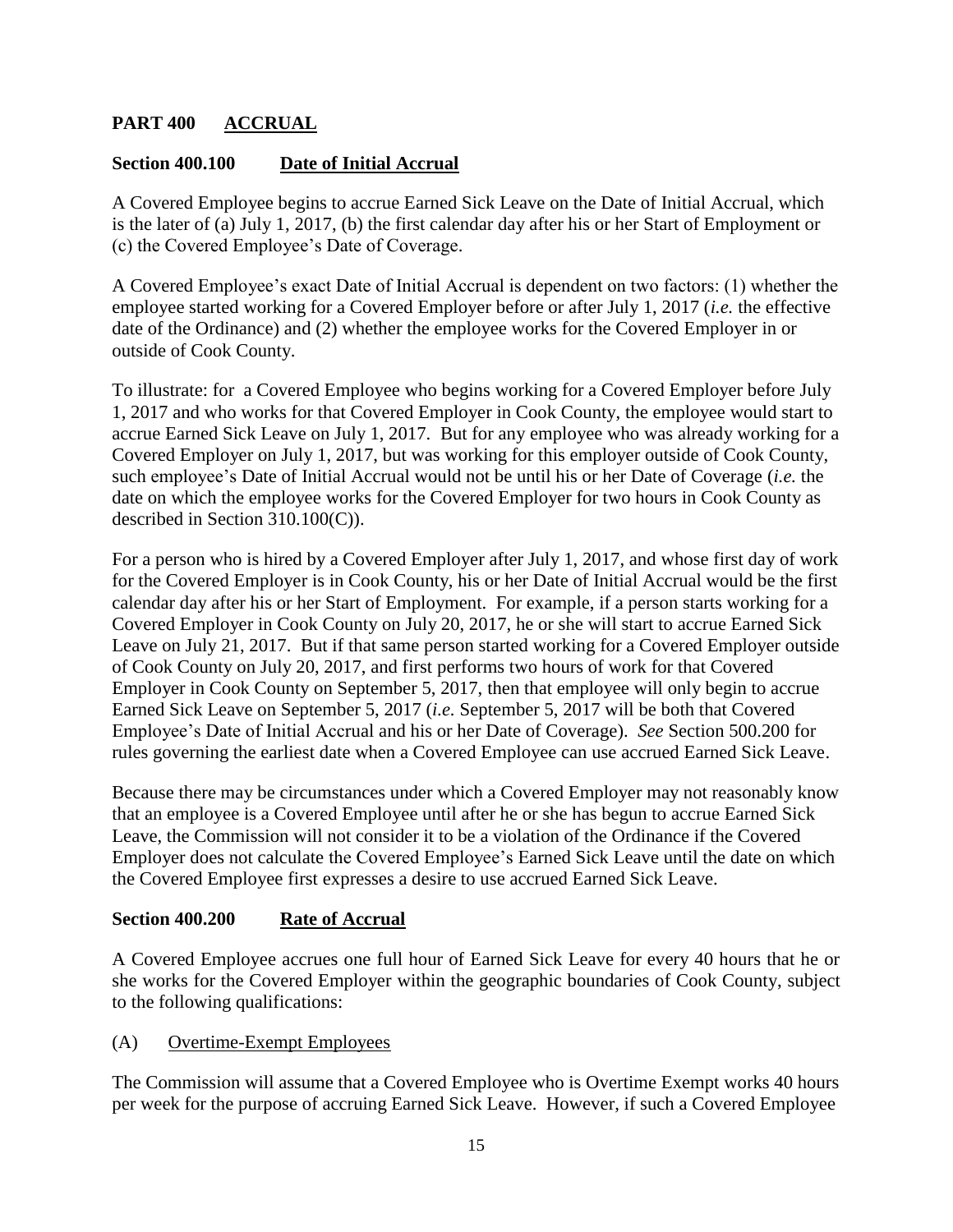## PART 400 ACCRUAL

### Section 400.100 Date of Initial Accrual

A Covered Employee begins to accrue Earned Sick Leave on the Date of Initial Accrual, which is the later of (a) July 1, 2017, (b) the first calendar day after his or her Start of Employment or (c) the Covered Employee's Date of Coverage.

A Covered Employee's exact Date of Initial Accrual is dependent on two factors: (1) whether the employee started working for a Covered Employer before or after July 1, 2017 (*i.e.* the effective date of the Ordinance) and (2) whether the employee works for the Covered Employer in or outside of Cook County.

To illustrate: for a Covered Employee who begins working for a Covered Employer before July 1, 2017 and who works for that Covered Employer in Cook County, the employee would start to accrue Earned Sick Leave on July 1, 2017. But for any employee who was already working for a Covered Employer on July 1, 2017, but was working for this employer outside of Cook County, such employee's Date of Initial Accrual would not be until his or her Date of Coverage (*i.e.* the date on which the employee works for the Covered Employer for two hours in Cook County as described in Section 310.100(C)).

For a person who is hired by a Covered Employer after July 1, 2017, and whose first day of work for the Covered Employer is in Cook County, his or her Date of Initial Accrual would be the first calendar day after his or her Start of Employment. For example, if a person starts working for a Covered Employer in Cook County on July 20, 2017, he or she will start to accrue Earned Sick Leave on July 21, 2017. But if that same person started working for a Covered Employer outside of Cook County on July 20, 2017, and first performs two hours of work for that Covered Employer in Cook County on September 5, 2017, then that employee will only begin to accrue Earned Sick Leave on September 5, 2017 (*i.e.* September 5, 2017 will be both that Covered Employee's Date of Initial Accrual and his or her Date of Coverage). *See* Section 500.200 for rules governing the earliest date when a Covered Employee can use accrued Earned Sick Leave.

Because there may be circumstances under which a Covered Employer may not reasonably know that an employee is a Covered Employee until after he or she has begun to accrue Earned Sick Leave, the Commission will not consider it to be a violation of the Ordinance if the Covered Employer does not calculate the Covered Employee's Earned Sick Leave until the date on which the Covered Employee first expresses a desire to use accrued Earned Sick Leave.

### Section 400.200 Rate of Accrual

A Covered Employee accrues one full hour of Earned Sick Leave for every 40 hours that he or she works for the Covered Employer within the geographic boundaries of Cook County, subject to the following qualifications:

(A) Overtime-Exempt Employees

The Commission will assume that a Covered Employee who is Overtime Exempt works 40 hours per week for the purpose of accruing Earned Sick Leave. However, if such a Covered Employee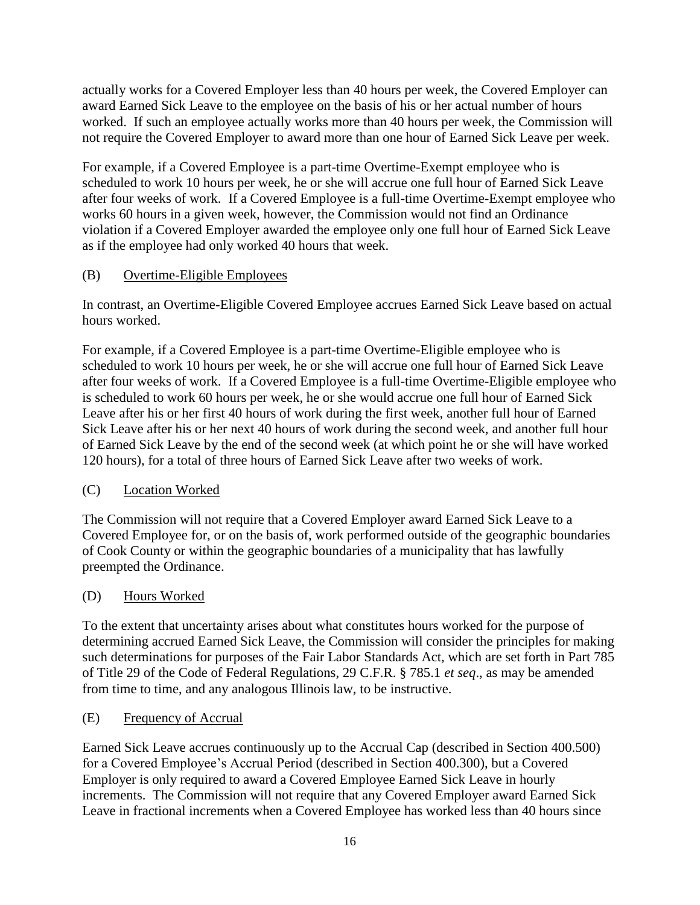actually works for a Covered Employer less than 40 hours per week, the Covered Employer can award Earned Sick Leave to the employee on the basis of his or her actual number of hours worked. If such an employee actually works more than 40 hours per week, the Commission will not require the Covered Employer to award more than one hour of Earned Sick Leave per week.

For example, if a Covered Employee is a part-time Overtime-Exempt employee who is scheduled to work 10 hours per week, he or she will accrue one full hour of Earned Sick Leave after four weeks of work. If a Covered Employee is a full-time Overtime-Exempt employee who works 60 hours in a given week, however, the Commission would not find an Ordinance violation if a Covered Employer awarded the employee only one full hour of Earned Sick Leave as if the employee had only worked 40 hours that week.

(B) Overtime-Eligible Employees

In contrast, an Overtime-Eligible Covered Employee accrues Earned Sick Leave based on actual hours worked.

For example, if a Covered Employee is a part-time Overtime-Eligible employee who is scheduled to work 10 hours per week, he or she will accrue one full hour of Earned Sick Leave after four weeks of work. If a Covered Employee is a full-time Overtime-Eligible employee who is scheduled to work 60 hours per week, he or she would accrue one full hour of Earned Sick Leave after his or her first 40 hours of work during the first week, another full hour of Earned Sick Leave after his or her next 40 hours of work during the second week, and another full hour of Earned Sick Leave by the end of the second week (at which point he or she will have worked 120 hours), for a total of three hours of Earned Sick Leave after two weeks of work.

(C) Location Worked

The Commission will not require that a Covered Employer award Earned Sick Leave to a Covered Employee for, or on the basis of, work performed outside of the geographic boundaries of Cook County or within the geographic boundaries of a municipality that has lawfully preempted the Ordinance.

(D) Hours Worked

To the extent that uncertainty arises about what constitutes hours worked for the purpose of determining accrued Earned Sick Leave, the Commission will consider the principles for making such determinations for purposes of the Fair Labor Standards Act, which are set forth in Part 785 of Title 29 of the Code of Federal Regulations, 29 C.F.R. § 785.1 *et seq*., as may be amended from time to time, and any analogous Illinois law, to be instructive.

(E) Frequency of Accrual

Earned Sick Leave accrues continuously up to the Accrual Cap (described in Section 400.500) for a Covered Employee's Accrual Period (described in Section 400.300), but a Covered Employer is only required to award a Covered Employee Earned Sick Leave in hourly increments. The Commission will not require that any Covered Employer award Earned Sick Leave in fractional increments when a Covered Employee has worked less than 40 hours since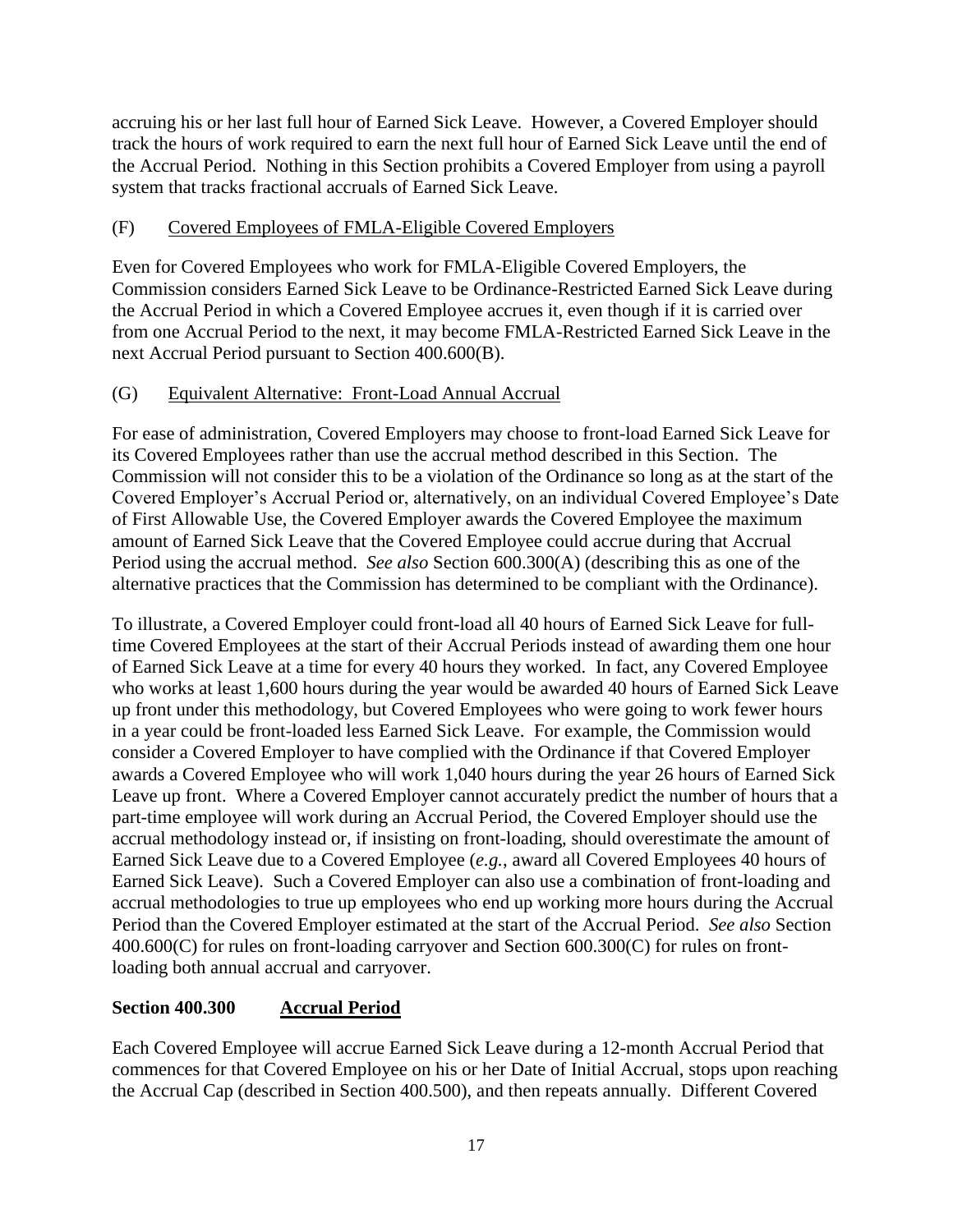accruing his or her last full hour of Earned Sick Leave. However, a Covered Employer should track the hours of work required to earn the next full hour of Earned Sick Leave until the end of the Accrual Period. Nothing in this Section prohibits a Covered Employer from using a payroll system that tracks fractional accruals of Earned Sick Leave.

(F) Covered Employees of FMLA-Eligible Covered Employers

Even for Covered Employees who work for FMLA-Eligible Covered Employers, the Commission considers Earned Sick Leave to be Ordinance-Restricted Earned Sick Leave during the Accrual Period in which a Covered Employee accrues it, even though if it is carried over from one Accrual Period to the next, it may become FMLA-Restricted Earned Sick Leave in the next Accrual Period pursuant to Section 400.600(B).

(G) Equivalent Alternative: Front-Load Annual Accrual

For ease of administration, Covered Employers may choose to front-load Earned Sick Leave for its Covered Employees rather than use the accrual method described in this Section. The Commission will not consider this to be a violation of the Ordinance so long as at the start of the Covered Employer's Accrual Period or, alternatively, on an individual Covered Employee's Date of First Allowable Use, the Covered Employer awards the Covered Employee the maximum amount of Earned Sick Leave that the Covered Employee could accrue during that Accrual Period using the accrual method. *See also* Section 600.300(A) (describing this as one of the alternative practices that the Commission has determined to be compliant with the Ordinance).

To illustrate, a Covered Employer could front-load all 40 hours of Earned Sick Leave for full-time Covered Employees at the start of their Accrual Periods instead of awarding them one hour of Earned Sick Leave at a time for every 40 hours they worked. In fact, any Covered Employee who works at least 1,600 hours during the year would be awarded 40 hours of Earned Sick Leave up front under this methodology, but Covered Employees who were going to work fewer hours in a year could be front-loaded less Earned Sick Leave. For example, the Commission would consider a Covered Employer to have complied with the Ordinance if that Covered Employer awards a Covered Employee who will work 1,040 hours during the year 26 hours of Earned Sick Leave up front. Where a Covered Employer cannot accurately predict the number of hours that a part-time employee will work during an Accrual Period, the Covered Employer should use the accrual methodology instead or, if insisting on front-loading, should overestimate the amount of Earned Sick Leave due to a Covered Employee (*e.g.*, award all Covered Employees 40 hours of Earned Sick Leave). Such a Covered Employer can also use a combination of front-loading and accrual methodologies to true up employees who end up working more hours during the Accrual Period than the Covered Employer estimated at the start of the Accrual Period. *See also* Section 400.600(C) for rules on front-loading carryover and Section 600.300(C) for rules on front-loading both annual accrual and carryover.

**Section 400.300 Accrual Period**

Each Covered Employee will accrue Earned Sick Leave during a 12-month Accrual Period that commences for that Covered Employee on his or her Date of Initial Accrual, stops upon reaching the Accrual Cap (described in Section 400.500), and then repeats annually. Different Covered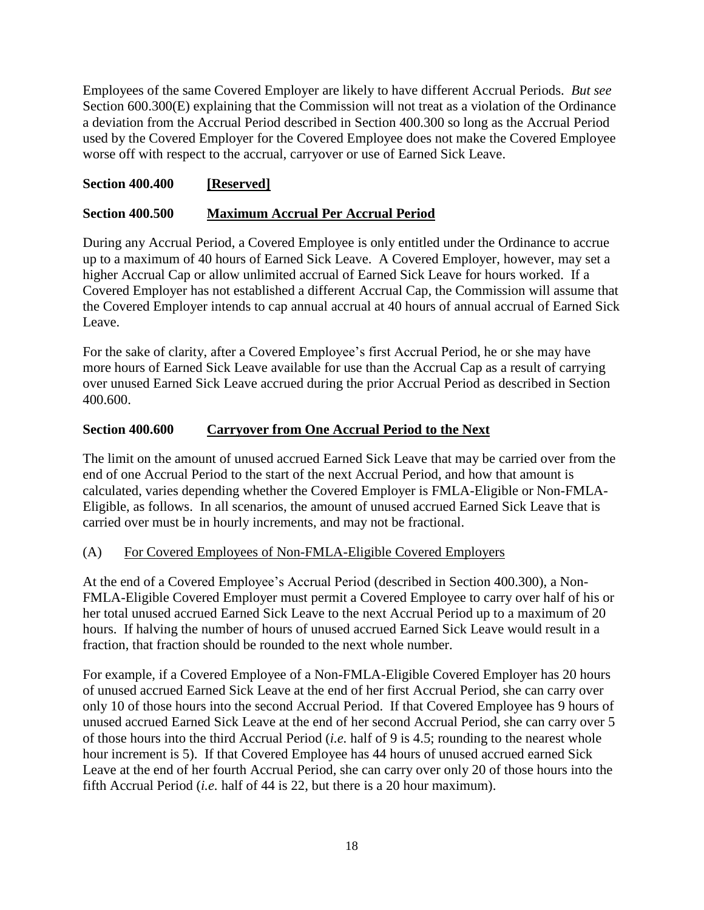Employees of the same Covered Employer are likely to have different Accrual Periods. *But see* Section 600.300(E) explaining that the Commission will not treat as a violation of the Ordinance a deviation from the Accrual Period described in Section 400.300 so long as the Accrual Period used by the Covered Employer for the Covered Employee does not make the Covered Employee worse off with respect to the accrual, carryover or use of Earned Sick Leave.

**Section 400.400 <u>[Reserved]</u>**

**Section 400.500 <u>Maximum Accrual Per Accrual Period</u>**

During any Accrual Period, a Covered Employee is only entitled under the Ordinance to accrue up to a maximum of 40 hours of Earned Sick Leave. A Covered Employer, however, may set a higher Accrual Cap or allow unlimited accrual of Earned Sick Leave for hours worked. If a Covered Employer has not established a different Accrual Cap, the Commission will assume that the Covered Employer intends to cap annual accrual at 40 hours of annual accrual of Earned Sick Leave.

For the sake of clarity, after a Covered Employee's first Accrual Period, he or she may have more hours of Earned Sick Leave available for use than the Accrual Cap as a result of carrying over unused Earned Sick Leave accrued during the prior Accrual Period as described in Section 400.600.

**Section 400.600 <u>Carryover from One Accrual Period to the Next</u>**

The limit on the amount of unused accrued Earned Sick Leave that may be carried over from the end of one Accrual Period to the start of the next Accrual Period, and how that amount is calculated, varies depending whether the Covered Employer is FMLA-Eligible or Non-FMLA-Eligible, as follows. In all scenarios, the amount of unused accrued Earned Sick Leave that is carried over must be in hourly increments, and may not be fractional.

(A) <u>For Covered Employees of Non-FMLA-Eligible Covered Employers</u>

At the end of a Covered Employee's Accrual Period (described in Section 400.300), a Non-FMLA-Eligible Covered Employer must permit a Covered Employee to carry over half of his or her total unused accrued Earned Sick Leave to the next Accrual Period up to a maximum of 20 hours. If halving the number of hours of unused accrued Earned Sick Leave would result in a fraction, that fraction should be rounded to the next whole number.

For example, if a Covered Employee of a Non-FMLA-Eligible Covered Employer has 20 hours of unused accrued Earned Sick Leave at the end of her first Accrual Period, she can carry over only 10 of those hours into the second Accrual Period. If that Covered Employee has 9 hours of unused accrued Earned Sick Leave at the end of her second Accrual Period, she can carry over 5 of those hours into the third Accrual Period (*i.e.* half of 9 is 4.5; rounding to the nearest whole hour increment is 5). If that Covered Employee has 44 hours of unused accrued earned Sick Leave at the end of her fourth Accrual Period, she can carry over only 20 of those hours into the fifth Accrual Period (*i.e.* half of 44 is 22, but there is a 20 hour maximum).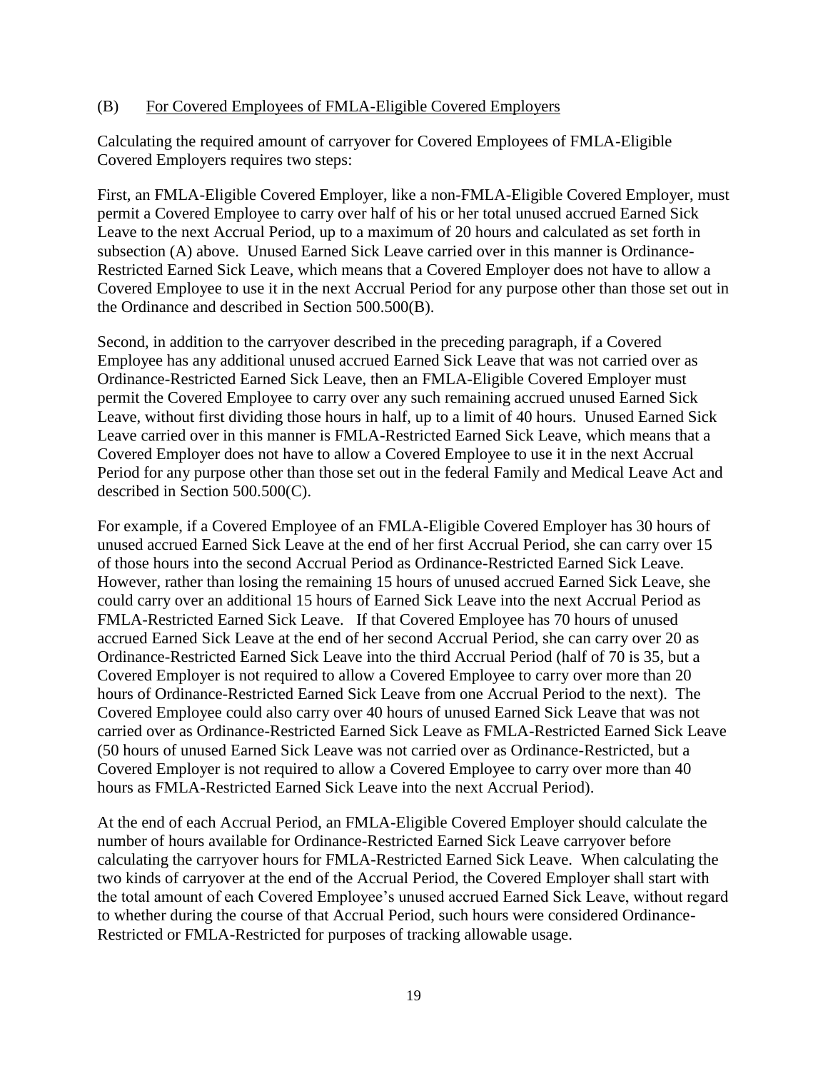### (B) For Covered Employees of FMLA-Eligible Covered Employers

Calculating the required amount of carryover for Covered Employees of FMLA-Eligible Covered Employers requires two steps:

First, an FMLA-Eligible Covered Employer, like a non-FMLA-Eligible Covered Employer, must permit a Covered Employee to carry over half of his or her total unused accrued Earned Sick Leave to the next Accrual Period, up to a maximum of 20 hours and calculated as set forth in subsection (A) above. Unused Earned Sick Leave carried over in this manner is Ordinance-Restricted Earned Sick Leave, which means that a Covered Employer does not have to allow a Covered Employee to use it in the next Accrual Period for any purpose other than those set out in the Ordinance and described in Section 500.500(B).

Second, in addition to the carryover described in the preceding paragraph, if a Covered Employee has any additional unused accrued Earned Sick Leave that was not carried over as Ordinance-Restricted Earned Sick Leave, then an FMLA-Eligible Covered Employer must permit the Covered Employee to carry over any such remaining accrued unused Earned Sick Leave, without first dividing those hours in half, up to a limit of 40 hours. Unused Earned Sick Leave carried over in this manner is FMLA-Restricted Earned Sick Leave, which means that a Covered Employer does not have to allow a Covered Employee to use it in the next Accrual Period for any purpose other than those set out in the federal Family and Medical Leave Act and described in Section 500.500(C).

For example, if a Covered Employee of an FMLA-Eligible Covered Employer has 30 hours of unused accrued Earned Sick Leave at the end of her first Accrual Period, she can carry over 15 of those hours into the second Accrual Period as Ordinance-Restricted Earned Sick Leave. However, rather than losing the remaining 15 hours of unused accrued Earned Sick Leave, she could carry over an additional 15 hours of Earned Sick Leave into the next Accrual Period as FMLA-Restricted Earned Sick Leave. If that Covered Employee has 70 hours of unused accrued Earned Sick Leave at the end of her second Accrual Period, she can carry over 20 as Ordinance-Restricted Earned Sick Leave into the third Accrual Period (half of 70 is 35, but a Covered Employer is not required to allow a Covered Employee to carry over more than 20 hours of Ordinance-Restricted Earned Sick Leave from one Accrual Period to the next). The Covered Employee could also carry over 40 hours of unused Earned Sick Leave that was not carried over as Ordinance-Restricted Earned Sick Leave as FMLA-Restricted Earned Sick Leave (50 hours of unused Earned Sick Leave was not carried over as Ordinance-Restricted, but a Covered Employer is not required to allow a Covered Employee to carry over more than 40 hours as FMLA-Restricted Earned Sick Leave into the next Accrual Period).

At the end of each Accrual Period, an FMLA-Eligible Covered Employer should calculate the number of hours available for Ordinance-Restricted Earned Sick Leave carryover before calculating the carryover hours for FMLA-Restricted Earned Sick Leave. When calculating the two kinds of carryover at the end of the Accrual Period, the Covered Employer shall start with the total amount of each Covered Employee's unused accrued Earned Sick Leave, without regard to whether during the course of that Accrual Period, such hours were considered Ordinance-Restricted or FMLA-Restricted for purposes of tracking allowable usage.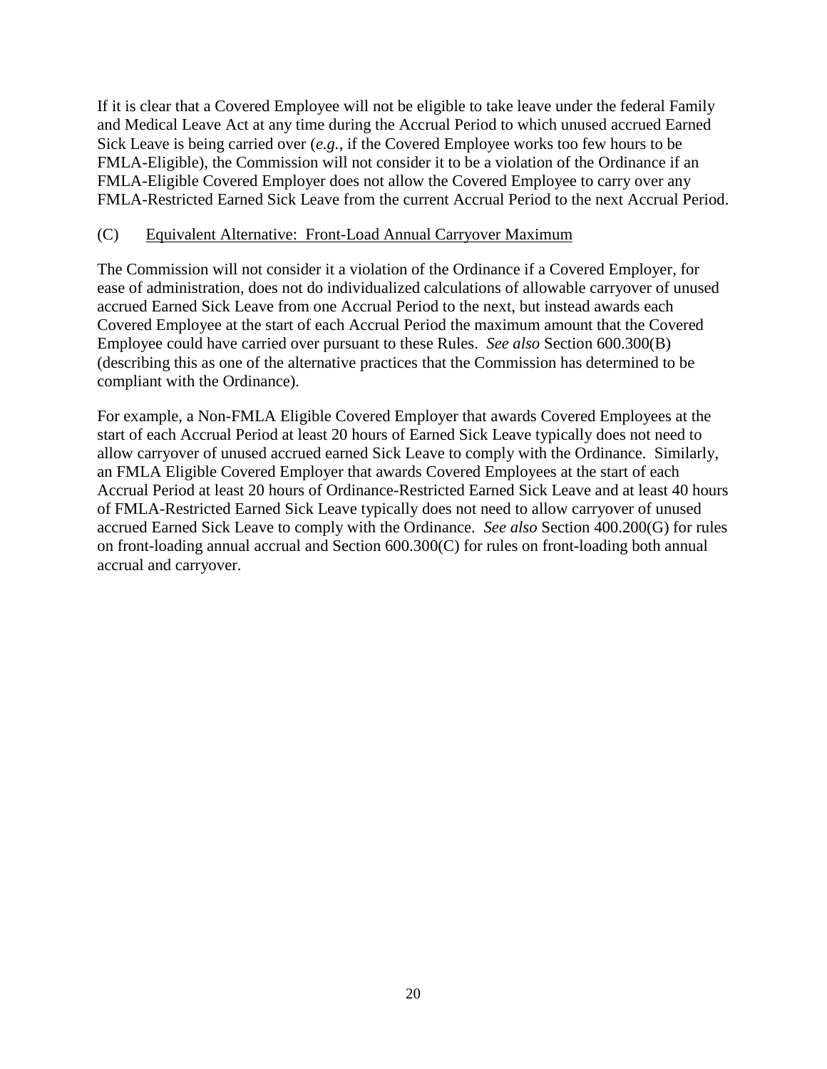If it is clear that a Covered Employee will not be eligible to take leave under the federal Family and Medical Leave Act at any time during the Accrual Period to which unused accrued Earned Sick Leave is being carried over (*e.g.*, if the Covered Employee works too few hours to be FMLA-Eligible), the Commission will not consider it to be a violation of the Ordinance if an FMLA-Eligible Covered Employer does not allow the Covered Employee to carry over any FMLA-Restricted Earned Sick Leave from the current Accrual Period to the next Accrual Period.

(C) Equivalent Alternative: Front-Load Annual Carryover Maximum

The Commission will not consider it a violation of the Ordinance if a Covered Employer, for ease of administration, does not do individualized calculations of allowable carryover of unused accrued Earned Sick Leave from one Accrual Period to the next, but instead awards each Covered Employee at the start of each Accrual Period the maximum amount that the Covered Employee could have carried over pursuant to these Rules. *See also* Section 600.300(B) (describing this as one of the alternative practices that the Commission has determined to be compliant with the Ordinance).

For example, a Non-FMLA Eligible Covered Employer that awards Covered Employees at the start of each Accrual Period at least 20 hours of Earned Sick Leave typically does not need to allow carryover of unused accrued earned Sick Leave to comply with the Ordinance. Similarly, an FMLA Eligible Covered Employer that awards Covered Employees at the start of each Accrual Period at least 20 hours of Ordinance-Restricted Earned Sick Leave and at least 40 hours of FMLA-Restricted Earned Sick Leave typically does not need to allow carryover of unused accrued Earned Sick Leave to comply with the Ordinance. *See also* Section 400.200(G) for rules on front-loading annual accrual and Section 600.300(C) for rules on front-loading both annual accrual and carryover.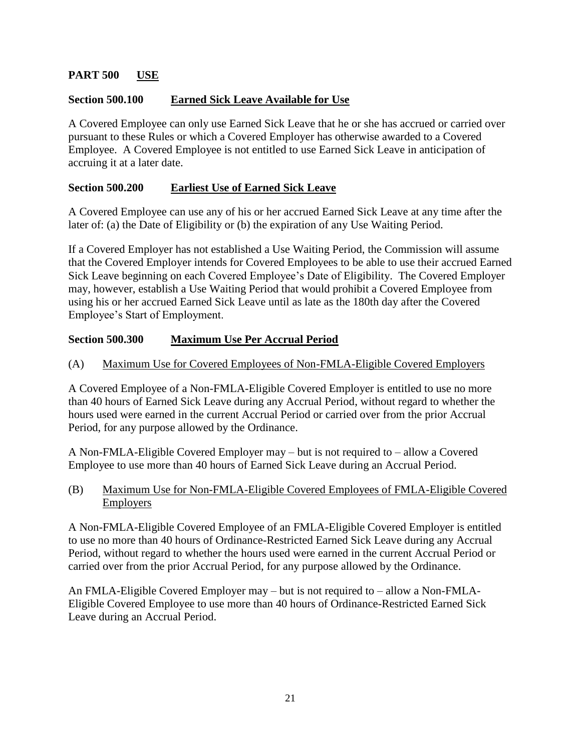## PART 500 USE

### Section 500.100 Earned Sick Leave Available for Use

A Covered Employee can only use Earned Sick Leave that he or she has accrued or carried over pursuant to these Rules or which a Covered Employer has otherwise awarded to a Covered Employee. A Covered Employee is not entitled to use Earned Sick Leave in anticipation of accruing it at a later date.

### Section 500.200 Earliest Use of Earned Sick Leave

A Covered Employee can use any of his or her accrued Earned Sick Leave at any time after the later of: (a) the Date of Eligibility or (b) the expiration of any Use Waiting Period.

If a Covered Employer has not established a Use Waiting Period, the Commission will assume that the Covered Employer intends for Covered Employees to be able to use their accrued Earned Sick Leave beginning on each Covered Employee's Date of Eligibility. The Covered Employer may, however, establish a Use Waiting Period that would prohibit a Covered Employee from using his or her accrued Earned Sick Leave until as late as the 180th day after the Covered Employee's Start of Employment.

### Section 500.300 Maximum Use Per Accrual Period

(A) Maximum Use for Covered Employees of Non-FMLA-Eligible Covered Employers

A Covered Employee of a Non-FMLA-Eligible Covered Employer is entitled to use no more than 40 hours of Earned Sick Leave during any Accrual Period, without regard to whether the hours used were earned in the current Accrual Period or carried over from the prior Accrual Period, for any purpose allowed by the Ordinance.

A Non-FMLA-Eligible Covered Employer may – but is not required to – allow a Covered Employee to use more than 40 hours of Earned Sick Leave during an Accrual Period.

(B) Maximum Use for Non-FMLA-Eligible Covered Employees of FMLA-Eligible Covered Employers

A Non-FMLA-Eligible Covered Employee of an FMLA-Eligible Covered Employer is entitled to use no more than 40 hours of Ordinance-Restricted Earned Sick Leave during any Accrual Period, without regard to whether the hours used were earned in the current Accrual Period or carried over from the prior Accrual Period, for any purpose allowed by the Ordinance.

An FMLA-Eligible Covered Employer may – but is not required to – allow a Non-FMLA-Eligible Covered Employee to use more than 40 hours of Ordinance-Restricted Earned Sick Leave during an Accrual Period.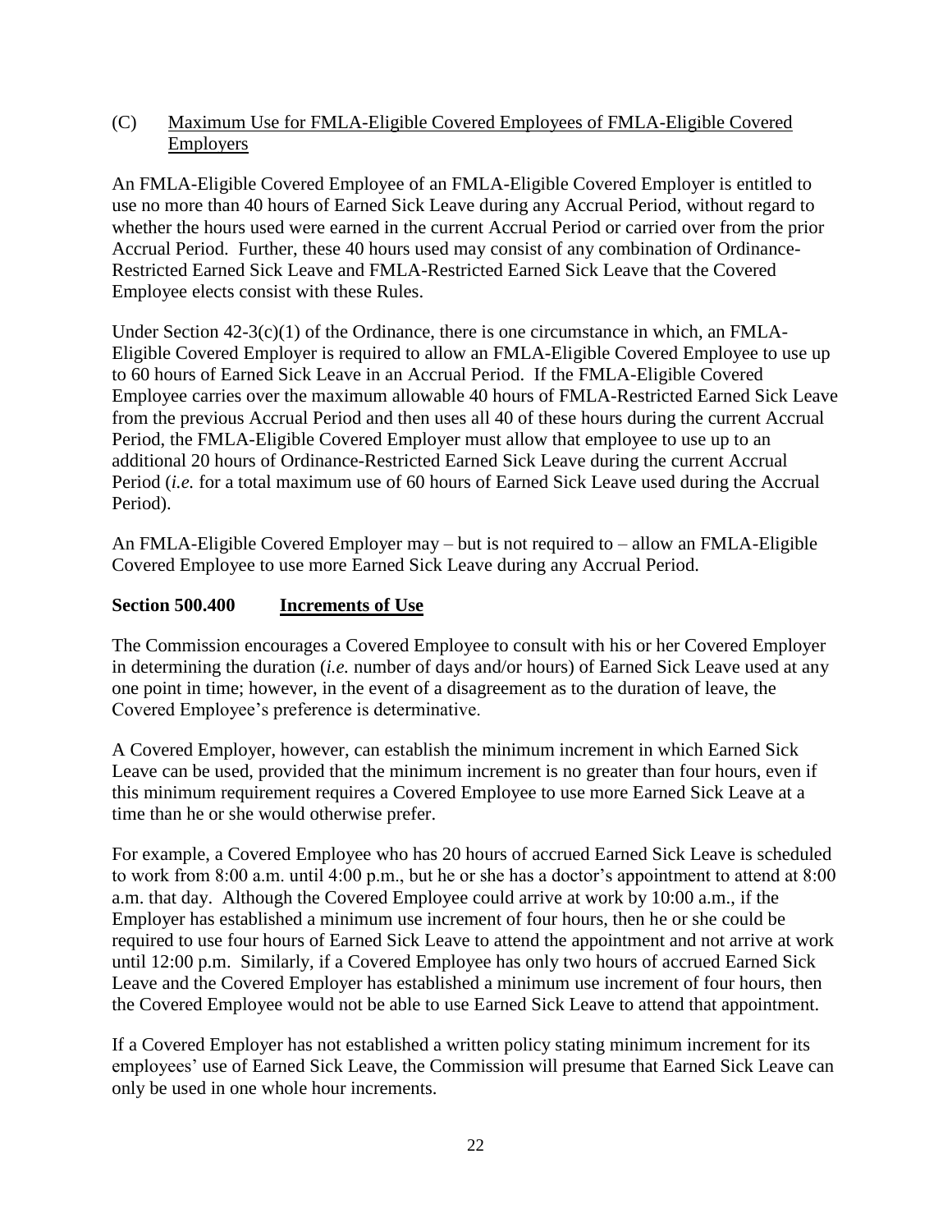### (C) Maximum Use for FMLA-Eligible Covered Employees of FMLA-Eligible Covered Employers

An FMLA-Eligible Covered Employee of an FMLA-Eligible Covered Employer is entitled to use no more than 40 hours of Earned Sick Leave during any Accrual Period, without regard to whether the hours used were earned in the current Accrual Period or carried over from the prior Accrual Period. Further, these 40 hours used may consist of any combination of Ordinance-Restricted Earned Sick Leave and FMLA-Restricted Earned Sick Leave that the Covered Employee elects consist with these Rules.

Under Section 42-3(c)(1) of the Ordinance, there is one circumstance in which, an FMLA-Eligible Covered Employer is required to allow an FMLA-Eligible Covered Employee to use up to 60 hours of Earned Sick Leave in an Accrual Period. If the FMLA-Eligible Covered Employee carries over the maximum allowable 40 hours of FMLA-Restricted Earned Sick Leave from the previous Accrual Period and then uses all 40 of these hours during the current Accrual Period, the FMLA-Eligible Covered Employer must allow that employee to use up to an additional 20 hours of Ordinance-Restricted Earned Sick Leave during the current Accrual Period (*i.e.* for a total maximum use of 60 hours of Earned Sick Leave used during the Accrual Period).

An FMLA-Eligible Covered Employer may – but is not required to – allow an FMLA-Eligible Covered Employee to use more Earned Sick Leave during any Accrual Period.

## Section 500.400 Increments of Use

The Commission encourages a Covered Employee to consult with his or her Covered Employer in determining the duration (*i.e.* number of days and/or hours) of Earned Sick Leave used at any one point in time; however, in the event of a disagreement as to the duration of leave, the Covered Employee's preference is determinative.

A Covered Employer, however, can establish the minimum increment in which Earned Sick Leave can be used, provided that the minimum increment is no greater than four hours, even if this minimum requirement requires a Covered Employee to use more Earned Sick Leave at a time than he or she would otherwise prefer.

For example, a Covered Employee who has 20 hours of accrued Earned Sick Leave is scheduled to work from 8:00 a.m. until 4:00 p.m., but he or she has a doctor's appointment to attend at 8:00 a.m. that day. Although the Covered Employee could arrive at work by 10:00 a.m., if the Employer has established a minimum use increment of four hours, then he or she could be required to use four hours of Earned Sick Leave to attend the appointment and not arrive at work until 12:00 p.m. Similarly, if a Covered Employee has only two hours of accrued Earned Sick Leave and the Covered Employer has established a minimum use increment of four hours, then the Covered Employee would not be able to use Earned Sick Leave to attend that appointment.

If a Covered Employer has not established a written policy stating minimum increment for its employees' use of Earned Sick Leave, the Commission will presume that Earned Sick Leave can only be used in one whole hour increments.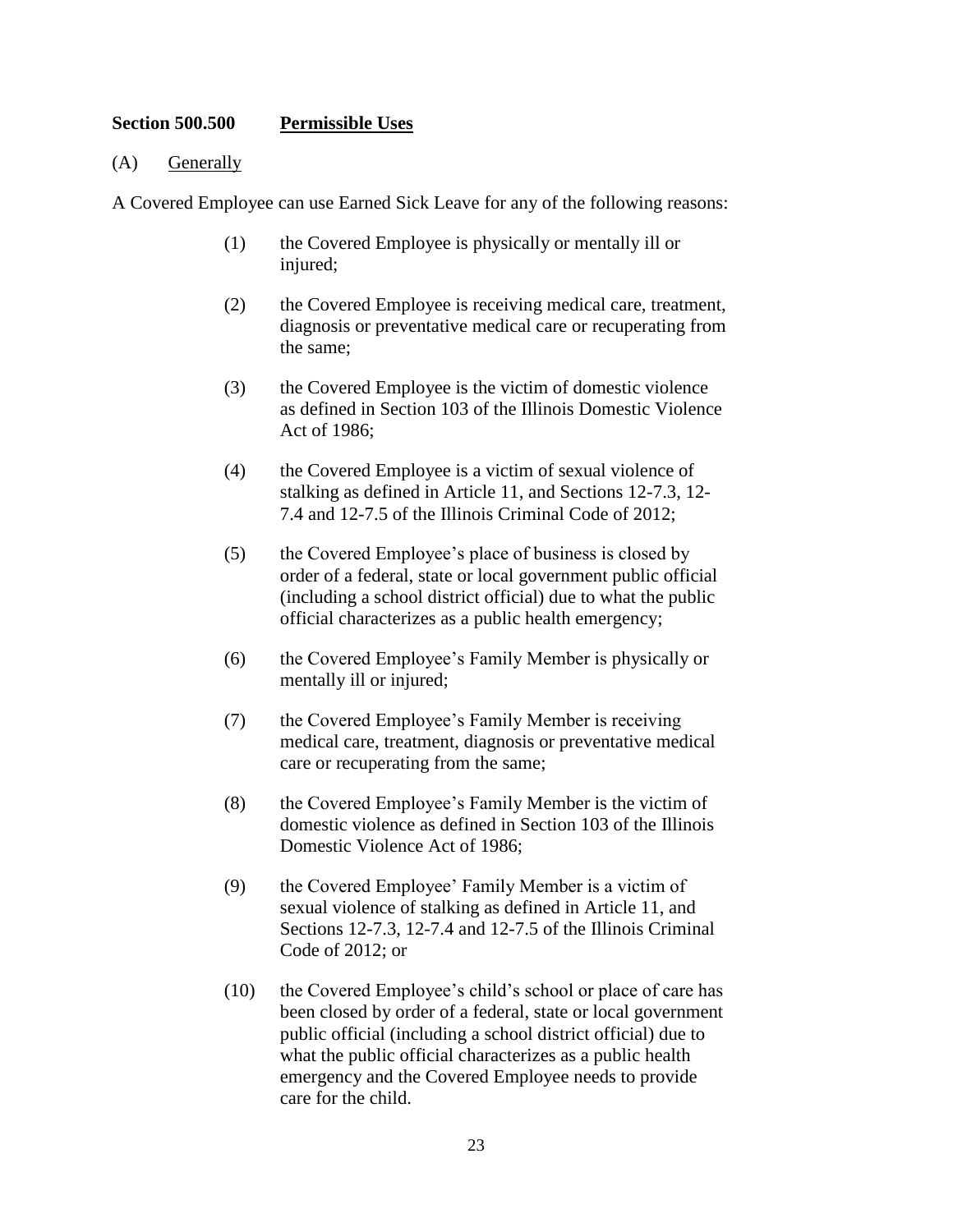## Section 500.500 <u>Permissible Uses</u>

(A) <u>Generally</u>

A Covered Employee can use Earned Sick Leave for any of the following reasons:

(1) the Covered Employee is physically or mentally ill or injured;

(2) the Covered Employee is receiving medical care, treatment, diagnosis or preventative medical care or recuperating from the same;

(3) the Covered Employee is the victim of domestic violence as defined in Section 103 of the Illinois Domestic Violence Act of 1986;

(4) the Covered Employee is a victim of sexual violence of stalking as defined in Article 11, and Sections 12-7.3, 12-7.4 and 12-7.5 of the Illinois Criminal Code of 2012;

(5) the Covered Employee's place of business is closed by order of a federal, state or local government public official (including a school district official) due to what the public official characterizes as a public health emergency;

(6) the Covered Employee's Family Member is physically or mentally ill or injured;

(7) the Covered Employee's Family Member is receiving medical care, treatment, diagnosis or preventative medical care or recuperating from the same;

(8) the Covered Employee's Family Member is the victim of domestic violence as defined in Section 103 of the Illinois Domestic Violence Act of 1986;

(9) the Covered Employee' Family Member is a victim of sexual violence of stalking as defined in Article 11, and Sections 12-7.3, 12-7.4 and 12-7.5 of the Illinois Criminal Code of 2012; or

(10) the Covered Employee's child's school or place of care has been closed by order of a federal, state or local government public official (including a school district official) due to what the public official characterizes as a public health emergency and the Covered Employee needs to provide care for the child.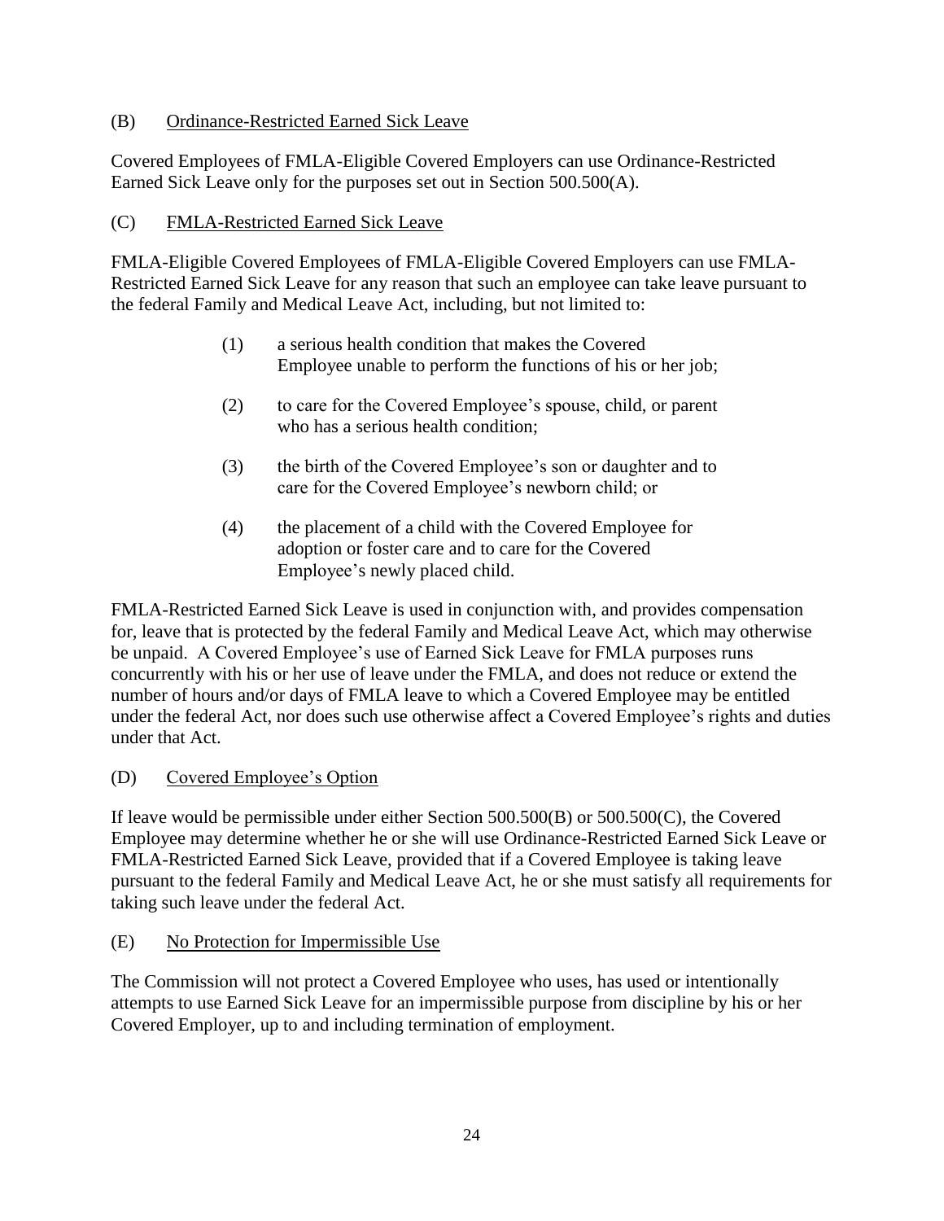### (B) Ordinance-Restricted Earned Sick Leave

Covered Employees of FMLA-Eligible Covered Employers can use Ordinance-Restricted Earned Sick Leave only for the purposes set out in Section 500.500(A).

### (C) FMLA-Restricted Earned Sick Leave

FMLA-Eligible Covered Employees of FMLA-Eligible Covered Employers can use FMLA-Restricted Earned Sick Leave for any reason that such an employee can take leave pursuant to the federal Family and Medical Leave Act, including, but not limited to:

> (1) a serious health condition that makes the Covered Employee unable to perform the functions of his or her job;
>
> (2) to care for the Covered Employee's spouse, child, or parent who has a serious health condition;
>
> (3) the birth of the Covered Employee's son or daughter and to care for the Covered Employee's newborn child; or
>
> (4) the placement of a child with the Covered Employee for adoption or foster care and to care for the Covered Employee's newly placed child.

FMLA-Restricted Earned Sick Leave is used in conjunction with, and provides compensation for, leave that is protected by the federal Family and Medical Leave Act, which may otherwise be unpaid. A Covered Employee's use of Earned Sick Leave for FMLA purposes runs concurrently with his or her use of leave under the FMLA, and does not reduce or extend the number of hours and/or days of FMLA leave to which a Covered Employee may be entitled under the federal Act, nor does such use otherwise affect a Covered Employee's rights and duties under that Act.

### (D) Covered Employee's Option

If leave would be permissible under either Section 500.500(B) or 500.500(C), the Covered Employee may determine whether he or she will use Ordinance-Restricted Earned Sick Leave or FMLA-Restricted Earned Sick Leave, provided that if a Covered Employee is taking leave pursuant to the federal Family and Medical Leave Act, he or she must satisfy all requirements for taking such leave under the federal Act.

### (E) No Protection for Impermissible Use

The Commission will not protect a Covered Employee who uses, has used or intentionally attempts to use Earned Sick Leave for an impermissible purpose from discipline by his or her Covered Employer, up to and including termination of employment.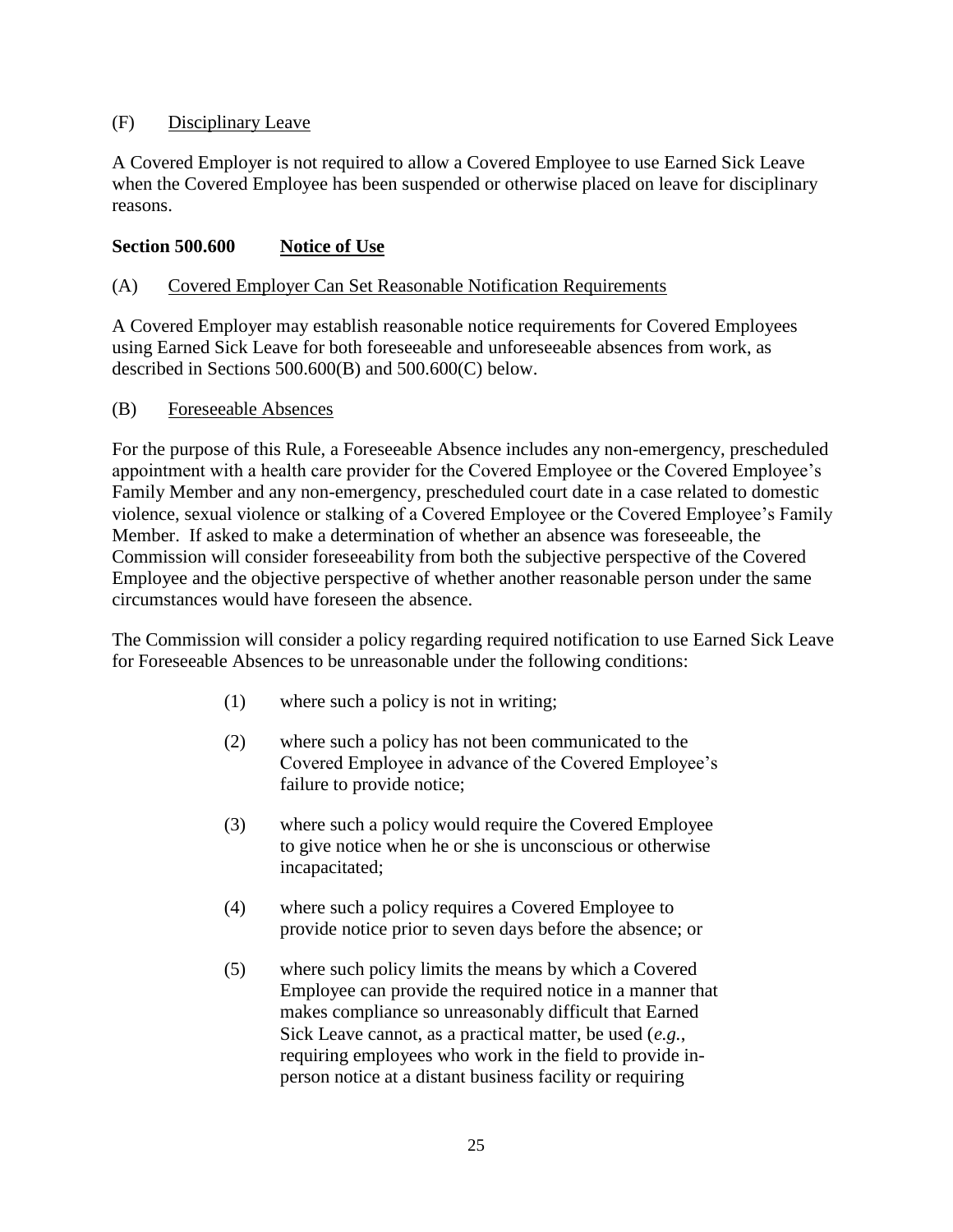(F) Disciplinary Leave

A Covered Employer is not required to allow a Covered Employee to use Earned Sick Leave when the Covered Employee has been suspended or otherwise placed on leave for disciplinary reasons.

## Section 500.600 Notice of Use

(A) Covered Employer Can Set Reasonable Notification Requirements

A Covered Employer may establish reasonable notice requirements for Covered Employees using Earned Sick Leave for both foreseeable and unforeseeable absences from work, as described in Sections 500.600(B) and 500.600(C) below.

(B) Foreseeable Absences

For the purpose of this Rule, a Foreseeable Absence includes any non-emergency, prescheduled appointment with a health care provider for the Covered Employee or the Covered Employee's Family Member and any non-emergency, prescheduled court date in a case related to domestic violence, sexual violence or stalking of a Covered Employee or the Covered Employee's Family Member. If asked to make a determination of whether an absence was foreseeable, the Commission will consider foreseeability from both the subjective perspective of the Covered Employee and the objective perspective of whether another reasonable person under the same circumstances would have foreseen the absence.

The Commission will consider a policy regarding required notification to use Earned Sick Leave for Foreseeable Absences to be unreasonable under the following conditions:

(1) where such a policy is not in writing;

(2) where such a policy has not been communicated to the Covered Employee in advance of the Covered Employee's failure to provide notice;

(3) where such a policy would require the Covered Employee to give notice when he or she is unconscious or otherwise incapacitated;

(4) where such a policy requires a Covered Employee to provide notice prior to seven days before the absence; or

(5) where such policy limits the means by which a Covered Employee can provide the required notice in a manner that makes compliance so unreasonably difficult that Earned Sick Leave cannot, as a practical matter, be used (*e.g.*, requiring employees who work in the field to provide in-person notice at a distant business facility or requiring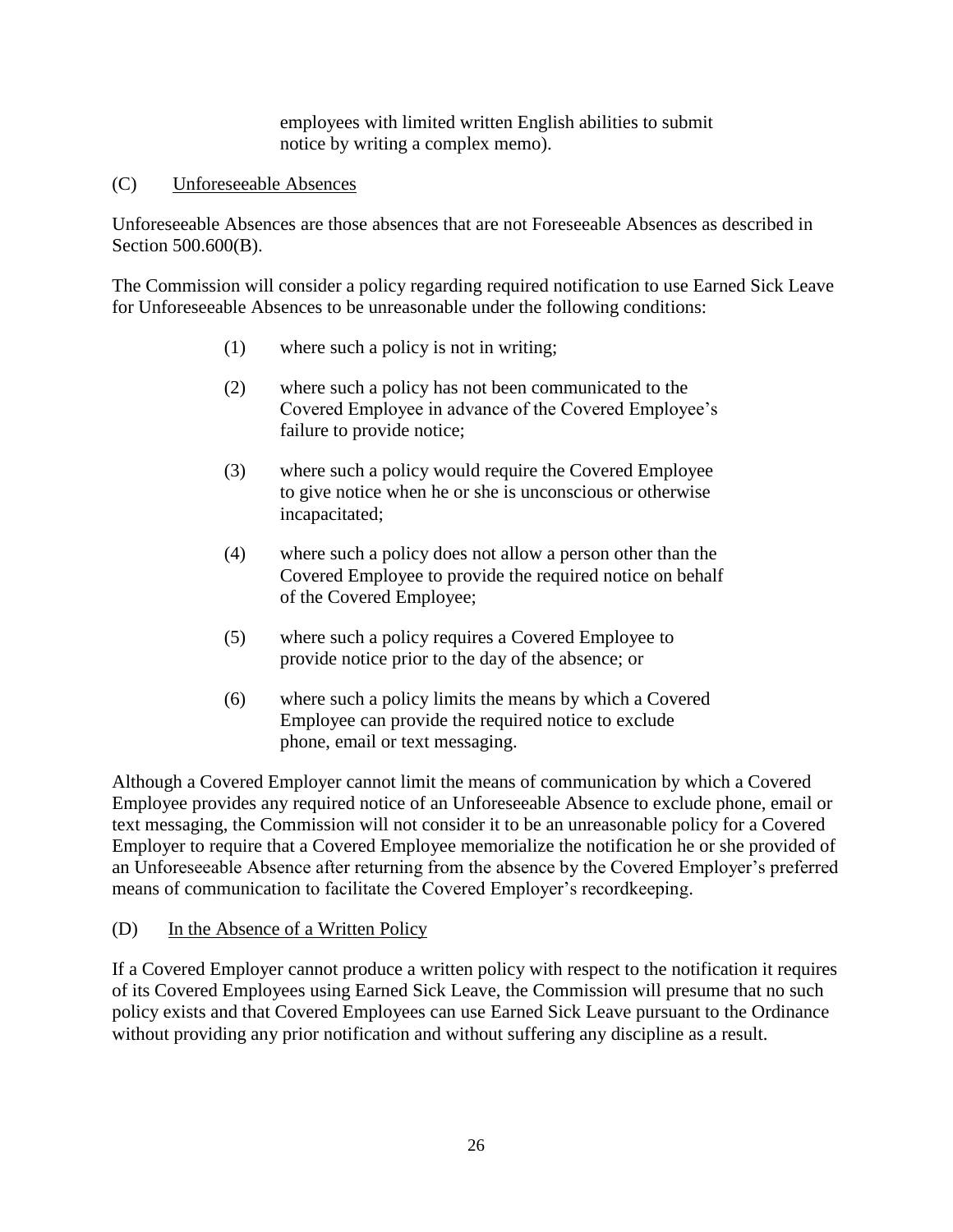employees with limited written English abilities to submit notice by writing a complex memo).

(C) Unforeseeable Absences

Unforeseeable Absences are those absences that are not Foreseeable Absences as described in Section 500.600(B).

The Commission will consider a policy regarding required notification to use Earned Sick Leave for Unforeseeable Absences to be unreasonable under the following conditions:

(1) where such a policy is not in writing;

(2) where such a policy has not been communicated to the Covered Employee in advance of the Covered Employee's failure to provide notice;

(3) where such a policy would require the Covered Employee to give notice when he or she is unconscious or otherwise incapacitated;

(4) where such a policy does not allow a person other than the Covered Employee to provide the required notice on behalf of the Covered Employee;

(5) where such a policy requires a Covered Employee to provide notice prior to the day of the absence; or

(6) where such a policy limits the means by which a Covered Employee can provide the required notice to exclude phone, email or text messaging.

Although a Covered Employer cannot limit the means of communication by which a Covered Employee provides any required notice of an Unforeseeable Absence to exclude phone, email or text messaging, the Commission will not consider it to be an unreasonable policy for a Covered Employer to require that a Covered Employee memorialize the notification he or she provided of an Unforeseeable Absence after returning from the absence by the Covered Employer's preferred means of communication to facilitate the Covered Employer's recordkeeping.

(D) In the Absence of a Written Policy

If a Covered Employer cannot produce a written policy with respect to the notification it requires of its Covered Employees using Earned Sick Leave, the Commission will presume that no such policy exists and that Covered Employees can use Earned Sick Leave pursuant to the Ordinance without providing any prior notification and without suffering any discipline as a result.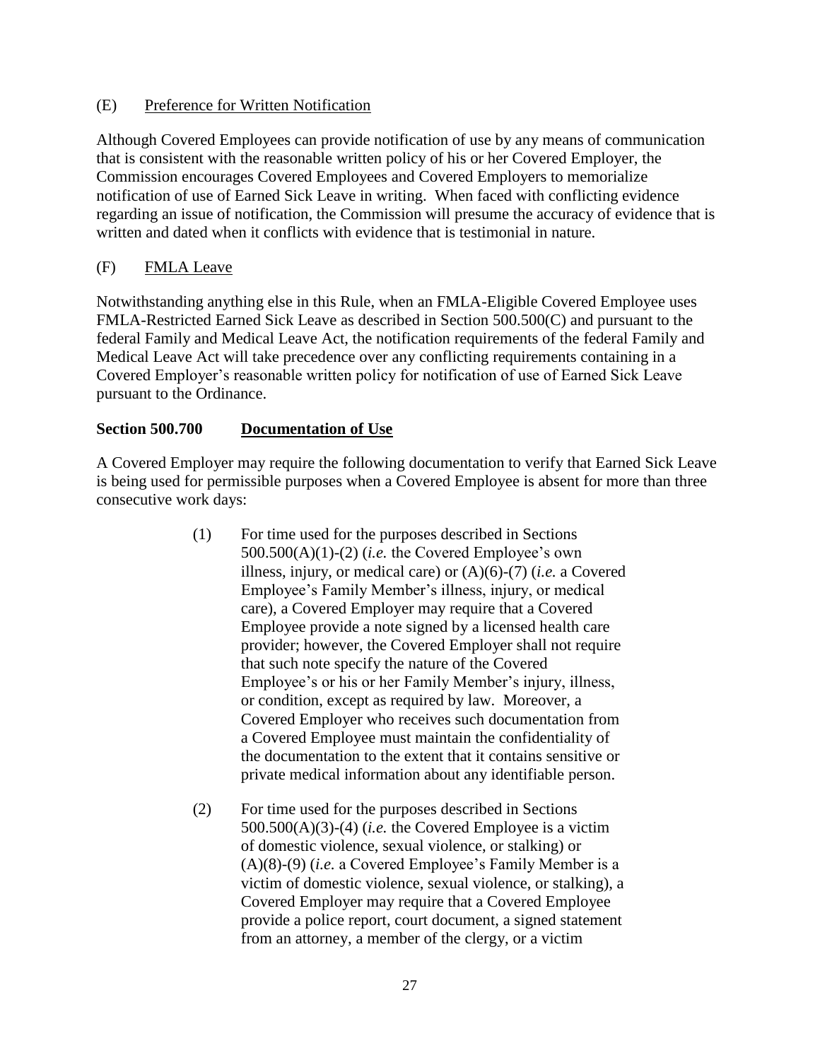(E) Preference for Written Notification

Although Covered Employees can provide notification of use by any means of communication that is consistent with the reasonable written policy of his or her Covered Employer, the Commission encourages Covered Employees and Covered Employers to memorialize notification of use of Earned Sick Leave in writing. When faced with conflicting evidence regarding an issue of notification, the Commission will presume the accuracy of evidence that is written and dated when it conflicts with evidence that is testimonial in nature.

(F) FMLA Leave

Notwithstanding anything else in this Rule, when an FMLA-Eligible Covered Employee uses FMLA-Restricted Earned Sick Leave as described in Section 500.500(C) and pursuant to the federal Family and Medical Leave Act, the notification requirements of the federal Family and Medical Leave Act will take precedence over any conflicting requirements containing in a Covered Employer's reasonable written policy for notification of use of Earned Sick Leave pursuant to the Ordinance.

**Section 500.700 Documentation of Use**

A Covered Employer may require the following documentation to verify that Earned Sick Leave is being used for permissible purposes when a Covered Employee is absent for more than three consecutive work days:

(1) For time used for the purposes described in Sections 500.500(A)(1)-(2) (*i.e.* the Covered Employee's own illness, injury, or medical care) or (A)(6)-(7) (*i.e.* a Covered Employee's Family Member's illness, injury, or medical care), a Covered Employer may require that a Covered Employee provide a note signed by a licensed health care provider; however, the Covered Employer shall not require that such note specify the nature of the Covered Employee's or his or her Family Member's injury, illness, or condition, except as required by law. Moreover, a Covered Employer who receives such documentation from a Covered Employee must maintain the confidentiality of the documentation to the extent that it contains sensitive or private medical information about any identifiable person.

(2) For time used for the purposes described in Sections 500.500(A)(3)-(4) (*i.e.* the Covered Employee is a victim of domestic violence, sexual violence, or stalking) or (A)(8)-(9) (*i.e.* a Covered Employee's Family Member is a victim of domestic violence, sexual violence, or stalking), a Covered Employer may require that a Covered Employee provide a police report, court document, a signed statement from an attorney, a member of the clergy, or a victim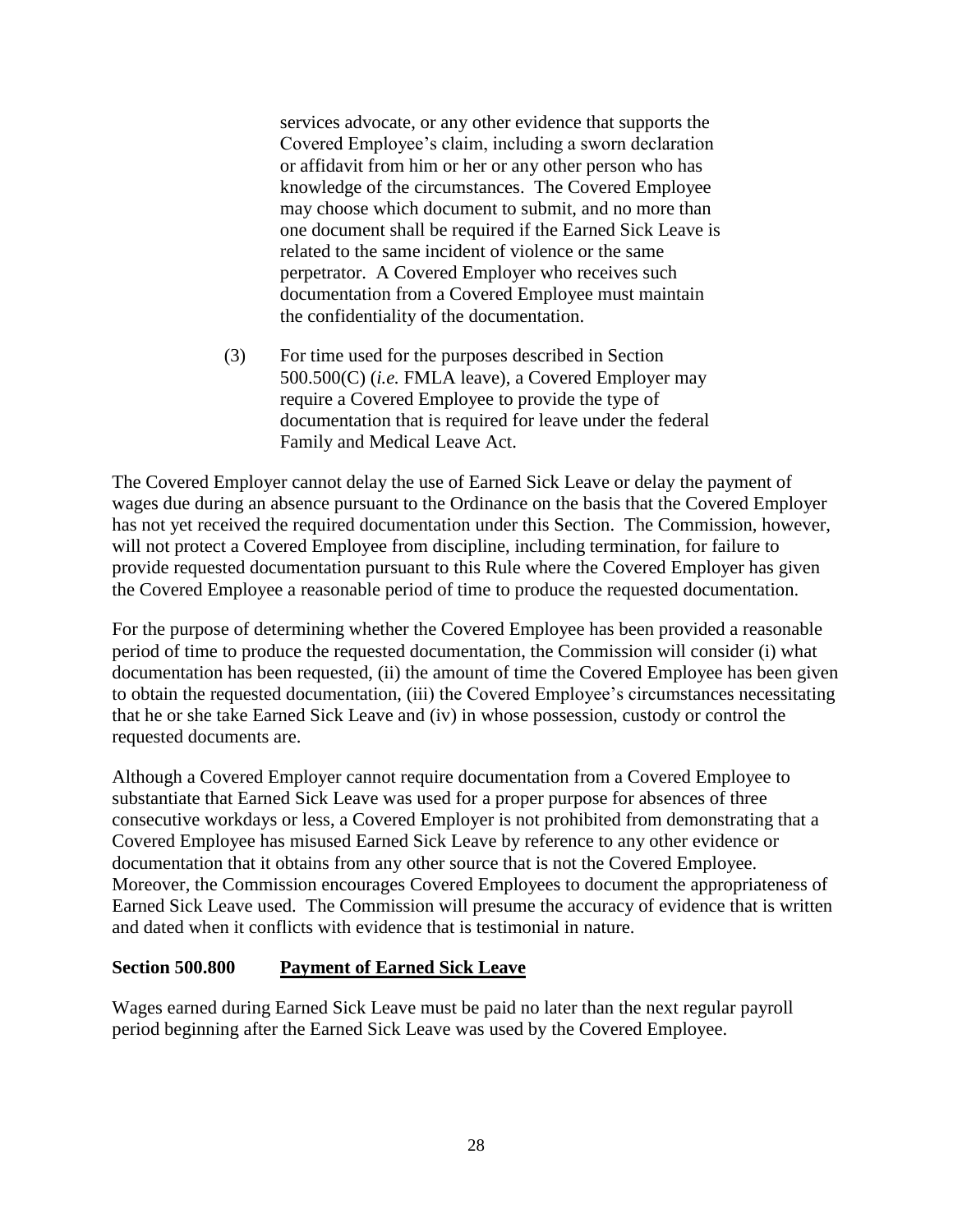services advocate, or any other evidence that supports the Covered Employee's claim, including a sworn declaration or affidavit from him or her or any other person who has knowledge of the circumstances. The Covered Employee may choose which document to submit, and no more than one document shall be required if the Earned Sick Leave is related to the same incident of violence or the same perpetrator. A Covered Employer who receives such documentation from a Covered Employee must maintain the confidentiality of the documentation.

(3) For time used for the purposes described in Section 500.500(C) (*i.e.* FMLA leave), a Covered Employer may require a Covered Employee to provide the type of documentation that is required for leave under the federal Family and Medical Leave Act.

The Covered Employer cannot delay the use of Earned Sick Leave or delay the payment of wages due during an absence pursuant to the Ordinance on the basis that the Covered Employer has not yet received the required documentation under this Section. The Commission, however, will not protect a Covered Employee from discipline, including termination, for failure to provide requested documentation pursuant to this Rule where the Covered Employer has given the Covered Employee a reasonable period of time to produce the requested documentation.

For the purpose of determining whether the Covered Employee has been provided a reasonable period of time to produce the requested documentation, the Commission will consider (i) what documentation has been requested, (ii) the amount of time the Covered Employee has been given to obtain the requested documentation, (iii) the Covered Employee's circumstances necessitating that he or she take Earned Sick Leave and (iv) in whose possession, custody or control the requested documents are.

Although a Covered Employer cannot require documentation from a Covered Employee to substantiate that Earned Sick Leave was used for a proper purpose for absences of three consecutive workdays or less, a Covered Employer is not prohibited from demonstrating that a Covered Employee has misused Earned Sick Leave by reference to any other evidence or documentation that it obtains from any other source that is not the Covered Employee. Moreover, the Commission encourages Covered Employees to document the appropriateness of Earned Sick Leave used. The Commission will presume the accuracy of evidence that is written and dated when it conflicts with evidence that is testimonial in nature.

### Section 500.800 Payment of Earned Sick Leave

Wages earned during Earned Sick Leave must be paid no later than the next regular payroll period beginning after the Earned Sick Leave was used by the Covered Employee.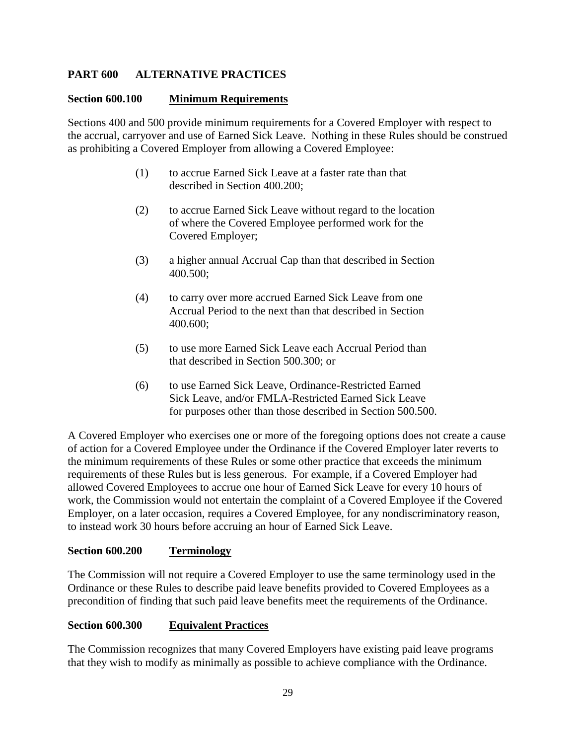## PART 600 ALTERNATIVE PRACTICES

### Section 600.100 Minimum Requirements

Sections 400 and 500 provide minimum requirements for a Covered Employer with respect to the accrual, carryover and use of Earned Sick Leave. Nothing in these Rules should be construed as prohibiting a Covered Employer from allowing a Covered Employee:

(1) to accrue Earned Sick Leave at a faster rate than that described in Section 400.200;

(2) to accrue Earned Sick Leave without regard to the location of where the Covered Employee performed work for the Covered Employer;

(3) a higher annual Accrual Cap than that described in Section 400.500;

(4) to carry over more accrued Earned Sick Leave from one Accrual Period to the next than that described in Section 400.600;

(5) to use more Earned Sick Leave each Accrual Period than that described in Section 500.300; or

(6) to use Earned Sick Leave, Ordinance-Restricted Earned Sick Leave, and/or FMLA-Restricted Earned Sick Leave for purposes other than those described in Section 500.500.

A Covered Employer who exercises one or more of the foregoing options does not create a cause of action for a Covered Employee under the Ordinance if the Covered Employer later reverts to the minimum requirements of these Rules or some other practice that exceeds the minimum requirements of these Rules but is less generous. For example, if a Covered Employer had allowed Covered Employees to accrue one hour of Earned Sick Leave for every 10 hours of work, the Commission would not entertain the complaint of a Covered Employee if the Covered Employer, on a later occasion, requires a Covered Employee, for any nondiscriminatory reason, to instead work 30 hours before accruing an hour of Earned Sick Leave.

### Section 600.200 Terminology

The Commission will not require a Covered Employer to use the same terminology used in the Ordinance or these Rules to describe paid leave benefits provided to Covered Employees as a precondition of finding that such paid leave benefits meet the requirements of the Ordinance.

### Section 600.300 Equivalent Practices

The Commission recognizes that many Covered Employers have existing paid leave programs that they wish to modify as minimally as possible to achieve compliance with the Ordinance.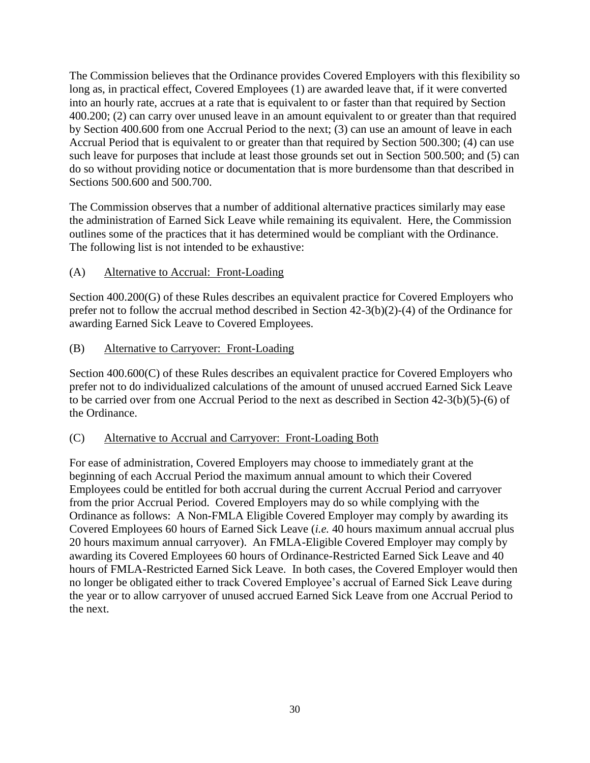The Commission believes that the Ordinance provides Covered Employers with this flexibility so long as, in practical effect, Covered Employees (1) are awarded leave that, if it were converted into an hourly rate, accrues at a rate that is equivalent to or faster than that required by Section 400.200; (2) can carry over unused leave in an amount equivalent to or greater than that required by Section 400.600 from one Accrual Period to the next; (3) can use an amount of leave in each Accrual Period that is equivalent to or greater than that required by Section 500.300; (4) can use such leave for purposes that include at least those grounds set out in Section 500.500; and (5) can do so without providing notice or documentation that is more burdensome than that described in Sections 500.600 and 500.700.

The Commission observes that a number of additional alternative practices similarly may ease the administration of Earned Sick Leave while remaining its equivalent. Here, the Commission outlines some of the practices that it has determined would be compliant with the Ordinance. The following list is not intended to be exhaustive:

(A) Alternative to Accrual: Front-Loading

Section 400.200(G) of these Rules describes an equivalent practice for Covered Employers who prefer not to follow the accrual method described in Section 42-3(b)(2)-(4) of the Ordinance for awarding Earned Sick Leave to Covered Employees.

(B) Alternative to Carryover: Front-Loading

Section 400.600(C) of these Rules describes an equivalent practice for Covered Employers who prefer not to do individualized calculations of the amount of unused accrued Earned Sick Leave to be carried over from one Accrual Period to the next as described in Section 42-3(b)(5)-(6) of the Ordinance.

(C) Alternative to Accrual and Carryover: Front-Loading Both

For ease of administration, Covered Employers may choose to immediately grant at the beginning of each Accrual Period the maximum annual amount to which their Covered Employees could be entitled for both accrual during the current Accrual Period and carryover from the prior Accrual Period. Covered Employers may do so while complying with the Ordinance as follows: A Non-FMLA Eligible Covered Employer may comply by awarding its Covered Employees 60 hours of Earned Sick Leave (*i.e.* 40 hours maximum annual accrual plus 20 hours maximum annual carryover). An FMLA-Eligible Covered Employer may comply by awarding its Covered Employees 60 hours of Ordinance-Restricted Earned Sick Leave and 40 hours of FMLA-Restricted Earned Sick Leave. In both cases, the Covered Employer would then no longer be obligated either to track Covered Employee's accrual of Earned Sick Leave during the year or to allow carryover of unused accrued Earned Sick Leave from one Accrual Period to the next.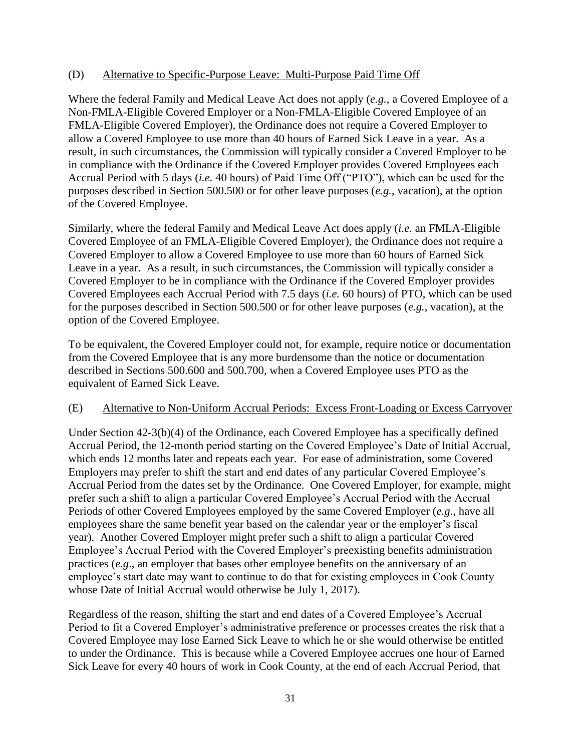### (D) Alternative to Specific-Purpose Leave: Multi-Purpose Paid Time Off

Where the federal Family and Medical Leave Act does not apply (*e.g.*, a Covered Employee of a Non-FMLA-Eligible Covered Employer or a Non-FMLA-Eligible Covered Employee of an FMLA-Eligible Covered Employer), the Ordinance does not require a Covered Employer to allow a Covered Employee to use more than 40 hours of Earned Sick Leave in a year. As a result, in such circumstances, the Commission will typically consider a Covered Employer to be in compliance with the Ordinance if the Covered Employer provides Covered Employees each Accrual Period with 5 days (*i.e.* 40 hours) of Paid Time Off ("PTO"), which can be used for the purposes described in Section 500.500 or for other leave purposes (*e.g.*, vacation), at the option of the Covered Employee.

Similarly, where the federal Family and Medical Leave Act does apply (*i.e.* an FMLA-Eligible Covered Employee of an FMLA-Eligible Covered Employer), the Ordinance does not require a Covered Employer to allow a Covered Employee to use more than 60 hours of Earned Sick Leave in a year. As a result, in such circumstances, the Commission will typically consider a Covered Employer to be in compliance with the Ordinance if the Covered Employer provides Covered Employees each Accrual Period with 7.5 days (*i.e.* 60 hours) of PTO, which can be used for the purposes described in Section 500.500 or for other leave purposes (*e.g.*, vacation), at the option of the Covered Employee.

To be equivalent, the Covered Employer could not, for example, require notice or documentation from the Covered Employee that is any more burdensome than the notice or documentation described in Sections 500.600 and 500.700, when a Covered Employee uses PTO as the equivalent of Earned Sick Leave.

### (E) Alternative to Non-Uniform Accrual Periods: Excess Front-Loading or Excess Carryover

Under Section 42-3(b)(4) of the Ordinance, each Covered Employee has a specifically defined Accrual Period, the 12-month period starting on the Covered Employee's Date of Initial Accrual, which ends 12 months later and repeats each year. For ease of administration, some Covered Employers may prefer to shift the start and end dates of any particular Covered Employee's Accrual Period from the dates set by the Ordinance. One Covered Employer, for example, might prefer such a shift to align a particular Covered Employee's Accrual Period with the Accrual Periods of other Covered Employees employed by the same Covered Employer (*e.g.*, have all employees share the same benefit year based on the calendar year or the employer's fiscal year). Another Covered Employer might prefer such a shift to align a particular Covered Employee's Accrual Period with the Covered Employer's preexisting benefits administration practices (*e.g*., an employer that bases other employee benefits on the anniversary of an employee's start date may want to continue to do that for existing employees in Cook County whose Date of Initial Accrual would otherwise be July 1, 2017).

Regardless of the reason, shifting the start and end dates of a Covered Employee's Accrual Period to fit a Covered Employer's administrative preference or processes creates the risk that a Covered Employee may lose Earned Sick Leave to which he or she would otherwise be entitled to under the Ordinance. This is because while a Covered Employee accrues one hour of Earned Sick Leave for every 40 hours of work in Cook County, at the end of each Accrual Period, that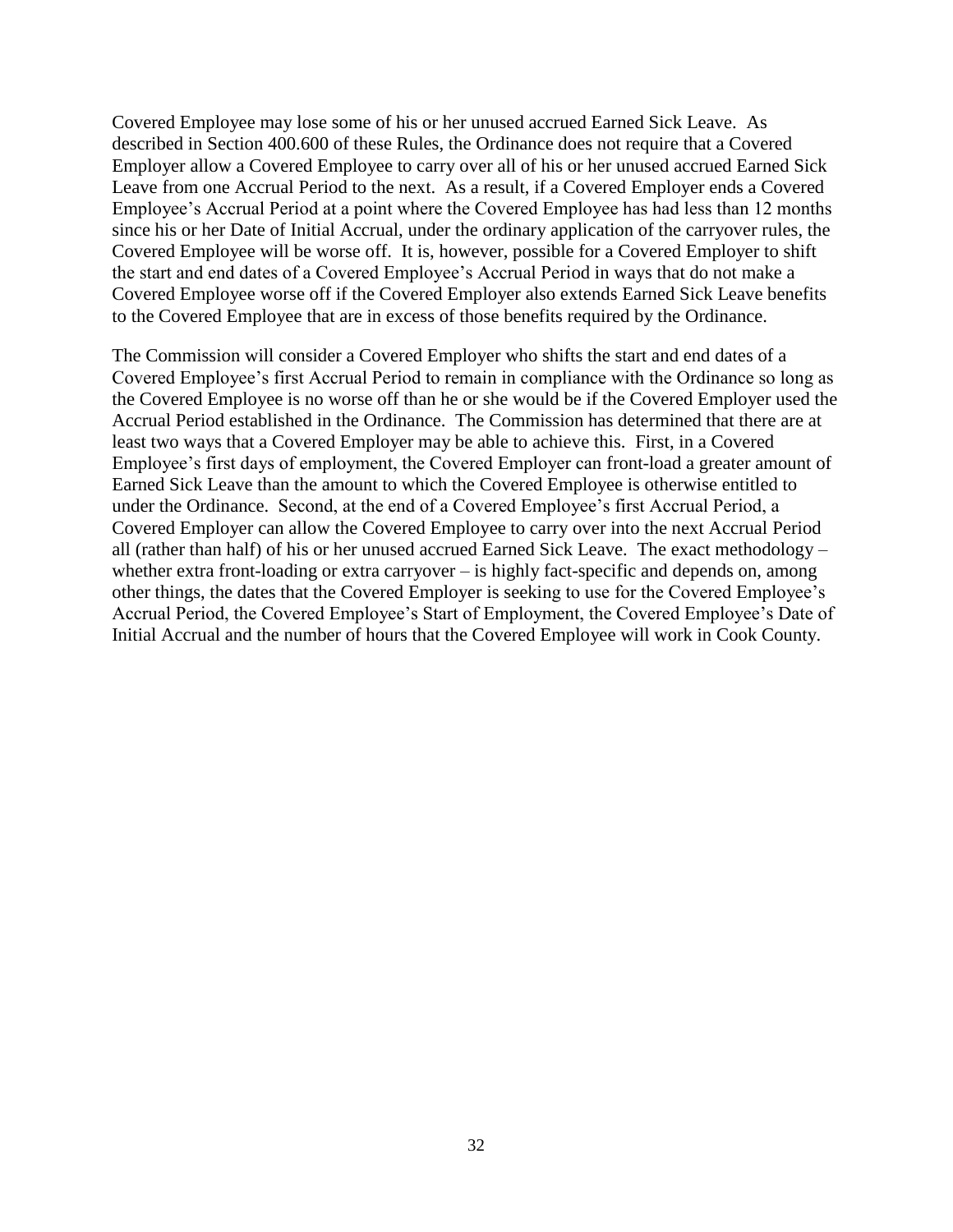Covered Employee may lose some of his or her unused accrued Earned Sick Leave. As described in Section 400.600 of these Rules, the Ordinance does not require that a Covered Employer allow a Covered Employee to carry over all of his or her unused accrued Earned Sick Leave from one Accrual Period to the next. As a result, if a Covered Employer ends a Covered Employee's Accrual Period at a point where the Covered Employee has had less than 12 months since his or her Date of Initial Accrual, under the ordinary application of the carryover rules, the Covered Employee will be worse off. It is, however, possible for a Covered Employer to shift the start and end dates of a Covered Employee's Accrual Period in ways that do not make a Covered Employee worse off if the Covered Employer also extends Earned Sick Leave benefits to the Covered Employee that are in excess of those benefits required by the Ordinance.

The Commission will consider a Covered Employer who shifts the start and end dates of a Covered Employee's first Accrual Period to remain in compliance with the Ordinance so long as the Covered Employee is no worse off than he or she would be if the Covered Employer used the Accrual Period established in the Ordinance. The Commission has determined that there are at least two ways that a Covered Employer may be able to achieve this. First, in a Covered Employee's first days of employment, the Covered Employer can front-load a greater amount of Earned Sick Leave than the amount to which the Covered Employee is otherwise entitled to under the Ordinance. Second, at the end of a Covered Employee's first Accrual Period, a Covered Employer can allow the Covered Employee to carry over into the next Accrual Period all (rather than half) of his or her unused accrued Earned Sick Leave. The exact methodology – whether extra front-loading or extra carryover – is highly fact-specific and depends on, among other things, the dates that the Covered Employer is seeking to use for the Covered Employee's Accrual Period, the Covered Employee's Start of Employment, the Covered Employee's Date of Initial Accrual and the number of hours that the Covered Employee will work in Cook County.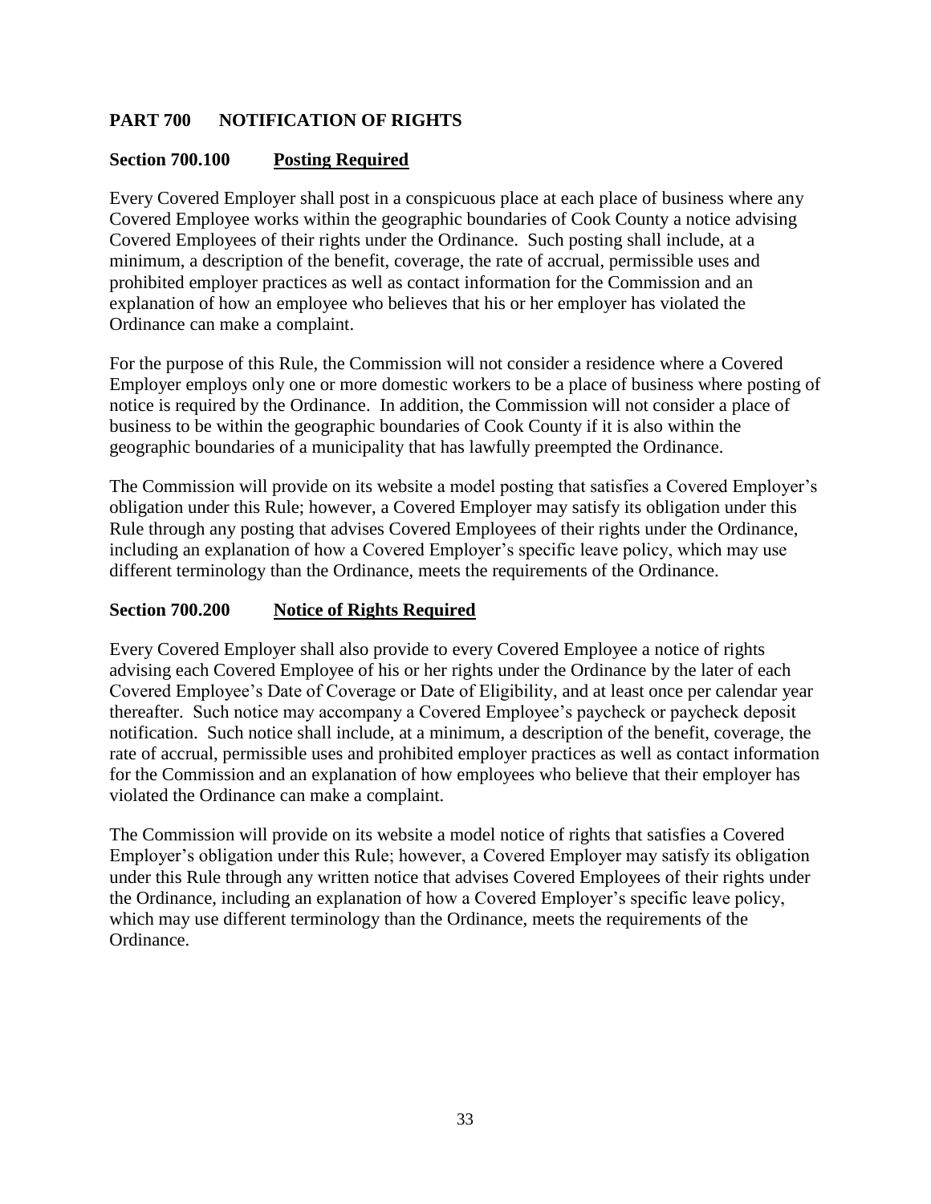## PART 700 NOTIFICATION OF RIGHTS

### Section 700.100 Posting Required

Every Covered Employer shall post in a conspicuous place at each place of business where any Covered Employee works within the geographic boundaries of Cook County a notice advising Covered Employees of their rights under the Ordinance. Such posting shall include, at a minimum, a description of the benefit, coverage, the rate of accrual, permissible uses and prohibited employer practices as well as contact information for the Commission and an explanation of how an employee who believes that his or her employer has violated the Ordinance can make a complaint.

For the purpose of this Rule, the Commission will not consider a residence where a Covered Employer employs only one or more domestic workers to be a place of business where posting of notice is required by the Ordinance. In addition, the Commission will not consider a place of business to be within the geographic boundaries of Cook County if it is also within the geographic boundaries of a municipality that has lawfully preempted the Ordinance.

The Commission will provide on its website a model posting that satisfies a Covered Employer's obligation under this Rule; however, a Covered Employer may satisfy its obligation under this Rule through any posting that advises Covered Employees of their rights under the Ordinance, including an explanation of how a Covered Employer's specific leave policy, which may use different terminology than the Ordinance, meets the requirements of the Ordinance.

### Section 700.200 Notice of Rights Required

Every Covered Employer shall also provide to every Covered Employee a notice of rights advising each Covered Employee of his or her rights under the Ordinance by the later of each Covered Employee's Date of Coverage or Date of Eligibility, and at least once per calendar year thereafter. Such notice may accompany a Covered Employee's paycheck or paycheck deposit notification. Such notice shall include, at a minimum, a description of the benefit, coverage, the rate of accrual, permissible uses and prohibited employer practices as well as contact information for the Commission and an explanation of how employees who believe that their employer has violated the Ordinance can make a complaint.

The Commission will provide on its website a model notice of rights that satisfies a Covered Employer's obligation under this Rule; however, a Covered Employer may satisfy its obligation under this Rule through any written notice that advises Covered Employees of their rights under the Ordinance, including an explanation of how a Covered Employer's specific leave policy, which may use different terminology than the Ordinance, meets the requirements of the Ordinance.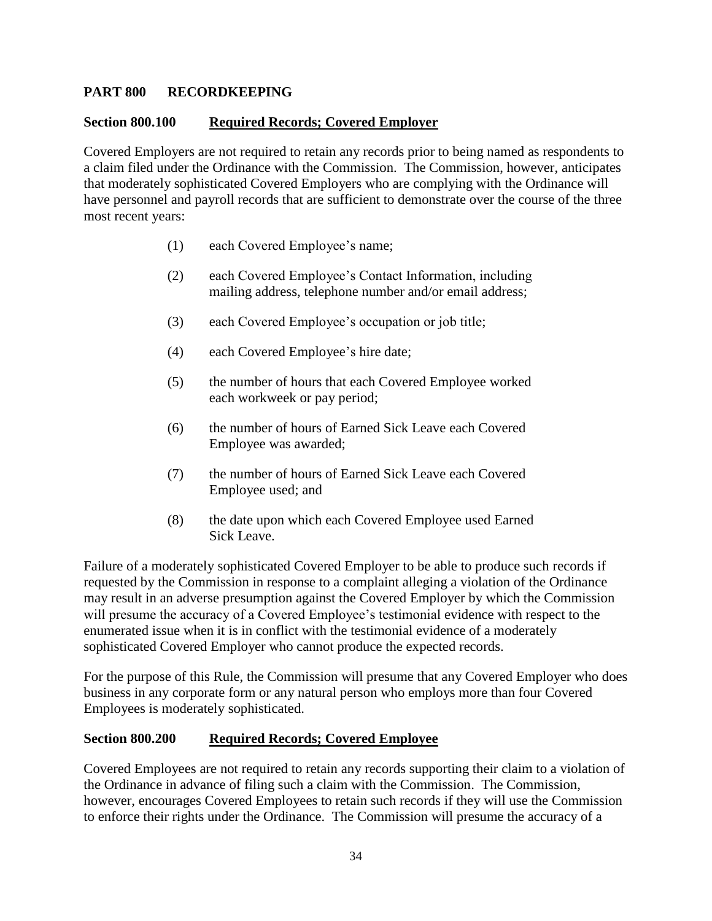## PART 800 RECORDKEEPING

### Section 800.100 Required Records; Covered Employer

Covered Employers are not required to retain any records prior to being named as respondents to a claim filed under the Ordinance with the Commission. The Commission, however, anticipates that moderately sophisticated Covered Employers who are complying with the Ordinance will have personnel and payroll records that are sufficient to demonstrate over the course of the three most recent years:

(1) each Covered Employee's name;

(2) each Covered Employee's Contact Information, including mailing address, telephone number and/or email address;

(3) each Covered Employee's occupation or job title;

(4) each Covered Employee's hire date;

(5) the number of hours that each Covered Employee worked each workweek or pay period;

(6) the number of hours of Earned Sick Leave each Covered Employee was awarded;

(7) the number of hours of Earned Sick Leave each Covered Employee used; and

(8) the date upon which each Covered Employee used Earned Sick Leave.

Failure of a moderately sophisticated Covered Employer to be able to produce such records if requested by the Commission in response to a complaint alleging a violation of the Ordinance may result in an adverse presumption against the Covered Employer by which the Commission will presume the accuracy of a Covered Employee's testimonial evidence with respect to the enumerated issue when it is in conflict with the testimonial evidence of a moderately sophisticated Covered Employer who cannot produce the expected records.

For the purpose of this Rule, the Commission will presume that any Covered Employer who does business in any corporate form or any natural person who employs more than four Covered Employees is moderately sophisticated.

### Section 800.200 Required Records; Covered Employee

Covered Employees are not required to retain any records supporting their claim to a violation of the Ordinance in advance of filing such a claim with the Commission. The Commission, however, encourages Covered Employees to retain such records if they will use the Commission to enforce their rights under the Ordinance. The Commission will presume the accuracy of a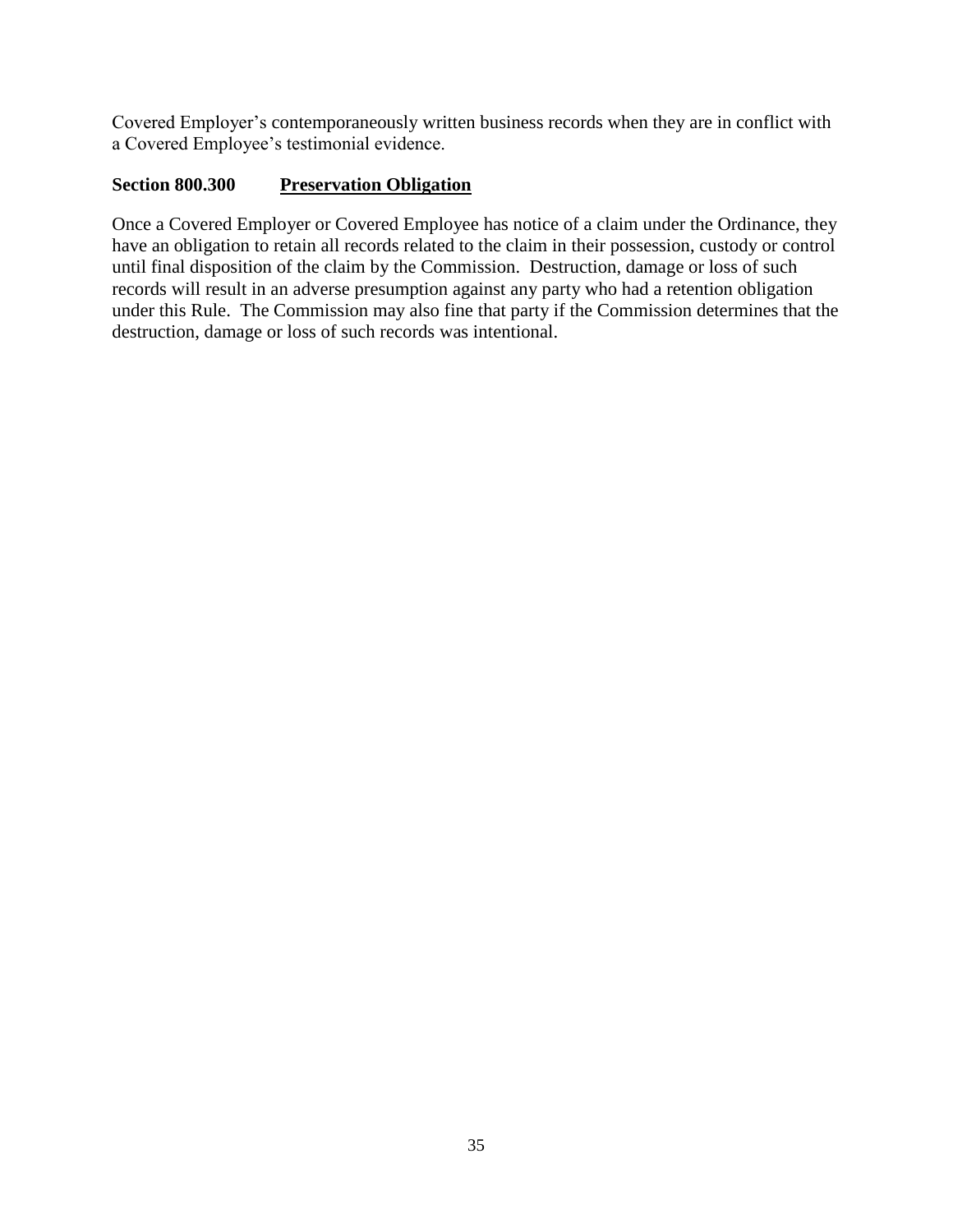Covered Employer's contemporaneously written business records when they are in conflict with a Covered Employee's testimonial evidence.

### Section 800.300 Preservation Obligation

Once a Covered Employer or Covered Employee has notice of a claim under the Ordinance, they have an obligation to retain all records related to the claim in their possession, custody or control until final disposition of the claim by the Commission. Destruction, damage or loss of such records will result in an adverse presumption against any party who had a retention obligation under this Rule. The Commission may also fine that party if the Commission determines that the destruction, damage or loss of such records was intentional.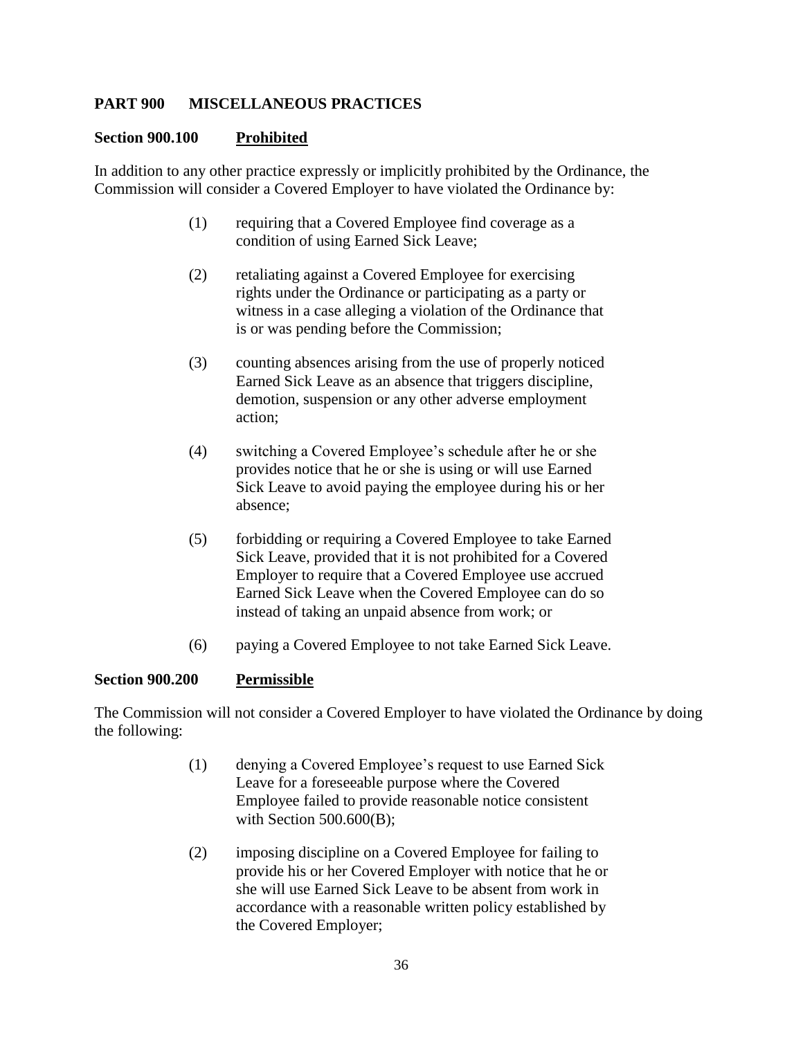## PART 900 MISCELLANEOUS PRACTICES

### Section 900.100 Prohibited

In addition to any other practice expressly or implicitly prohibited by the Ordinance, the Commission will consider a Covered Employer to have violated the Ordinance by:

(1) requiring that a Covered Employee find coverage as a condition of using Earned Sick Leave;

(2) retaliating against a Covered Employee for exercising rights under the Ordinance or participating as a party or witness in a case alleging a violation of the Ordinance that is or was pending before the Commission;

(3) counting absences arising from the use of properly noticed Earned Sick Leave as an absence that triggers discipline, demotion, suspension or any other adverse employment action;

(4) switching a Covered Employee's schedule after he or she provides notice that he or she is using or will use Earned Sick Leave to avoid paying the employee during his or her absence;

(5) forbidding or requiring a Covered Employee to take Earned Sick Leave, provided that it is not prohibited for a Covered Employer to require that a Covered Employee use accrued Earned Sick Leave when the Covered Employee can do so instead of taking an unpaid absence from work; or

(6) paying a Covered Employee to not take Earned Sick Leave.

### Section 900.200 Permissible

The Commission will not consider a Covered Employer to have violated the Ordinance by doing the following:

(1) denying a Covered Employee's request to use Earned Sick Leave for a foreseeable purpose where the Covered Employee failed to provide reasonable notice consistent with Section 500.600(B);

(2) imposing discipline on a Covered Employee for failing to provide his or her Covered Employer with notice that he or she will use Earned Sick Leave to be absent from work in accordance with a reasonable written policy established by the Covered Employer;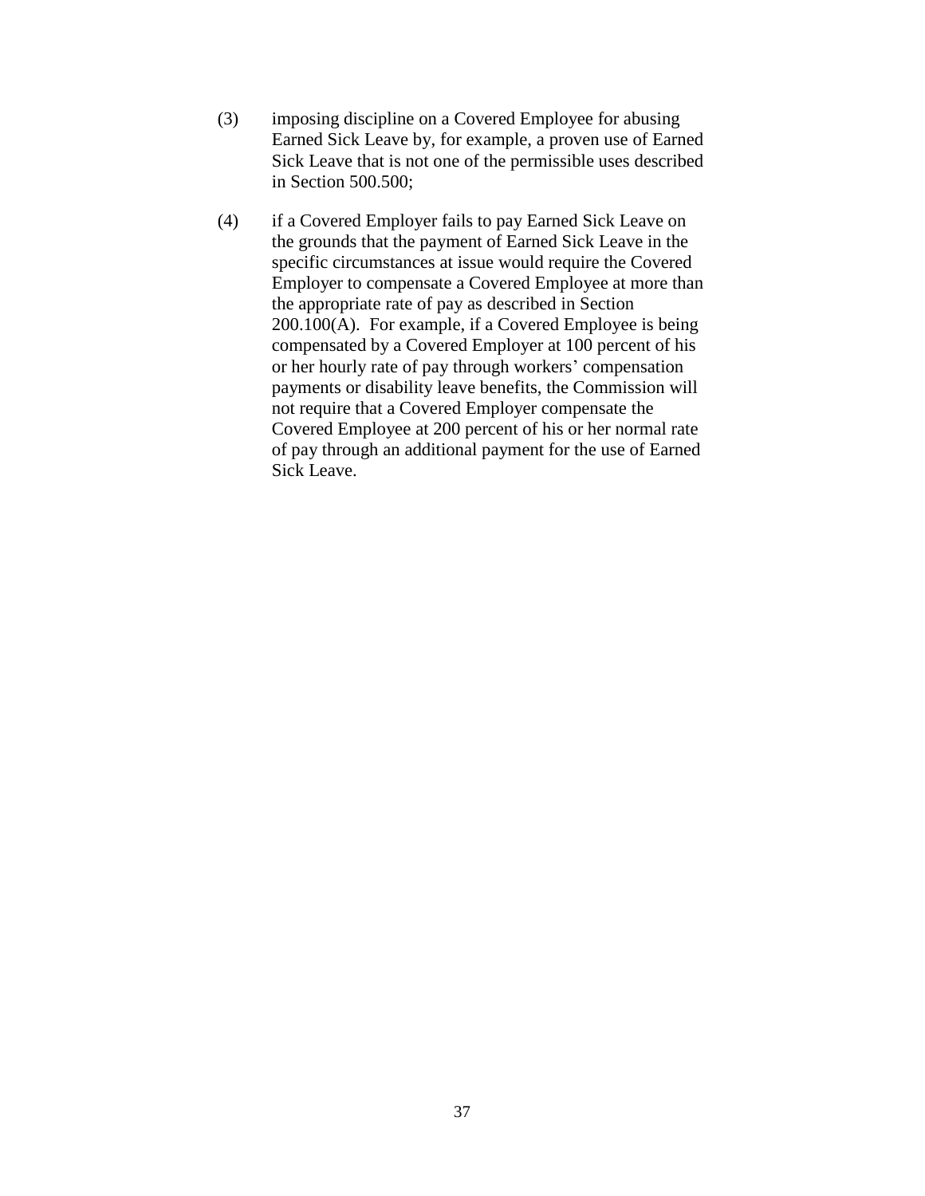(3) imposing discipline on a Covered Employee for abusing Earned Sick Leave by, for example, a proven use of Earned Sick Leave that is not one of the permissible uses described in Section 500.500;

(4) if a Covered Employer fails to pay Earned Sick Leave on the grounds that the payment of Earned Sick Leave in the specific circumstances at issue would require the Covered Employer to compensate a Covered Employee at more than the appropriate rate of pay as described in Section 200.100(A). For example, if a Covered Employee is being compensated by a Covered Employer at 100 percent of his or her hourly rate of pay through workers' compensation payments or disability leave benefits, the Commission will not require that a Covered Employer compensate the Covered Employee at 200 percent of his or her normal rate of pay through an additional payment for the use of Earned Sick Leave.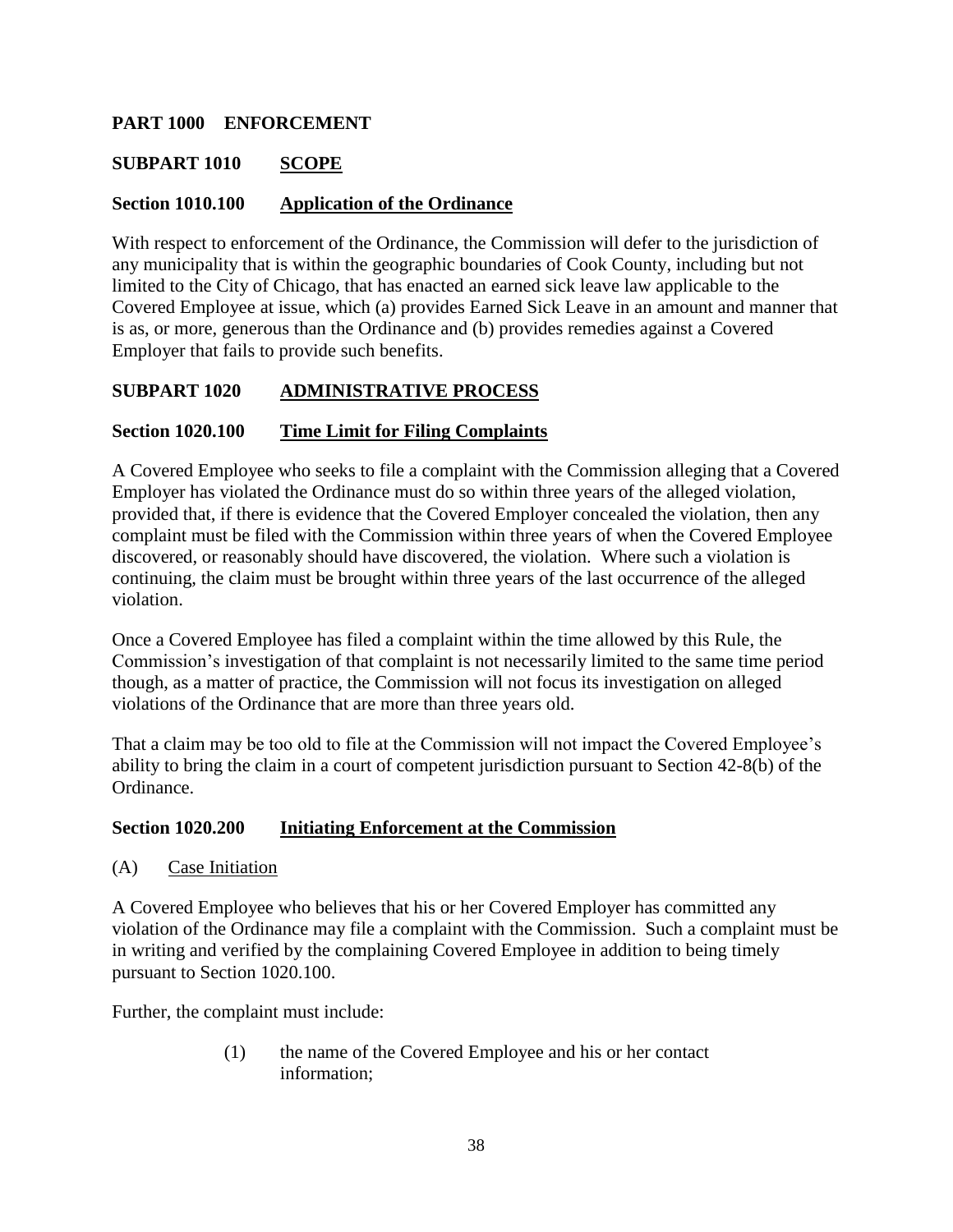# PART 1000 ENFORCEMENT

## SUBPART 1010 SCOPE

### Section 1010.100 Application of the Ordinance

With respect to enforcement of the Ordinance, the Commission will defer to the jurisdiction of any municipality that is within the geographic boundaries of Cook County, including but not limited to the City of Chicago, that has enacted an earned sick leave law applicable to the Covered Employee at issue, which (a) provides Earned Sick Leave in an amount and manner that is as, or more, generous than the Ordinance and (b) provides remedies against a Covered Employer that fails to provide such benefits.

## SUBPART 1020 ADMINISTRATIVE PROCESS

### Section 1020.100 Time Limit for Filing Complaints

A Covered Employee who seeks to file a complaint with the Commission alleging that a Covered Employer has violated the Ordinance must do so within three years of the alleged violation, provided that, if there is evidence that the Covered Employer concealed the violation, then any complaint must be filed with the Commission within three years of when the Covered Employee discovered, or reasonably should have discovered, the violation. Where such a violation is continuing, the claim must be brought within three years of the last occurrence of the alleged violation.

Once a Covered Employee has filed a complaint within the time allowed by this Rule, the Commission's investigation of that complaint is not necessarily limited to the same time period though, as a matter of practice, the Commission will not focus its investigation on alleged violations of the Ordinance that are more than three years old.

That a claim may be too old to file at the Commission will not impact the Covered Employee's ability to bring the claim in a court of competent jurisdiction pursuant to Section 42-8(b) of the Ordinance.

### Section 1020.200 Initiating Enforcement at the Commission

(A) Case Initiation

A Covered Employee who believes that his or her Covered Employer has committed any violation of the Ordinance may file a complaint with the Commission. Such a complaint must be in writing and verified by the complaining Covered Employee in addition to being timely pursuant to Section 1020.100.

Further, the complaint must include:

(1) the name of the Covered Employee and his or her contact information;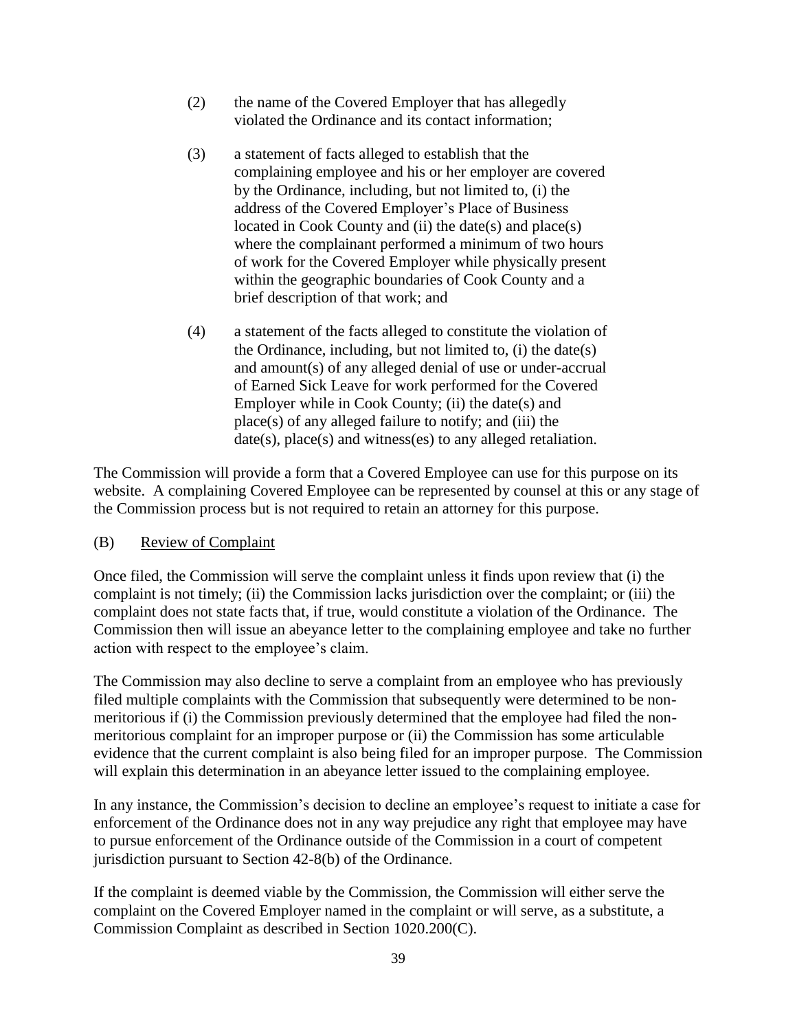(2) the name of the Covered Employer that has allegedly violated the Ordinance and its contact information;

(3) a statement of facts alleged to establish that the complaining employee and his or her employer are covered by the Ordinance, including, but not limited to, (i) the address of the Covered Employer's Place of Business located in Cook County and (ii) the date(s) and place(s) where the complainant performed a minimum of two hours of work for the Covered Employer while physically present within the geographic boundaries of Cook County and a brief description of that work; and

(4) a statement of the facts alleged to constitute the violation of the Ordinance, including, but not limited to, (i) the date(s) and amount(s) of any alleged denial of use or under-accrual of Earned Sick Leave for work performed for the Covered Employer while in Cook County; (ii) the date(s) and place(s) of any alleged failure to notify; and (iii) the date(s), place(s) and witness(es) to any alleged retaliation.

The Commission will provide a form that a Covered Employee can use for this purpose on its website. A complaining Covered Employee can be represented by counsel at this or any stage of the Commission process but is not required to retain an attorney for this purpose.

(B) Review of Complaint

Once filed, the Commission will serve the complaint unless it finds upon review that (i) the complaint is not timely; (ii) the Commission lacks jurisdiction over the complaint; or (iii) the complaint does not state facts that, if true, would constitute a violation of the Ordinance. The Commission then will issue an abeyance letter to the complaining employee and take no further action with respect to the employee's claim.

The Commission may also decline to serve a complaint from an employee who has previously filed multiple complaints with the Commission that subsequently were determined to be non-meritorious if (i) the Commission previously determined that the employee had filed the non-meritorious complaint for an improper purpose or (ii) the Commission has some articulable evidence that the current complaint is also being filed for an improper purpose. The Commission will explain this determination in an abeyance letter issued to the complaining employee.

In any instance, the Commission's decision to decline an employee's request to initiate a case for enforcement of the Ordinance does not in any way prejudice any right that employee may have to pursue enforcement of the Ordinance outside of the Commission in a court of competent jurisdiction pursuant to Section 42-8(b) of the Ordinance.

If the complaint is deemed viable by the Commission, the Commission will either serve the complaint on the Covered Employer named in the complaint or will serve, as a substitute, a Commission Complaint as described in Section 1020.200(C).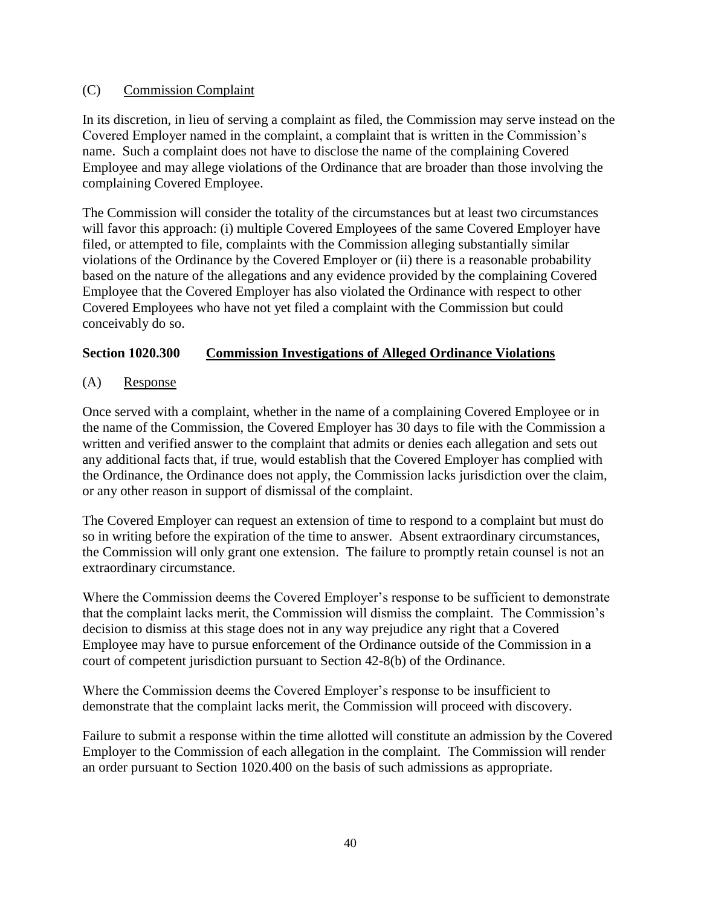### (C) Commission Complaint

In its discretion, in lieu of serving a complaint as filed, the Commission may serve instead on the Covered Employer named in the complaint, a complaint that is written in the Commission's name. Such a complaint does not have to disclose the name of the complaining Covered Employee and may allege violations of the Ordinance that are broader than those involving the complaining Covered Employee.

The Commission will consider the totality of the circumstances but at least two circumstances will favor this approach: (i) multiple Covered Employees of the same Covered Employer have filed, or attempted to file, complaints with the Commission alleging substantially similar violations of the Ordinance by the Covered Employer or (ii) there is a reasonable probability based on the nature of the allegations and any evidence provided by the complaining Covered Employee that the Covered Employer has also violated the Ordinance with respect to other Covered Employees who have not yet filed a complaint with the Commission but could conceivably do so.

## Section 1020.300 Commission Investigations of Alleged Ordinance Violations

### (A) Response

Once served with a complaint, whether in the name of a complaining Covered Employee or in the name of the Commission, the Covered Employer has 30 days to file with the Commission a written and verified answer to the complaint that admits or denies each allegation and sets out any additional facts that, if true, would establish that the Covered Employer has complied with the Ordinance, the Ordinance does not apply, the Commission lacks jurisdiction over the claim, or any other reason in support of dismissal of the complaint.

The Covered Employer can request an extension of time to respond to a complaint but must do so in writing before the expiration of the time to answer. Absent extraordinary circumstances, the Commission will only grant one extension. The failure to promptly retain counsel is not an extraordinary circumstance.

Where the Commission deems the Covered Employer's response to be sufficient to demonstrate that the complaint lacks merit, the Commission will dismiss the complaint. The Commission's decision to dismiss at this stage does not in any way prejudice any right that a Covered Employee may have to pursue enforcement of the Ordinance outside of the Commission in a court of competent jurisdiction pursuant to Section 42-8(b) of the Ordinance.

Where the Commission deems the Covered Employer's response to be insufficient to demonstrate that the complaint lacks merit, the Commission will proceed with discovery.

Failure to submit a response within the time allotted will constitute an admission by the Covered Employer to the Commission of each allegation in the complaint. The Commission will render an order pursuant to Section 1020.400 on the basis of such admissions as appropriate.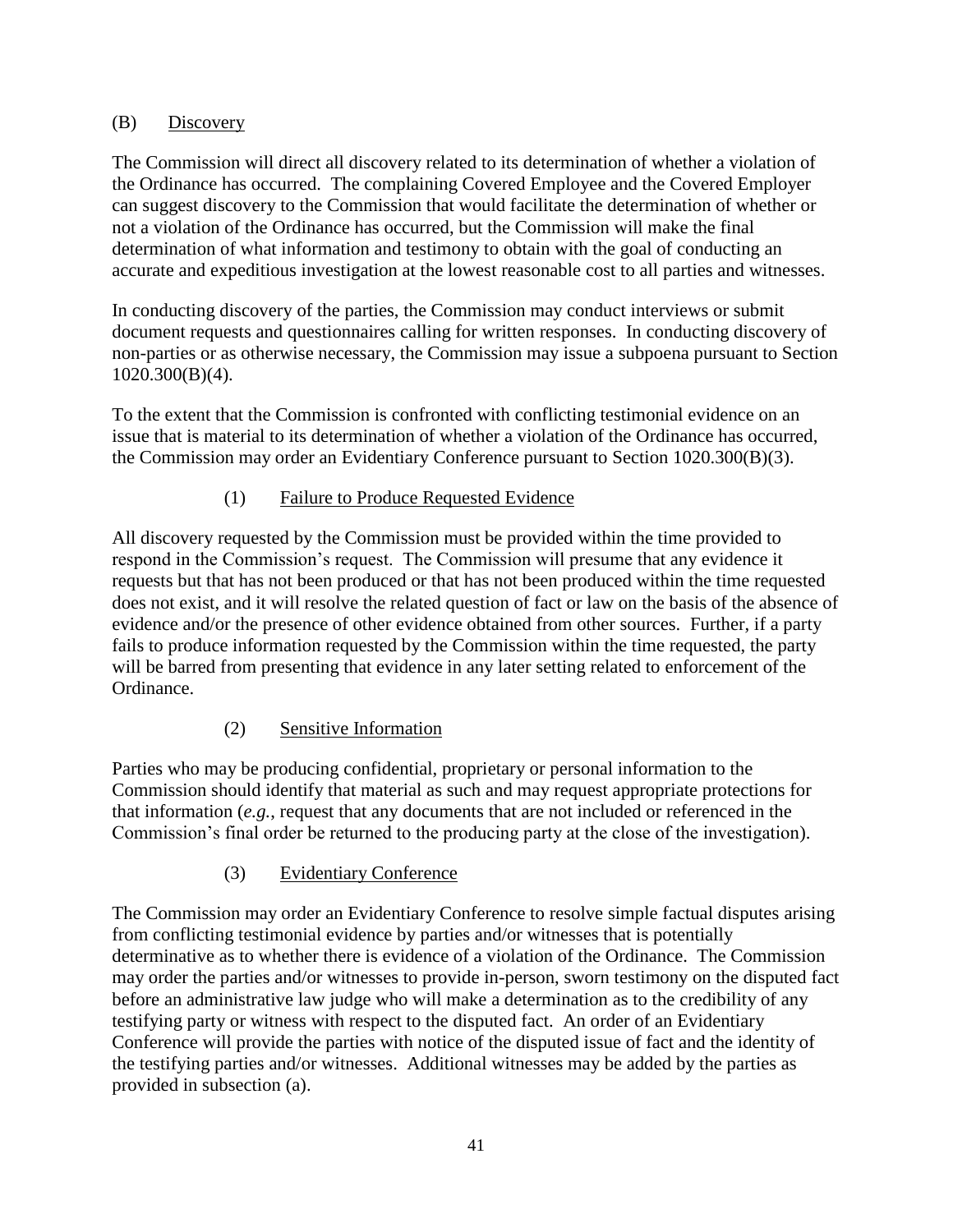### (B) <u>Discovery</u>

The Commission will direct all discovery related to its determination of whether a violation of the Ordinance has occurred. The complaining Covered Employee and the Covered Employer can suggest discovery to the Commission that would facilitate the determination of whether or not a violation of the Ordinance has occurred, but the Commission will make the final determination of what information and testimony to obtain with the goal of conducting an accurate and expeditious investigation at the lowest reasonable cost to all parties and witnesses.

In conducting discovery of the parties, the Commission may conduct interviews or submit document requests and questionnaires calling for written responses. In conducting discovery of non-parties or as otherwise necessary, the Commission may issue a subpoena pursuant to Section 1020.300(B)(4).

To the extent that the Commission is confronted with conflicting testimonial evidence on an issue that is material to its determination of whether a violation of the Ordinance has occurred, the Commission may order an Evidentiary Conference pursuant to Section 1020.300(B)(3).

#### (1) <u>Failure to Produce Requested Evidence</u>

All discovery requested by the Commission must be provided within the time provided to respond in the Commission's request. The Commission will presume that any evidence it requests but that has not been produced or that has not been produced within the time requested does not exist, and it will resolve the related question of fact or law on the basis of the absence of evidence and/or the presence of other evidence obtained from other sources. Further, if a party fails to produce information requested by the Commission within the time requested, the party will be barred from presenting that evidence in any later setting related to enforcement of the Ordinance.

#### (2) <u>Sensitive Information</u>

Parties who may be producing confidential, proprietary or personal information to the Commission should identify that material as such and may request appropriate protections for that information (*e.g.*, request that any documents that are not included or referenced in the Commission's final order be returned to the producing party at the close of the investigation).

#### (3) <u>Evidentiary Conference</u>

The Commission may order an Evidentiary Conference to resolve simple factual disputes arising from conflicting testimonial evidence by parties and/or witnesses that is potentially determinative as to whether there is evidence of a violation of the Ordinance. The Commission may order the parties and/or witnesses to provide in-person, sworn testimony on the disputed fact before an administrative law judge who will make a determination as to the credibility of any testifying party or witness with respect to the disputed fact. An order of an Evidentiary Conference will provide the parties with notice of the disputed issue of fact and the identity of the testifying parties and/or witnesses. Additional witnesses may be added by the parties as provided in subsection (a).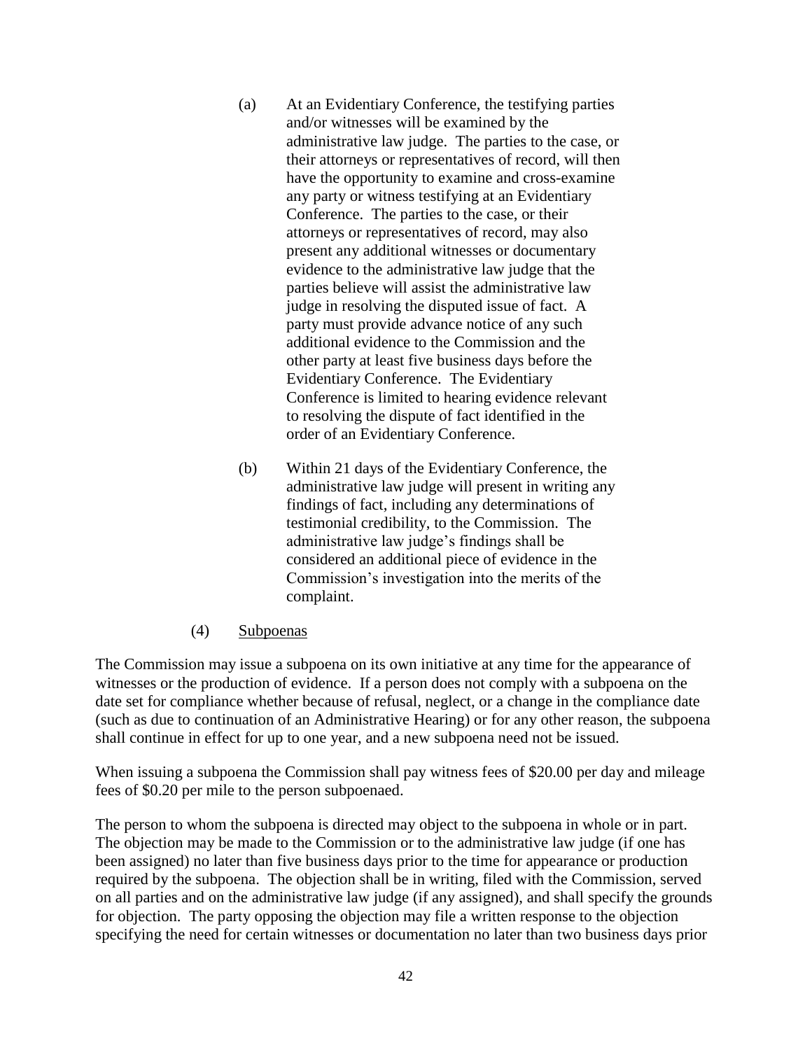(a) At an Evidentiary Conference, the testifying parties and/or witnesses will be examined by the administrative law judge. The parties to the case, or their attorneys or representatives of record, will then have the opportunity to examine and cross-examine any party or witness testifying at an Evidentiary Conference. The parties to the case, or their attorneys or representatives of record, may also present any additional witnesses or documentary evidence to the administrative law judge that the parties believe will assist the administrative law judge in resolving the disputed issue of fact. A party must provide advance notice of any such additional evidence to the Commission and the other party at least five business days before the Evidentiary Conference. The Evidentiary Conference is limited to hearing evidence relevant to resolving the dispute of fact identified in the order of an Evidentiary Conference.

(b) Within 21 days of the Evidentiary Conference, the administrative law judge will present in writing any findings of fact, including any determinations of testimonial credibility, to the Commission. The administrative law judge's findings shall be considered an additional piece of evidence in the Commission's investigation into the merits of the complaint.

(4) <u>Subpoenas</u>

The Commission may issue a subpoena on its own initiative at any time for the appearance of witnesses or the production of evidence. If a person does not comply with a subpoena on the date set for compliance whether because of refusal, neglect, or a change in the compliance date (such as due to continuation of an Administrative Hearing) or for any other reason, the subpoena shall continue in effect for up to one year, and a new subpoena need not be issued.

When issuing a subpoena the Commission shall pay witness fees of $20.00 per day and mileage fees of $0.20 per mile to the person subpoenaed.

The person to whom the subpoena is directed may object to the subpoena in whole or in part. The objection may be made to the Commission or to the administrative law judge (if one has been assigned) no later than five business days prior to the time for appearance or production required by the subpoena. The objection shall be in writing, filed with the Commission, served on all parties and on the administrative law judge (if any assigned), and shall specify the grounds for objection. The party opposing the objection may file a written response to the objection specifying the need for certain witnesses or documentation no later than two business days prior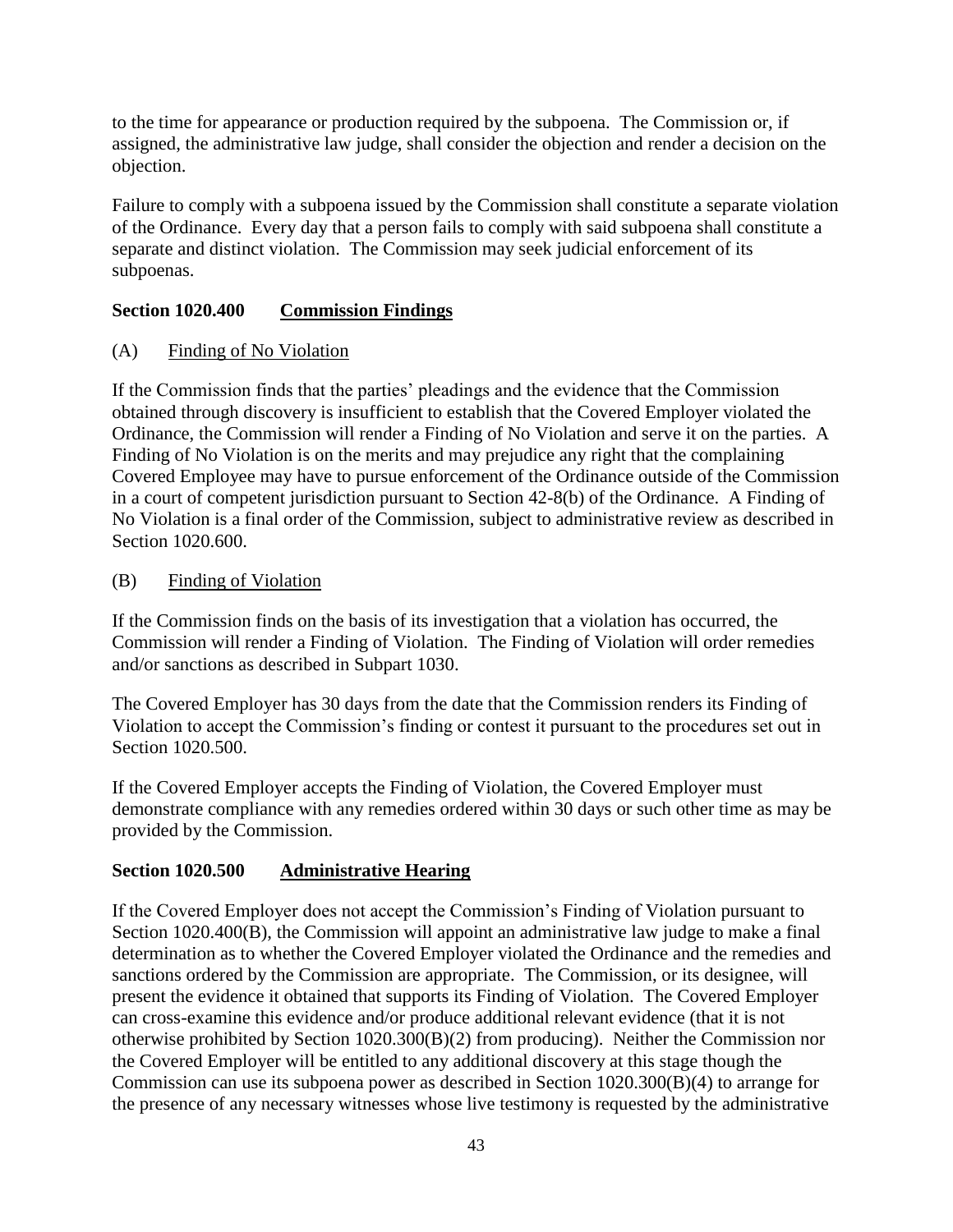to the time for appearance or production required by the subpoena. The Commission or, if assigned, the administrative law judge, shall consider the objection and render a decision on the objection.

Failure to comply with a subpoena issued by the Commission shall constitute a separate violation of the Ordinance. Every day that a person fails to comply with said subpoena shall constitute a separate and distinct violation. The Commission may seek judicial enforcement of its subpoenas.

### Section 1020.400 Commission Findings

(A) Finding of No Violation

If the Commission finds that the parties' pleadings and the evidence that the Commission obtained through discovery is insufficient to establish that the Covered Employer violated the Ordinance, the Commission will render a Finding of No Violation and serve it on the parties. A Finding of No Violation is on the merits and may prejudice any right that the complaining Covered Employee may have to pursue enforcement of the Ordinance outside of the Commission in a court of competent jurisdiction pursuant to Section 42-8(b) of the Ordinance. A Finding of No Violation is a final order of the Commission, subject to administrative review as described in Section 1020.600.

(B) Finding of Violation

If the Commission finds on the basis of its investigation that a violation has occurred, the Commission will render a Finding of Violation. The Finding of Violation will order remedies and/or sanctions as described in Subpart 1030.

The Covered Employer has 30 days from the date that the Commission renders its Finding of Violation to accept the Commission's finding or contest it pursuant to the procedures set out in Section 1020.500.

If the Covered Employer accepts the Finding of Violation, the Covered Employer must demonstrate compliance with any remedies ordered within 30 days or such other time as may be provided by the Commission.

### Section 1020.500 Administrative Hearing

If the Covered Employer does not accept the Commission's Finding of Violation pursuant to Section 1020.400(B), the Commission will appoint an administrative law judge to make a final determination as to whether the Covered Employer violated the Ordinance and the remedies and sanctions ordered by the Commission are appropriate. The Commission, or its designee, will present the evidence it obtained that supports its Finding of Violation. The Covered Employer can cross-examine this evidence and/or produce additional relevant evidence (that it is not otherwise prohibited by Section 1020.300(B)(2) from producing). Neither the Commission nor the Covered Employer will be entitled to any additional discovery at this stage though the Commission can use its subpoena power as described in Section 1020.300(B)(4) to arrange for the presence of any necessary witnesses whose live testimony is requested by the administrative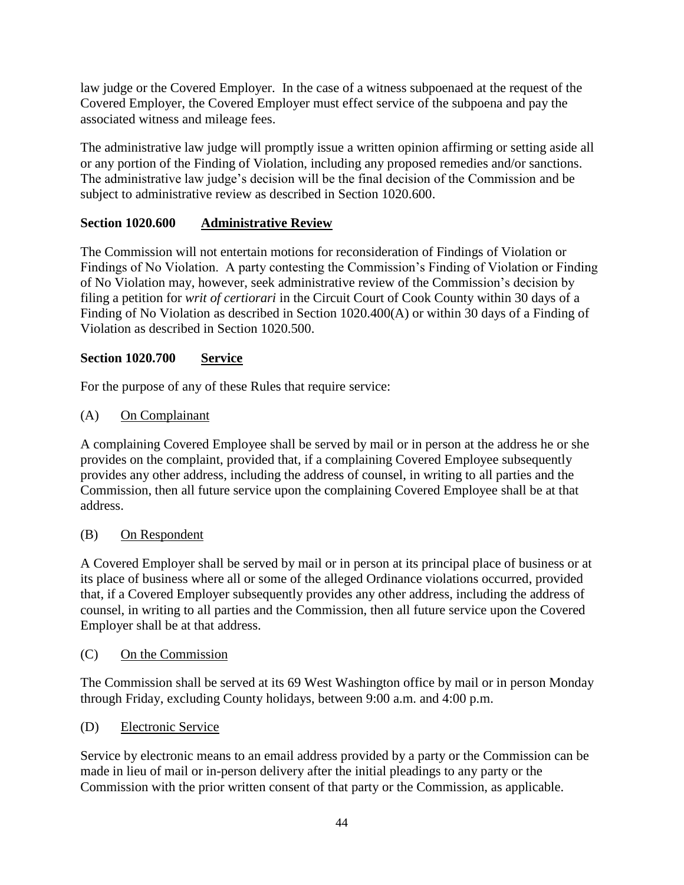law judge or the Covered Employer. In the case of a witness subpoenaed at the request of the Covered Employer, the Covered Employer must effect service of the subpoena and pay the associated witness and mileage fees.

The administrative law judge will promptly issue a written opinion affirming or setting aside all or any portion of the Finding of Violation, including any proposed remedies and/or sanctions. The administrative law judge's decision will be the final decision of the Commission and be subject to administrative review as described in Section 1020.600.

## Section 1020.600 Administrative Review

The Commission will not entertain motions for reconsideration of Findings of Violation or Findings of No Violation. A party contesting the Commission's Finding of Violation or Finding of No Violation may, however, seek administrative review of the Commission's decision by filing a petition for *writ of certiorari* in the Circuit Court of Cook County within 30 days of a Finding of No Violation as described in Section 1020.400(A) or within 30 days of a Finding of Violation as described in Section 1020.500.

## Section 1020.700 Service

For the purpose of any of these Rules that require service:

(A) On Complainant

A complaining Covered Employee shall be served by mail or in person at the address he or she provides on the complaint, provided that, if a complaining Covered Employee subsequently provides any other address, including the address of counsel, in writing to all parties and the Commission, then all future service upon the complaining Covered Employee shall be at that address.

(B) On Respondent

A Covered Employer shall be served by mail or in person at its principal place of business or at its place of business where all or some of the alleged Ordinance violations occurred, provided that, if a Covered Employer subsequently provides any other address, including the address of counsel, in writing to all parties and the Commission, then all future service upon the Covered Employer shall be at that address.

(C) On the Commission

The Commission shall be served at its 69 West Washington office by mail or in person Monday through Friday, excluding County holidays, between 9:00 a.m. and 4:00 p.m.

(D) Electronic Service

Service by electronic means to an email address provided by a party or the Commission can be made in lieu of mail or in-person delivery after the initial pleadings to any party or the Commission with the prior written consent of that party or the Commission, as applicable.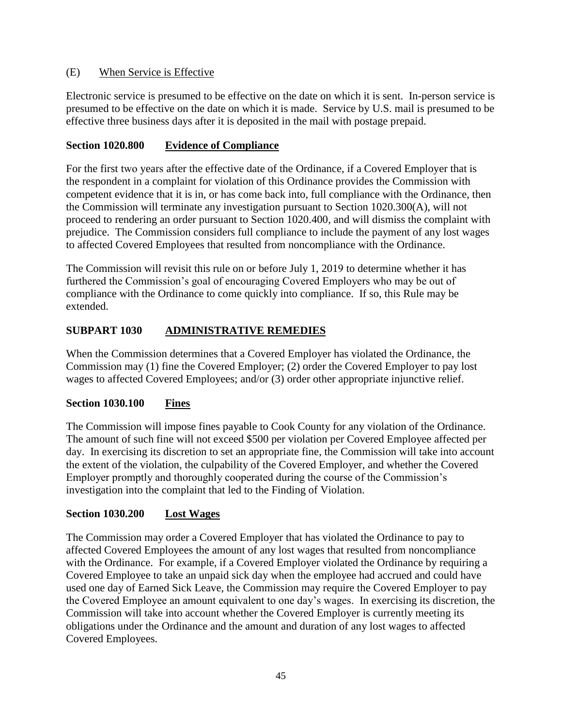(E) When Service is Effective

Electronic service is presumed to be effective on the date on which it is sent. In-person service is presumed to be effective on the date on which it is made. Service by U.S. mail is presumed to be effective three business days after it is deposited in the mail with postage prepaid.

### Section 1020.800 Evidence of Compliance

For the first two years after the effective date of the Ordinance, if a Covered Employer that is the respondent in a complaint for violation of this Ordinance provides the Commission with competent evidence that it is in, or has come back into, full compliance with the Ordinance, then the Commission will terminate any investigation pursuant to Section 1020.300(A), will not proceed to rendering an order pursuant to Section 1020.400, and will dismiss the complaint with prejudice. The Commission considers full compliance to include the payment of any lost wages to affected Covered Employees that resulted from noncompliance with the Ordinance.

The Commission will revisit this rule on or before July 1, 2019 to determine whether it has furthered the Commission's goal of encouraging Covered Employers who may be out of compliance with the Ordinance to come quickly into compliance. If so, this Rule may be extended.

## SUBPART 1030 ADMINISTRATIVE REMEDIES

When the Commission determines that a Covered Employer has violated the Ordinance, the Commission may (1) fine the Covered Employer; (2) order the Covered Employer to pay lost wages to affected Covered Employees; and/or (3) order other appropriate injunctive relief.

### Section 1030.100 Fines

The Commission will impose fines payable to Cook County for any violation of the Ordinance. The amount of such fine will not exceed $500 per violation per Covered Employee affected per day. In exercising its discretion to set an appropriate fine, the Commission will take into account the extent of the violation, the culpability of the Covered Employer, and whether the Covered Employer promptly and thoroughly cooperated during the course of the Commission's investigation into the complaint that led to the Finding of Violation.

### Section 1030.200 Lost Wages

The Commission may order a Covered Employer that has violated the Ordinance to pay to affected Covered Employees the amount of any lost wages that resulted from noncompliance with the Ordinance. For example, if a Covered Employer violated the Ordinance by requiring a Covered Employee to take an unpaid sick day when the employee had accrued and could have used one day of Earned Sick Leave, the Commission may require the Covered Employer to pay the Covered Employee an amount equivalent to one day's wages. In exercising its discretion, the Commission will take into account whether the Covered Employer is currently meeting its obligations under the Ordinance and the amount and duration of any lost wages to affected Covered Employees.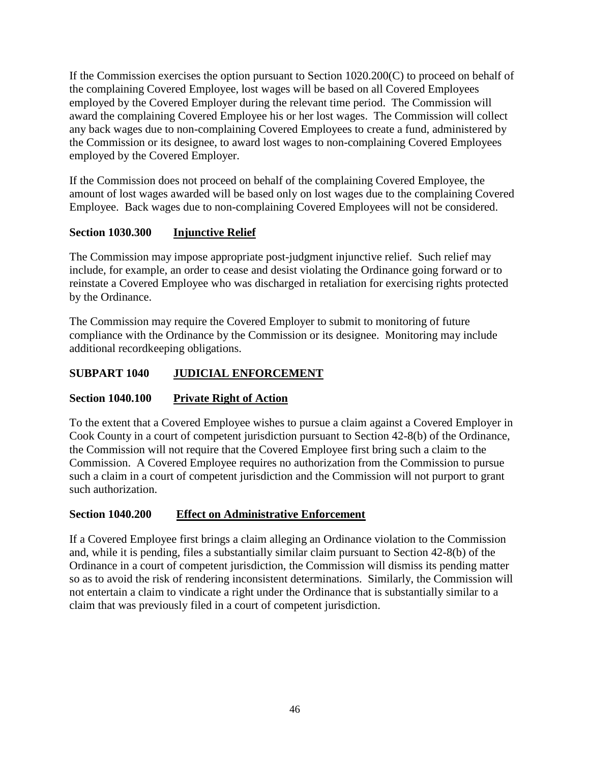If the Commission exercises the option pursuant to Section 1020.200(C) to proceed on behalf of the complaining Covered Employee, lost wages will be based on all Covered Employees employed by the Covered Employer during the relevant time period. The Commission will award the complaining Covered Employee his or her lost wages. The Commission will collect any back wages due to non-complaining Covered Employees to create a fund, administered by the Commission or its designee, to award lost wages to non-complaining Covered Employees employed by the Covered Employer.

If the Commission does not proceed on behalf of the complaining Covered Employee, the amount of lost wages awarded will be based only on lost wages due to the complaining Covered Employee. Back wages due to non-complaining Covered Employees will not be considered.

### Section 1030.300 Injunctive Relief

The Commission may impose appropriate post-judgment injunctive relief. Such relief may include, for example, an order to cease and desist violating the Ordinance going forward or to reinstate a Covered Employee who was discharged in retaliation for exercising rights protected by the Ordinance.

The Commission may require the Covered Employer to submit to monitoring of future compliance with the Ordinance by the Commission or its designee. Monitoring may include additional recordkeeping obligations.

## SUBPART 1040 JUDICIAL ENFORCEMENT

### Section 1040.100 Private Right of Action

To the extent that a Covered Employee wishes to pursue a claim against a Covered Employer in Cook County in a court of competent jurisdiction pursuant to Section 42-8(b) of the Ordinance, the Commission will not require that the Covered Employee first bring such a claim to the Commission. A Covered Employee requires no authorization from the Commission to pursue such a claim in a court of competent jurisdiction and the Commission will not purport to grant such authorization.

### Section 1040.200 Effect on Administrative Enforcement

If a Covered Employee first brings a claim alleging an Ordinance violation to the Commission and, while it is pending, files a substantially similar claim pursuant to Section 42-8(b) of the Ordinance in a court of competent jurisdiction, the Commission will dismiss its pending matter so as to avoid the risk of rendering inconsistent determinations. Similarly, the Commission will not entertain a claim to vindicate a right under the Ordinance that is substantially similar to a claim that was previously filed in a court of competent jurisdiction.